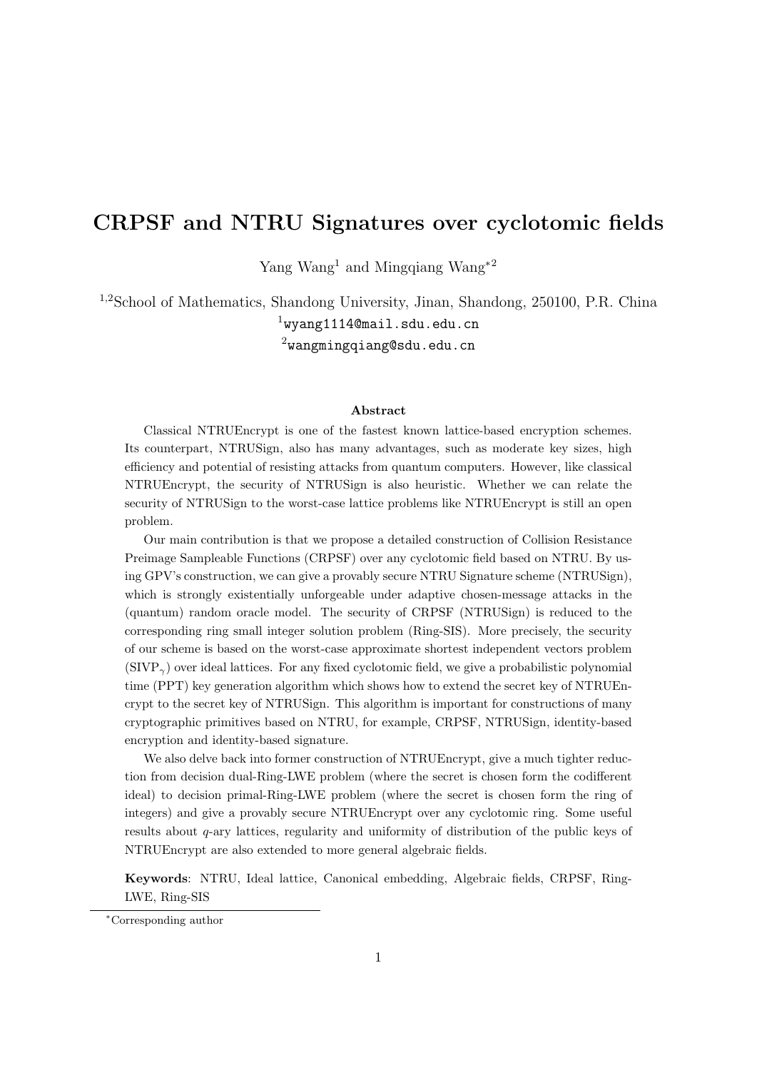# CRPSF and NTRU Signatures over cyclotomic fields

Yang Wang[1] and Mingqiang Wang[*2]

[1,2]School of Mathematics, Shandong University, Jinan, Shandong, 250100, P.R. China

[1]wyang1114@mail.sdu.edu.cn

[2]wangmingqiang@sdu.edu.cn

## Abstract

Classical NTRUEncrypt is one of the fastest known lattice-based encryption schemes. Its counterpart, NTRUSign, also has many advantages, such as moderate key sizes, high efficiency and potential of resisting attacks from quantum computers. However, like classical NTRUEncrypt, the security of NTRUSign is also heuristic. Whether we can relate the security of NTRUSign to the worst-case lattice problems like NTRUEncrypt is still an open problem.

Our main contribution is that we propose a detailed construction of Collision Resistance Preimage Sampleable Functions (CRPSF) over any cyclotomic field based on NTRU. By using GPV's construction, we can give a provably secure NTRU Signature scheme (NTRUSign), which is strongly existentially unforgeable under adaptive chosen-message attacks in the (quantum) random oracle model. The security of CRPSF (NTRUSign) is reduced to the corresponding ring small integer solution problem (Ring-SIS). More precisely, the security of our scheme is based on the worst-case approximate shortest independent vectors problem ($\text{SIVP}_\gamma$) over ideal lattices. For any fixed cyclotomic field, we give a probabilistic polynomial time (PPT) key generation algorithm which shows how to extend the secret key of NTRUEncrypt to the secret key of NTRUSign. This algorithm is important for constructions of many cryptographic primitives based on NTRU, for example, CRPSF, NTRUSign, identity-based encryption and identity-based signature.

We also delve back into former construction of NTRUEncrypt, give a much tighter reduction from decision dual-Ring-LWE problem (where the secret is chosen form the codifferent ideal) to decision primal-Ring-LWE problem (where the secret is chosen form the ring of integers) and give a provably secure NTRUEncrypt over any cyclotomic ring. Some useful results about $q$-ary lattices, regularity and uniformity of distribution of the public keys of NTRUEncrypt are also extended to more general algebraic fields.

**Keywords**: NTRU, Ideal lattice, Canonical embedding, Algebraic fields, CRPSF, Ring-LWE, Ring-SIS

[*]Corresponding author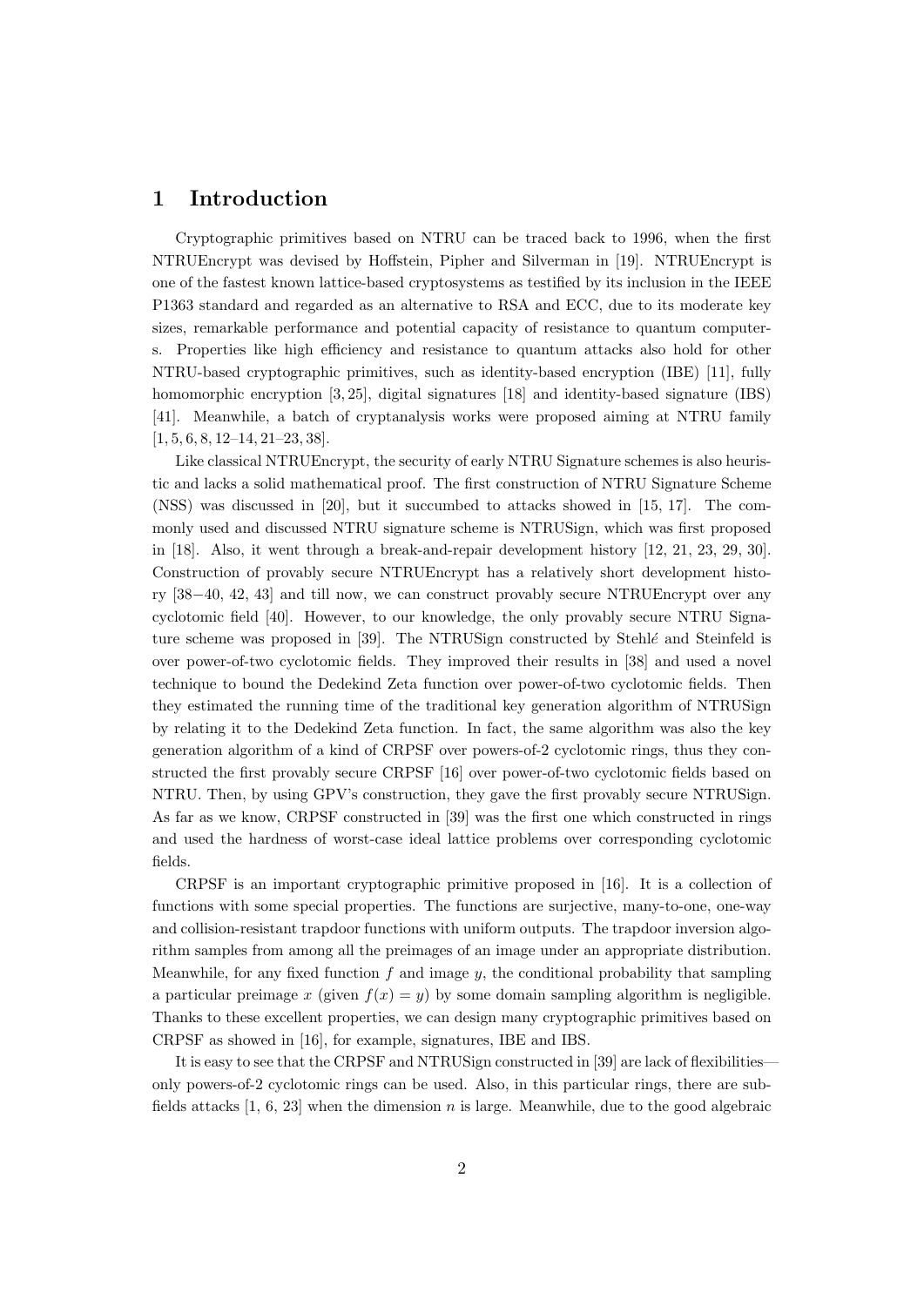# 1 Introduction

Cryptographic primitives based on NTRU can be traced back to 1996, when the first NTRUEncrypt was devised by Hoffstein, Pipher and Silverman in [19]. NTRUEncrypt is one of the fastest known lattice-based cryptosystems as testified by its inclusion in the IEEE P1363 standard and regarded as an alternative to RSA and ECC, due to its moderate key sizes, remarkable performance and potential capacity of resistance to quantum computers. Properties like high efficiency and resistance to quantum attacks also hold for other NTRU-based cryptographic primitives, such as identity-based encryption (IBE) [11], fully homomorphic encryption [3, 25], digital signatures [18] and identity-based signature (IBS) [41]. Meanwhile, a batch of cryptanalysis works were proposed aiming at NTRU family [1, 5, 6, 8, 12–14, 21–23, 38].

Like classical NTRUEncrypt, the security of early NTRU Signature schemes is also heuristic and lacks a solid mathematical proof. The first construction of NTRU Signature Scheme (NSS) was discussed in [20], but it succumbed to attacks showed in [15, 17]. The commonly used and discussed NTRU signature scheme is NTRUSign, which was first proposed in [18]. Also, it went through a break-and-repair development history [12, 21, 23, 29, 30]. Construction of provably secure NTRUEncrypt has a relatively short development history [38−40, 42, 43] and till now, we can construct provably secure NTRUEncrypt over any cyclotomic field [40]. However, to our knowledge, the only provably secure NTRU Signature scheme was proposed in [39]. The NTRUSign constructed by Stehlé and Steinfeld is over power-of-two cyclotomic fields. They improved their results in [38] and used a novel technique to bound the Dedekind Zeta function over power-of-two cyclotomic fields. Then they estimated the running time of the traditional key generation algorithm of NTRUSign by relating it to the Dedekind Zeta function. In fact, the same algorithm was also the key generation algorithm of a kind of CRPSF over powers-of-2 cyclotomic rings, thus they constructed the first provably secure CRPSF [16] over power-of-two cyclotomic fields based on NTRU. Then, by using GPV's construction, they gave the first provably secure NTRUSign. As far as we know, CRPSF constructed in [39] was the first one which constructed in rings and used the hardness of worst-case ideal lattice problems over corresponding cyclotomic fields.

CRPSF is an important cryptographic primitive proposed in [16]. It is a collection of functions with some special properties. The functions are surjective, many-to-one, one-way and collision-resistant trapdoor functions with uniform outputs. The trapdoor inversion algorithm samples from among all the preimages of an image under an appropriate distribution. Meanwhile, for any fixed function $f$ and image $y$, the conditional probability that sampling a particular preimage $x$ (given $f(x) = y$) by some domain sampling algorithm is negligible. Thanks to these excellent properties, we can design many cryptographic primitives based on CRPSF as showed in [16], for example, signatures, IBE and IBS.

It is easy to see that the CRPSF and NTRUSign constructed in [39] are lack of flexibilities—only powers-of-2 cyclotomic rings can be used. Also, in this particular rings, there are subfields attacks [1, 6, 23] when the dimension $n$ is large. Meanwhile, due to the good algebraic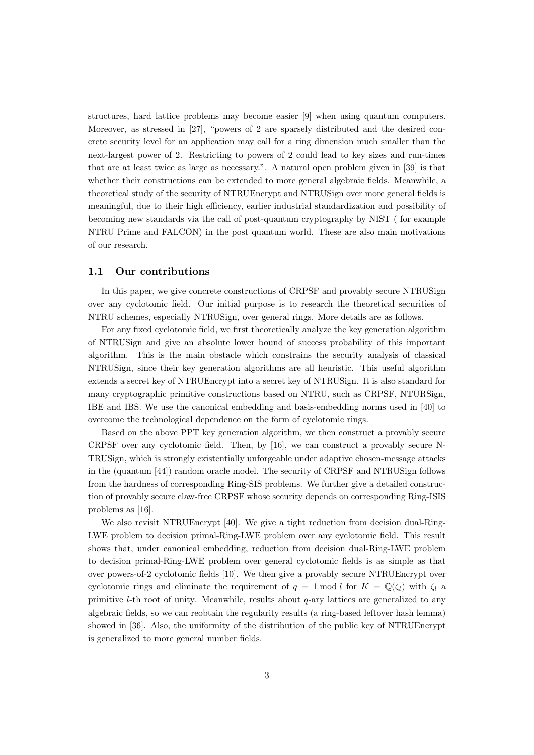structures, hard lattice problems may become easier [9] when using quantum computers. Moreover, as stressed in [27], "powers of 2 are sparsely distributed and the desired concrete security level for an application may call for a ring dimension much smaller than the next-largest power of 2. Restricting to powers of 2 could lead to key sizes and run-times that are at least twice as large as necessary.". A natural open problem given in [39] is that whether their constructions can be extended to more general algebraic fields. Meanwhile, a theoretical study of the security of NTRUEncrypt and NTRUSign over more general fields is meaningful, due to their high efficiency, earlier industrial standardization and possibility of becoming new standards via the call of post-quantum cryptography by NIST ( for example NTRU Prime and FALCON) in the post quantum world. These are also main motivations of our research.

## 1.1 Our contributions

In this paper, we give concrete constructions of CRPSF and provably secure NTRUSign over any cyclotomic field. Our initial purpose is to research the theoretical securities of NTRU schemes, especially NTRUSign, over general rings. More details are as follows.

For any fixed cyclotomic field, we first theoretically analyze the key generation algorithm of NTRUSign and give an absolute lower bound of success probability of this important algorithm. This is the main obstacle which constrains the security analysis of classical NTRUSign, since their key generation algorithms are all heuristic. This useful algorithm extends a secret key of NTRUEncrypt into a secret key of NTRUSign. It is also standard for many cryptographic primitive constructions based on NTRU, such as CRPSF, NTURSign, IBE and IBS. We use the canonical embedding and basis-embedding norms used in [40] to overcome the technological dependence on the form of cyclotomic rings.

Based on the above PPT key generation algorithm, we then construct a provably secure CRPSF over any cyclotomic field. Then, by [16], we can construct a provably secure N-TRUSign, which is strongly existentially unforgeable under adaptive chosen-message attacks in the (quantum [44]) random oracle model. The security of CRPSF and NTRUSign follows from the hardness of corresponding Ring-SIS problems. We further give a detailed construction of provably secure claw-free CRPSF whose security depends on corresponding Ring-ISIS problems as [16].

We also revisit NTRUEncrypt [40]. We give a tight reduction from decision dual-Ring-LWE problem to decision primal-Ring-LWE problem over any cyclotomic field. This result shows that, under canonical embedding, reduction from decision dual-Ring-LWE problem to decision primal-Ring-LWE problem over general cyclotomic fields is as simple as that over powers-of-2 cyclotomic fields [10]. We then give a provably secure NTRUEncrypt over cyclotomic rings and eliminate the requirement of $q = 1 \bmod l$ for $K = \mathbb{Q}(\zeta_l)$ with $\zeta_l$ a primitive $l$-th root of unity. Meanwhile, results about $q$-ary lattices are generalized to any algebraic fields, so we can reobtain the regularity results (a ring-based leftover hash lemma) showed in [36]. Also, the uniformity of the distribution of the public key of NTRUEncrypt is generalized to more general number fields.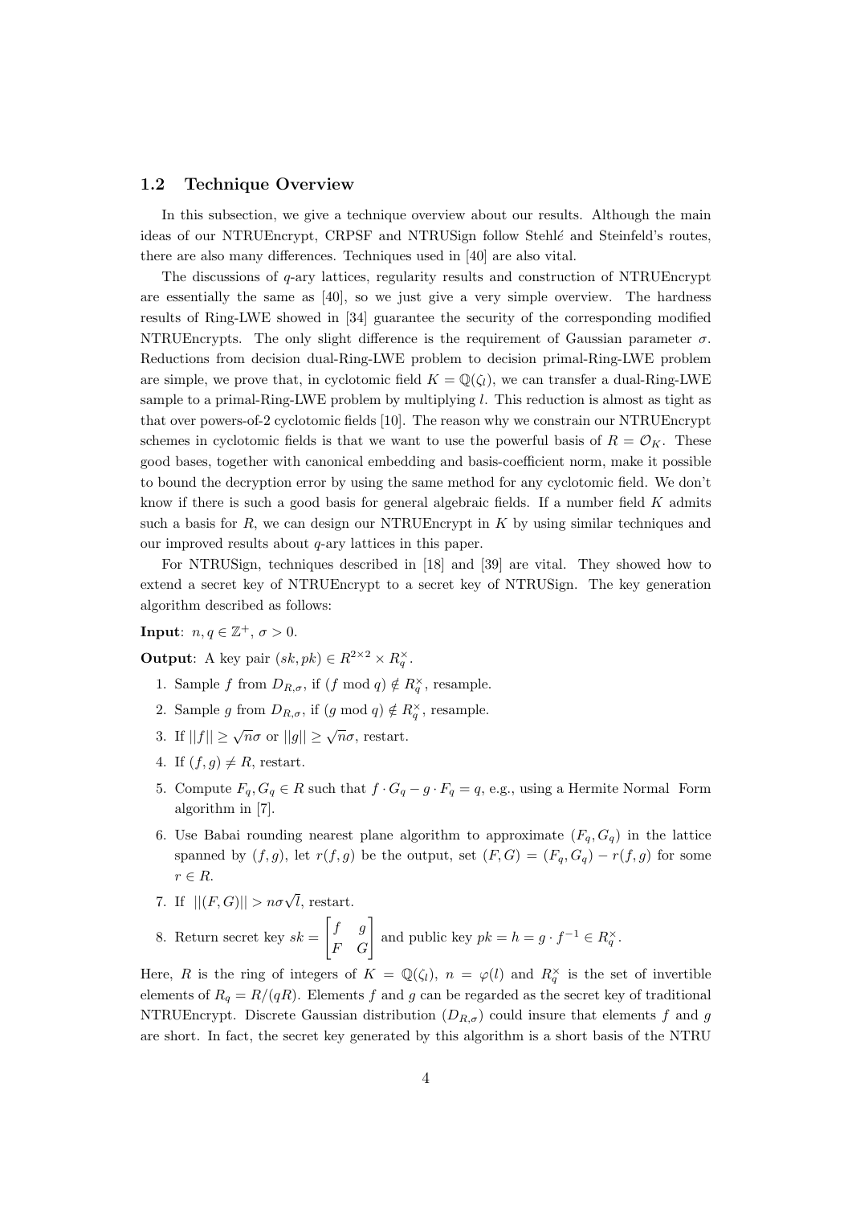### 1.2 Technique Overview

In this subsection, we give a technique overview about our results. Although the main ideas of our NTRUEncrypt, CRPSF and NTRUSign follow Stehlé and Steinfeld's routes, there are also many differences. Techniques used in [40] are also vital.

The discussions of $q$-ary lattices, regularity results and construction of NTRUEncrypt are essentially the same as [40], so we just give a very simple overview. The hardness results of Ring-LWE showed in [34] guarantee the security of the corresponding modified NTRUEncrypts. The only slight difference is the requirement of Gaussian parameter $\sigma$. Reductions from decision dual-Ring-LWE problem to decision primal-Ring-LWE problem are simple, we prove that, in cyclotomic field $K = \mathbb{Q}(\zeta_l)$, we can transfer a dual-Ring-LWE sample to a primal-Ring-LWE problem by multiplying $l$. This reduction is almost as tight as that over powers-of-2 cyclotomic fields [10]. The reason why we constrain our NTRUEncrypt schemes in cyclotomic fields is that we want to use the powerful basis of $R = \mathcal{O}_K$. These good bases, together with canonical embedding and basis-coefficient norm, make it possible to bound the decryption error by using the same method for any cyclotomic field. We don't know if there is such a good basis for general algebraic fields. If a number field $K$ admits such a basis for $R$, we can design our NTRUEncrypt in $K$ by using similar techniques and our improved results about $q$-ary lattices in this paper.

For NTRUSign, techniques described in [18] and [39] are vital. They showed how to extend a secret key of NTRUEncrypt to a secret key of NTRUSign. The key generation algorithm described as follows:

**Input**: $n, q \in \mathbb{Z}^+$, $\sigma > 0$.

**Output**: A key pair $(sk, pk) \in R^{2\times 2} \times R_q^{\times}$.

1. Sample $f$ from $D_{R,\sigma}$, if $(f \bmod q) \notin R_q^{\times}$, resample.
2. Sample $g$ from $D_{R,\sigma}$, if $(g \bmod q) \notin R_q^{\times}$, resample.
3. If $||f|| \geq \sqrt{n}\sigma$ or $||g|| \geq \sqrt{n}\sigma$, restart.
4. If $(f, g) \neq R$, restart.
5. Compute $F_q, G_q \in R$ such that $f \cdot G_q - g \cdot F_q = q$, e.g., using a Hermite Normal Form algorithm in [7].
6. Use Babai rounding nearest plane algorithm to approximate $(F_q, G_q)$ in the lattice spanned by $(f, g)$, let $r(f, g)$ be the output, set $(F, G) = (F_q, G_q) - r(f, g)$ for some $r \in R$.
7. If $||(F, G)|| > n\sigma\sqrt{l}$, restart.
8. Return secret key $sk = \begin{bmatrix} f & g \\ F & G \end{bmatrix}$ and public key $pk = h = g \cdot f^{-1} \in R_q^{\times}$.

Here, $R$ is the ring of integers of $K = \mathbb{Q}(\zeta_l)$, $n = \varphi(l)$ and $R_q^{\times}$ is the set of invertible elements of $R_q = R/(qR)$. Elements $f$ and $g$ can be regarded as the secret key of traditional NTRUEncrypt. Discrete Gaussian distribution ($D_{R,\sigma}$) could insure that elements $f$ and $g$ are short. In fact, the secret key generated by this algorithm is a short basis of the NTRU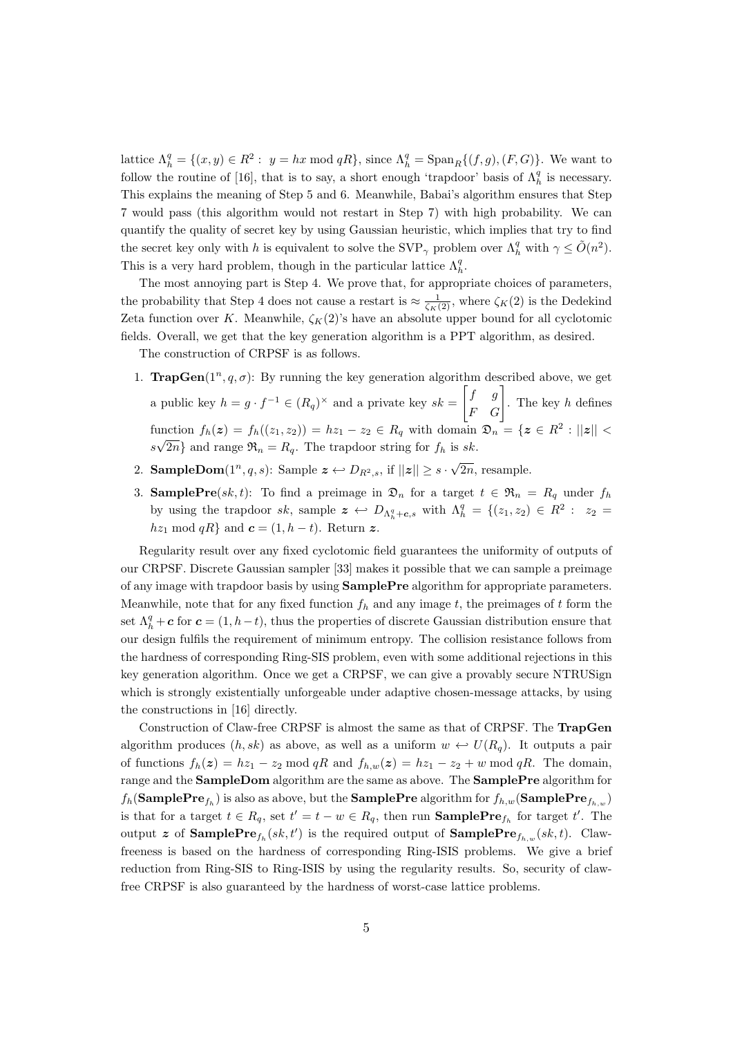lattice $\Lambda_h^q = \{(x, y) \in R^2 : \ y = hx \bmod qR\}$, since $\Lambda_h^q = \mathrm{Span}_R\{(f, g), (F, G)\}$. We want to follow the routine of [16], that is to say, a short enough 'trapdoor' basis of $\Lambda_h^q$ is necessary. This explains the meaning of Step 5 and 6. Meanwhile, Babai's algorithm ensures that Step 7 would pass (this algorithm would not restart in Step 7) with high probability. We can quantify the quality of secret key by using Gaussian heuristic, which implies that try to find the secret key only with $h$ is equivalent to solve the $\mathrm{SVP}_\gamma$ problem over $\Lambda_h^q$ with $\gamma \leq \tilde{O}(n^2)$. This is a very hard problem, though in the particular lattice $\Lambda_h^q$.

The most annoying part is Step 4. We prove that, for appropriate choices of parameters, the probability that Step 4 does not cause a restart is $\approx \frac{1}{\zeta_K(2)}$, where $\zeta_K(2)$ is the Dedekind Zeta function over $K$. Meanwhile, $\zeta_K(2)$'s have an absolute upper bound for all cyclotomic fields. Overall, we get that the key generation algorithm is a PPT algorithm, as desired.

The construction of CRPSF is as follows.

1. **TrapGen**$(1^n, q, \sigma)$: By running the key generation algorithm described above, we get a public key $h = g \cdot f^{-1} \in (R_q)^\times$ and a private key $sk = \begin{bmatrix} f & g \\ F & G \end{bmatrix}$. The key $h$ defines function $f_h(\boldsymbol{z}) = f_h((z_1, z_2)) = hz_1 - z_2 \in R_q$ with domain $\mathfrak{D}_n = \{\boldsymbol{z} \in R^2 : ||\boldsymbol{z}|| < s\sqrt{2n}\}$ and range $\mathfrak{R}_n = R_q$. The trapdoor string for $f_h$ is $sk$.
2. **SampleDom**$(1^n, q, s)$: Sample $\boldsymbol{z} \hookleftarrow D_{R^2,s}$, if $||\boldsymbol{z}|| \geq s \cdot \sqrt{2n}$, resample.
3. **SamplePre**$(sk, t)$: To find a preimage in $\mathfrak{D}_n$ for a target $t \in \mathfrak{R}_n = R_q$ under $f_h$ by using the trapdoor $sk$, sample $\boldsymbol{z} \hookleftarrow D_{\Lambda_h^q + \boldsymbol{c}, s}$ with $\Lambda_h^q = \{(z_1, z_2) \in R^2 : \ z_2 = hz_1 \bmod qR\}$ and $\boldsymbol{c} = (1, h - t)$. Return $\boldsymbol{z}$.

Regularity result over any fixed cyclotomic field guarantees the uniformity of outputs of our CRPSF. Discrete Gaussian sampler [33] makes it possible that we can sample a preimage of any image with trapdoor basis by using **SamplePre** algorithm for appropriate parameters. Meanwhile, note that for any fixed function $f_h$ and any image $t$, the preimages of $t$ form the set $\Lambda_h^q + \boldsymbol{c}$ for $\boldsymbol{c} = (1, h - t)$, thus the properties of discrete Gaussian distribution ensure that our design fulfils the requirement of minimum entropy. The collision resistance follows from the hardness of corresponding Ring-SIS problem, even with some additional rejections in this key generation algorithm. Once we get a CRPSF, we can give a provably secure NTRUSign which is strongly existentially unforgeable under adaptive chosen-message attacks, by using the constructions in [16] directly.

Construction of Claw-free CRPSF is almost the same as that of CRPSF. The **TrapGen** algorithm produces $(h, sk)$ as above, as well as a uniform $w \hookleftarrow U(R_q)$. It outputs a pair of functions $f_h(\boldsymbol{z}) = hz_1 - z_2 \bmod qR$ and $f_{h,w}(\boldsymbol{z}) = hz_1 - z_2 + w \bmod qR$. The domain, range and the **SampleDom** algorithm are the same as above. The **SamplePre** algorithm for $f_h$(**SamplePre**$_{f_h}$) is also as above, but the **SamplePre** algorithm for $f_{h,w}$(**SamplePre**$_{f_{h,w}}$) is that for a target $t \in R_q$, set $t' = t - w \in R_q$, then run **SamplePre**$_{f_h}$ for target $t'$. The output $\boldsymbol{z}$ of **SamplePre**$_{f_h}(sk, t')$ is the required output of **SamplePre**$_{f_{h,w}}(sk, t)$. Claw-freeness is based on the hardness of corresponding Ring-ISIS problems. We give a brief reduction from Ring-SIS to Ring-ISIS by using the regularity results. So, security of claw-free CRPSF is also guaranteed by the hardness of worst-case lattice problems.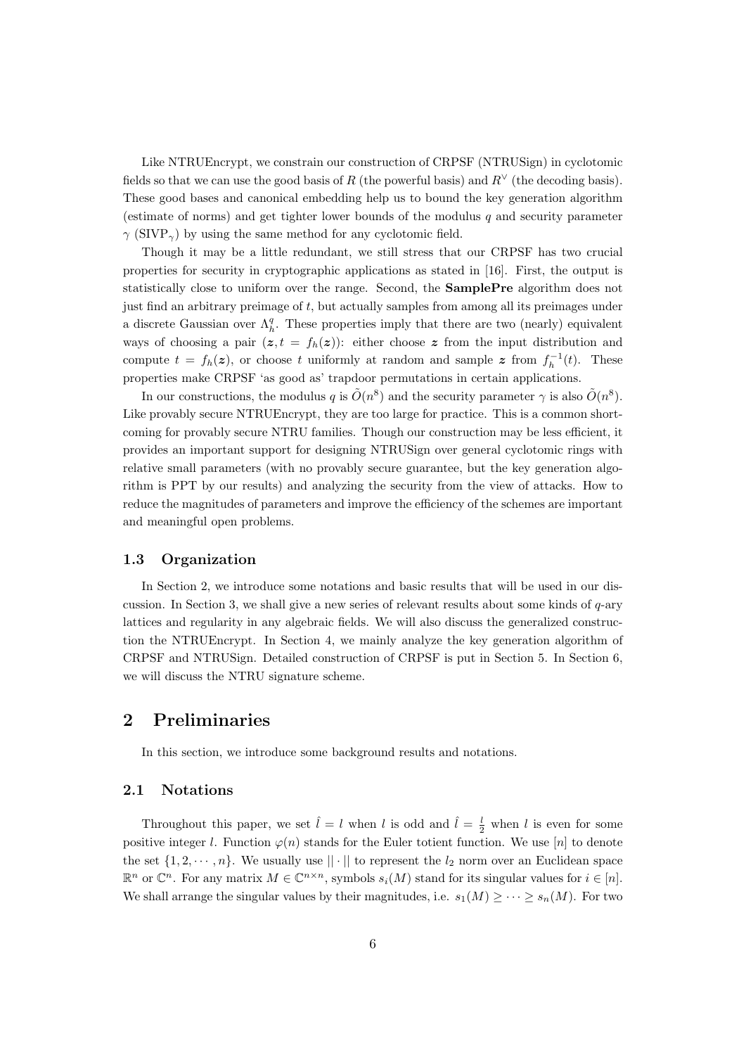Like NTRUEncrypt, we constrain our construction of CRPSF (NTRUSign) in cyclotomic fields so that we can use the good basis of $R$ (the powerful basis) and $R^\vee$ (the decoding basis). These good bases and canonical embedding help us to bound the key generation algorithm (estimate of norms) and get tighter lower bounds of the modulus $q$ and security parameter $\gamma$ (SIVP$_\gamma$) by using the same method for any cyclotomic field.

Though it may be a little redundant, we still stress that our CRPSF has two crucial properties for security in cryptographic applications as stated in [16]. First, the output is statistically close to uniform over the range. Second, the **SamplePre** algorithm does not just find an arbitrary preimage of $t$, but actually samples from among all its preimages under a discrete Gaussian over $\Lambda_h^q$. These properties imply that there are two (nearly) equivalent ways of choosing a pair $(\boldsymbol{z}, t = f_h(\boldsymbol{z}))$: either choose $\boldsymbol{z}$ from the input distribution and compute $t = f_h(\boldsymbol{z})$, or choose $t$ uniformly at random and sample $\boldsymbol{z}$ from $f_h^{-1}(t)$. These properties make CRPSF 'as good as' trapdoor permutations in certain applications.

In our constructions, the modulus $q$ is $\tilde{O}(n^8)$ and the security parameter $\gamma$ is also $\tilde{O}(n^8)$. Like provably secure NTRUEncrypt, they are too large for practice. This is a common shortcoming for provably secure NTRU families. Though our construction may be less efficient, it provides an important support for designing NTRUSign over general cyclotomic rings with relative small parameters (with no provably secure guarantee, but the key generation algorithm is PPT by our results) and analyzing the security from the view of attacks. How to reduce the magnitudes of parameters and improve the efficiency of the schemes are important and meaningful open problems.

### 1.3 Organization

In Section 2, we introduce some notations and basic results that will be used in our discussion. In Section 3, we shall give a new series of relevant results about some kinds of $q$-ary lattices and regularity in any algebraic fields. We will also discuss the generalized construction the NTRUEncrypt. In Section 4, we mainly analyze the key generation algorithm of CRPSF and NTRUSign. Detailed construction of CRPSF is put in Section 5. In Section 6, we will discuss the NTRU signature scheme.

## 2 Preliminaries

In this section, we introduce some background results and notations.

### 2.1 Notations

Throughout this paper, we set $\hat{l} = l$ when $l$ is odd and $\hat{l} = \frac{l}{2}$ when $l$ is even for some positive integer $l$. Function $\varphi(n)$ stands for the Euler totient function. We use $[n]$ to denote the set $\{1, 2, \cdots, n\}$. We usually use $||\cdot||$ to represent the $l_2$ norm over an Euclidean space $\mathbb{R}^n$ or $\mathbb{C}^n$. For any matrix $M \in \mathbb{C}^{n\times n}$, symbols $s_i(M)$ stand for its singular values for $i \in [n]$. We shall arrange the singular values by their magnitudes, i.e. $s_1(M) \geq \cdots \geq s_n(M)$. For two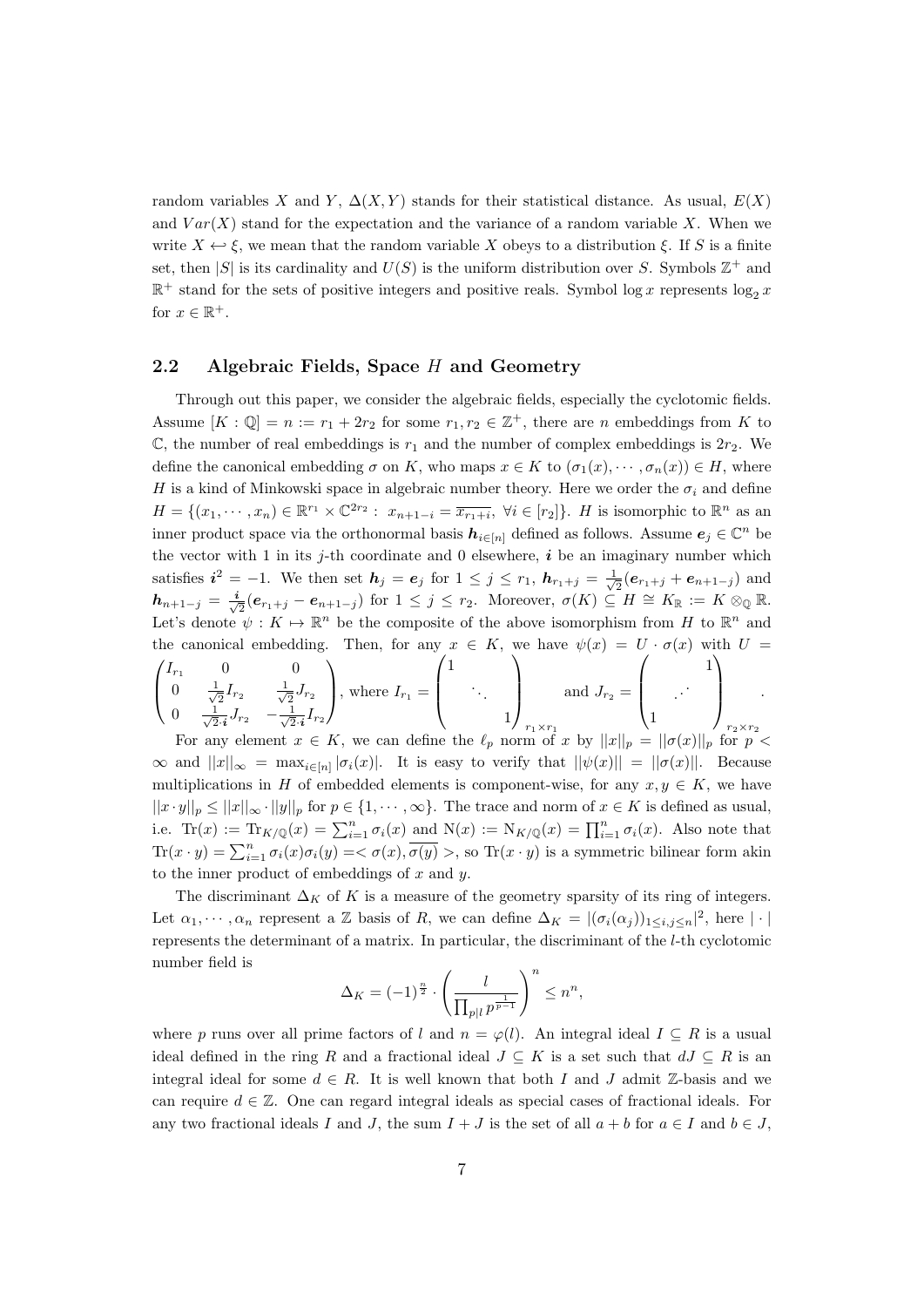random variables $X$ and $Y$, $\Delta(X, Y)$ stands for their statistical distance. As usual, $E(X)$ and $Var(X)$ stand for the expectation and the variance of a random variable $X$. When we write $X \hookleftarrow \xi$, we mean that the random variable $X$ obeys to a distribution $\xi$. If $S$ is a finite set, then $|S|$ is its cardinality and $U(S)$ is the uniform distribution over $S$. Symbols $\mathbb{Z}^+$ and $\mathbb{R}^+$ stand for the sets of positive integers and positive reals. Symbol $\log x$ represents $\log_2 x$ for $x \in \mathbb{R}^+$.

### 2.2 Algebraic Fields, Space $H$ and Geometry

Through out this paper, we consider the algebraic fields, especially the cyclotomic fields. Assume $[K : \mathbb{Q}] = n := r_1 + 2r_2$ for some $r_1, r_2 \in \mathbb{Z}^+$, there are $n$ embeddings from $K$ to $\mathbb{C}$, the number of real embeddings is $r_1$ and the number of complex embeddings is $2r_2$. We define the canonical embedding $\sigma$ on $K$, who maps $x \in K$ to $(\sigma_1(x), \cdots, \sigma_n(x)) \in H$, where $H$ is a kind of Minkowski space in algebraic number theory. Here we order the $\sigma_i$ and define $H = \{(x_1, \cdots, x_n) \in \mathbb{R}^{r_1} \times \mathbb{C}^{2r_2} : x_{n+1-i} = \overline{x_{r_1+i}}, \ \forall i \in [r_2]\}$. $H$ is isomorphic to $\mathbb{R}^n$ as an inner product space via the orthonormal basis $\boldsymbol{h}_{i\in[n]}$ defined as follows. Assume $\boldsymbol{e}_j \in \mathbb{C}^n$ be the vector with 1 in its $j$-th coordinate and 0 elsewhere, $\boldsymbol{i}$ be an imaginary number which satisfies $\boldsymbol{i}^2 = -1$. We then set $\boldsymbol{h}_j = \boldsymbol{e}_j$ for $1 \le j \le r_1$, $\boldsymbol{h}_{r_1+j} = \frac{1}{\sqrt{2}}(\boldsymbol{e}_{r_1+j} + \boldsymbol{e}_{n+1-j})$ and $\boldsymbol{h}_{n+1-j} = \frac{\boldsymbol{i}}{\sqrt{2}}(\boldsymbol{e}_{r_1+j} - \boldsymbol{e}_{n+1-j})$ for $1 \le j \le r_2$. Moreover, $\sigma(K) \subseteq H \cong K_{\mathbb{R}} := K \otimes_{\mathbb{Q}} \mathbb{R}$. Let's denote $\psi : K \mapsto \mathbb{R}^n$ be the composite of the above isomorphism from $H$ to $\mathbb{R}^n$ and the canonical embedding. Then, for any $x \in K$, we have $\psi(x) = U \cdot \sigma(x)$ with $U = \begin{pmatrix} I_{r_1} & 0 & 0 \\ 0 & \frac{1}{\sqrt{2}}I_{r_2} & \frac{1}{\sqrt{2}}J_{r_2} \\ 0 & \frac{1}{\sqrt{2}\cdot\boldsymbol{i}}J_{r_2} & -\frac{1}{\sqrt{2}\cdot\boldsymbol{i}}I_{r_2} \end{pmatrix}$, where $I_{r_1} = \begin{pmatrix} 1 & & \\ & \ddots & \\ & & 1 \end{pmatrix}_{r_1 \times r_1}$ and $J_{r_2} = \begin{pmatrix} & & 1 \\ & \iddots & \\ 1 & & \end{pmatrix}_{r_2 \times r_2}$.

For any element $x \in K$, we can define the $\ell_p$ norm of $x$ by $||x||_p = ||\sigma(x)||_p$ for $p < \infty$ and $||x||_\infty = \max_{i\in[n]} |\sigma_i(x)|$. It is easy to verify that $||\psi(x)|| = ||\sigma(x)||$. Because multiplications in $H$ of embedded elements is component-wise, for any $x, y \in K$, we have $||x \cdot y||_p \le ||x||_\infty \cdot ||y||_p$ for $p \in \{1, \cdots, \infty\}$. The trace and norm of $x \in K$ is defined as usual, i.e. $\mathrm{Tr}(x) := \mathrm{Tr}_{K/\mathbb{Q}}(x) = \sum_{i=1}^n \sigma_i(x)$ and $\mathrm{N}(x) := \mathrm{N}_{K/\mathbb{Q}}(x) = \prod_{i=1}^n \sigma_i(x)$. Also note that $\mathrm{Tr}(x \cdot y) = \sum_{i=1}^n \sigma_i(x)\sigma_i(y) = <\sigma(x), \overline{\sigma(y)}>$, so $\mathrm{Tr}(x \cdot y)$ is a symmetric bilinear form akin to the inner product of embeddings of $x$ and $y$.

The discriminant $\Delta_K$ of $K$ is a measure of the geometry sparsity of its ring of integers. Let $\alpha_1, \cdots, \alpha_n$ represent a $\mathbb{Z}$ basis of $R$, we can define $\Delta_K = |(\sigma_i(\alpha_j))_{1\le i,j\le n}|^2$, here $|\cdot|$ represents the determinant of a matrix. In particular, the discriminant of the $l$-th cyclotomic number field is

$$\Delta_K = (-1)^{\frac{n}{2}} \cdot \left( \frac{l}{\prod_{p|l} p^{\frac{1}{p-1}}} \right)^n \le n^n,$$

where $p$ runs over all prime factors of $l$ and $n = \varphi(l)$. An integral ideal $I \subseteq R$ is a usual ideal defined in the ring $R$ and a fractional ideal $J \subseteq K$ is a set such that $dJ \subseteq R$ is an integral ideal for some $d \in R$. It is well known that both $I$ and $J$ admit $\mathbb{Z}$-basis and we can require $d \in \mathbb{Z}$. One can regard integral ideals as special cases of fractional ideals. For any two fractional ideals $I$ and $J$, the sum $I + J$ is the set of all $a + b$ for $a \in I$ and $b \in J$,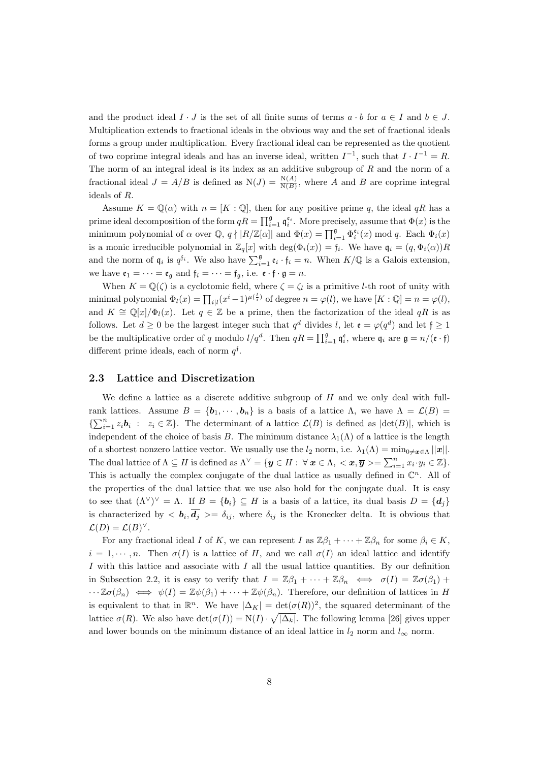and the product ideal $I \cdot J$ is the set of all finite sums of terms $a \cdot b$ for $a \in I$ and $b \in J$. Multiplication extends to fractional ideals in the obvious way and the set of fractional ideals forms a group under multiplication. Every fractional ideal can be represented as the quotient of two coprime integral ideals and has an inverse ideal, written $I^{-1}$, such that $I \cdot I^{-1} = R$. The norm of an integral ideal is its index as an additive subgroup of $R$ and the norm of a fractional ideal $J = A/B$ is defined as $\mathrm{N}(J) = \frac{\mathrm{N}(A)}{\mathrm{N}(B)}$, where $A$ and $B$ are coprime integral ideals of $R$.

Assume $K = \mathbb{Q}(\alpha)$ with $n = [K : \mathbb{Q}]$, then for any positive prime $q$, the ideal $qR$ has a prime ideal decomposition of the form $qR = \prod_{i=1}^{\mathfrak{g}} \mathfrak{q}_i^{\mathfrak{e}_i}$. More precisely, assume that $\Phi(x)$ is the minimum polynomial of $\alpha$ over $\mathbb{Q}$, $q \nmid |R/\mathbb{Z}[\alpha]|$ and $\Phi(x) = \prod_{i=1}^{\mathfrak{g}} \Phi_i^{\mathfrak{e}_i}(x) \bmod q$. Each $\Phi_i(x)$ is a monic irreducible polynomial in $\mathbb{Z}_q[x]$ with $\deg(\Phi_i(x)) = \mathfrak{f}_i$. We have $\mathfrak{q}_i = (q, \Phi_i(\alpha))R$ and the norm of $\mathfrak{q}_i$ is $q^{\mathfrak{f}_i}$. We also have $\sum_{i=1}^{\mathfrak{g}} \mathfrak{e}_i \cdot \mathfrak{f}_i = n$. When $K/\mathbb{Q}$ is a Galois extension, we have $\mathfrak{e}_1 = \cdots = \mathfrak{e}_{\mathfrak{g}}$ and $\mathfrak{f}_i = \cdots = \mathfrak{f}_{\mathfrak{g}}$, i.e. $\mathfrak{e} \cdot \mathfrak{f} \cdot \mathfrak{g} = n$.

When $K = \mathbb{Q}(\zeta)$ is a cyclotomic field, where $\zeta = \zeta_l$ is a primitive $l$-th root of unity with minimal polynomial $\Phi_l(x) = \prod_{i|l}(x^i - 1)^{\mu(\frac{l}{i})}$ of degree $n = \varphi(l)$, we have $[K : \mathbb{Q}] = n = \varphi(l)$, and $K \cong \mathbb{Q}[x]/\Phi_l(x)$. Let $q \in \mathbb{Z}$ be a prime, then the factorization of the ideal $qR$ is as follows. Let $d \geq 0$ be the largest integer such that $q^d$ divides $l$, let $\mathfrak{e} = \varphi(q^d)$ and let $\mathfrak{f} \geq 1$ be the multiplicative order of $q$ modulo $l/q^d$. Then $qR = \prod_{i=1}^{\mathfrak{g}} \mathfrak{q}_i^{\mathfrak{e}}$, where $\mathfrak{q}_i$ are $\mathfrak{g} = n/(\mathfrak{e} \cdot \mathfrak{f})$ different prime ideals, each of norm $q^{\mathfrak{f}}$.

### 2.3 Lattice and Discretization

We define a lattice as a discrete additive subgroup of $H$ and we only deal with full-rank lattices. Assume $B = \{\boldsymbol{b}_1, \cdots, \boldsymbol{b}_n\}$ is a basis of a lattice $\Lambda$, we have $\Lambda = \mathcal{L}(B) = \{\sum_{i=1}^{n} z_i \boldsymbol{b}_i \ : \ z_i \in \mathbb{Z}\}$. The determinant of a lattice $\mathcal{L}(B)$ is defined as $|\det(B)|$, which is independent of the choice of basis $B$. The minimum distance $\lambda_1(\Lambda)$ of a lattice is the length of a shortest nonzero lattice vector. We usually use the $l_2$ norm, i.e. $\lambda_1(\Lambda) = \min_{0 \neq \boldsymbol{x} \in \Lambda} ||\boldsymbol{x}||$. The dual lattice of $\Lambda \subseteq H$ is defined as $\Lambda^\vee = \{\boldsymbol{y} \in H : \ \forall \ \boldsymbol{x} \in \Lambda, <\boldsymbol{x}, \overline{\boldsymbol{y}}> = \sum_{i=1}^{n} x_i \cdot y_i \in \mathbb{Z}\}$. This is actually the complex conjugate of the dual lattice as usually defined in $\mathbb{C}^n$. All of the properties of the dual lattice that we use also hold for the conjugate dual. It is easy to see that $(\Lambda^\vee)^\vee = \Lambda$. If $B = \{\boldsymbol{b}_i\} \subseteq H$ is a basis of a lattice, its dual basis $D = \{\boldsymbol{d}_j\}$ is characterized by $<\boldsymbol{b}_i, \overline{\boldsymbol{d}_j}> = \delta_{ij}$, where $\delta_{ij}$ is the Kronecker delta. It is obvious that $\mathcal{L}(D) = \mathcal{L}(B)^\vee$.

For any fractional ideal $I$ of $K$, we can represent $I$ as $\mathbb{Z}\beta_1 + \cdots + \mathbb{Z}\beta_n$ for some $\beta_i \in K$, $i = 1, \cdots, n$. Then $\sigma(I)$ is a lattice of $H$, and we call $\sigma(I)$ an ideal lattice and identify $I$ with this lattice and associate with $I$ all the usual lattice quantities. By our definition in Subsection 2.2, it is easy to verify that $I = \mathbb{Z}\beta_1 + \cdots + \mathbb{Z}\beta_n \iff \sigma(I) = \mathbb{Z}\sigma(\beta_1) + \cdots \mathbb{Z}\sigma(\beta_n) \iff \psi(I) = \mathbb{Z}\psi(\beta_1) + \cdots + \mathbb{Z}\psi(\beta_n)$. Therefore, our definition of lattices in $H$ is equivalent to that in $\mathbb{R}^n$. We have $|\Delta_K| = \det(\sigma(R))^2$, the squared determinant of the lattice $\sigma(R)$. We also have $\det(\sigma(I)) = \mathrm{N}(I) \cdot \sqrt{|\Delta_k|}$. The following lemma [26] gives upper and lower bounds on the minimum distance of an ideal lattice in $l_2$ norm and $l_\infty$ norm.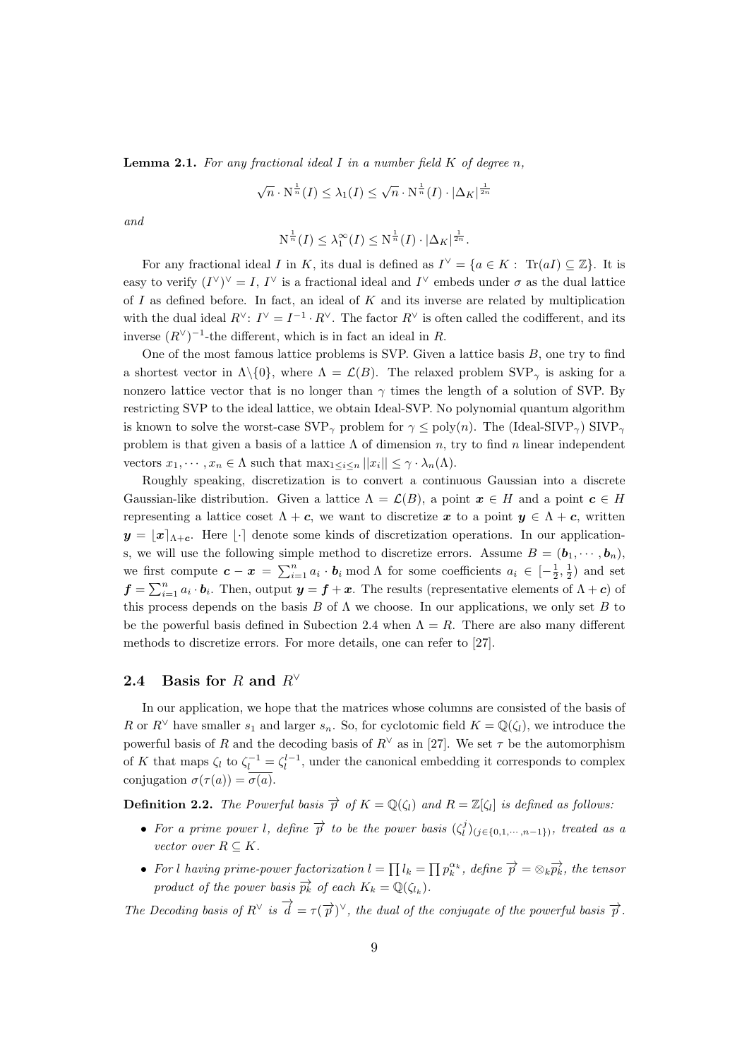**Lemma 2.1.** *For any fractional ideal $I$ in a number field $K$ of degree $n$,*

$$\sqrt{n} \cdot \mathrm{N}^{\frac{1}{n}}(I) \leq \lambda_1(I) \leq \sqrt{n} \cdot \mathrm{N}^{\frac{1}{n}}(I) \cdot |\Delta_K|^{\frac{1}{2n}}$$

*and*

$$\mathrm{N}^{\frac{1}{n}}(I) \leq \lambda_1^{\infty}(I) \leq \mathrm{N}^{\frac{1}{n}}(I) \cdot |\Delta_K|^{\frac{1}{2n}}.$$

For any fractional ideal $I$ in $K$, its dual is defined as $I^{\vee} = \{a \in K : \mathrm{Tr}(aI) \subseteq \mathbb{Z}\}$. It is easy to verify $(I^{\vee})^{\vee} = I$, $I^{\vee}$ is a fractional ideal and $I^{\vee}$ embeds under $\sigma$ as the dual lattice of $I$ as defined before. In fact, an ideal of $K$ and its inverse are related by multiplication with the dual ideal $R^{\vee}$: $I^{\vee} = I^{-1} \cdot R^{\vee}$. The factor $R^{\vee}$ is often called the codifferent, and its inverse $(R^{\vee})^{-1}$-the different, which is in fact an ideal in $R$.

One of the most famous lattice problems is SVP. Given a lattice basis $B$, one try to find a shortest vector in $\Lambda \backslash \{0\}$, where $\Lambda = \mathcal{L}(B)$. The relaxed problem $\mathrm{SVP}_{\gamma}$ is asking for a nonzero lattice vector that is no longer than $\gamma$ times the length of a solution of SVP. By restricting SVP to the ideal lattice, we obtain Ideal-SVP. No polynomial quantum algorithm is known to solve the worst-case $\mathrm{SVP}_{\gamma}$ problem for $\gamma \leq \mathrm{poly}(n)$. The (Ideal-$\mathrm{SIVP}_{\gamma}$) $\mathrm{SIVP}_{\gamma}$ problem is that given a basis of a lattice $\Lambda$ of dimension $n$, try to find $n$ linear independent vectors $x_1, \cdots, x_n \in \Lambda$ such that $\max_{1 \leq i \leq n} ||x_i|| \leq \gamma \cdot \lambda_n(\Lambda)$.

Roughly speaking, discretization is to convert a continuous Gaussian into a discrete Gaussian-like distribution. Given a lattice $\Lambda = \mathcal{L}(B)$, a point $\boldsymbol{x} \in H$ and a point $\boldsymbol{c} \in H$ representing a lattice coset $\Lambda + \boldsymbol{c}$, we want to discretize $\boldsymbol{x}$ to a point $\boldsymbol{y} \in \Lambda + \boldsymbol{c}$, written $\boldsymbol{y} = \lfloor \boldsymbol{x} \rceil_{\Lambda + \boldsymbol{c}}$. Here $\lfloor \cdot \rceil$ denote some kinds of discretization operations. In our applications, we will use the following simple method to discretize errors. Assume $B = (\boldsymbol{b}_1, \cdots, \boldsymbol{b}_n)$, we first compute $\boldsymbol{c} - \boldsymbol{x} = \sum_{i=1}^{n} a_i \cdot \boldsymbol{b}_i \bmod \Lambda$ for some coefficients $a_i \in [-\frac{1}{2}, \frac{1}{2})$ and set $\boldsymbol{f} = \sum_{i=1}^{n} a_i \cdot \boldsymbol{b}_i$. Then, output $\boldsymbol{y} = \boldsymbol{f} + \boldsymbol{x}$. The results (representative elements of $\Lambda + \boldsymbol{c}$) of this process depends on the basis $B$ of $\Lambda$ we choose. In our applications, we only set $B$ to be the powerful basis defined in Subection 2.4 when $\Lambda = R$. There are also many different methods to discretize errors. For more details, one can refer to [27].

## 2.4 Basis for $R$ and $R^{\vee}$

In our application, we hope that the matrices whose columns are consisted of the basis of $R$ or $R^{\vee}$ have smaller $s_1$ and larger $s_n$. So, for cyclotomic field $K = \mathbb{Q}(\zeta_l)$, we introduce the powerful basis of $R$ and the decoding basis of $R^{\vee}$ as in [27]. We set $\tau$ be the automorphism of $K$ that maps $\zeta_l$ to $\zeta_l^{-1} = \zeta_l^{l-1}$, under the canonical embedding it corresponds to complex conjugation $\sigma(\tau(a)) = \overline{\sigma(a)}$.

**Definition 2.2.** *The Powerful basis $\overrightarrow{p}$ of $K = \mathbb{Q}(\zeta_l)$ and $R = \mathbb{Z}[\zeta_l]$ is defined as follows:*

- *For a prime power $l$, define $\overrightarrow{p}$ to be the power basis $(\zeta_l^j)_{(j \in \{0,1,\cdots,n-1\})}$, treated as a vector over $R \subseteq K$.*
- *For $l$ having prime-power factorization $l = \prod l_k = \prod p_k^{\alpha_k}$, define $\overrightarrow{p} = \otimes_k \overrightarrow{p_k}$, the tensor product of the power basis $\overrightarrow{p_k}$ of each $K_k = \mathbb{Q}(\zeta_{l_k})$.*

*The Decoding basis of $R^{\vee}$ is $\overrightarrow{d} = \tau(\overrightarrow{p})^{\vee}$, the dual of the conjugate of the powerful basis $\overrightarrow{p}$.*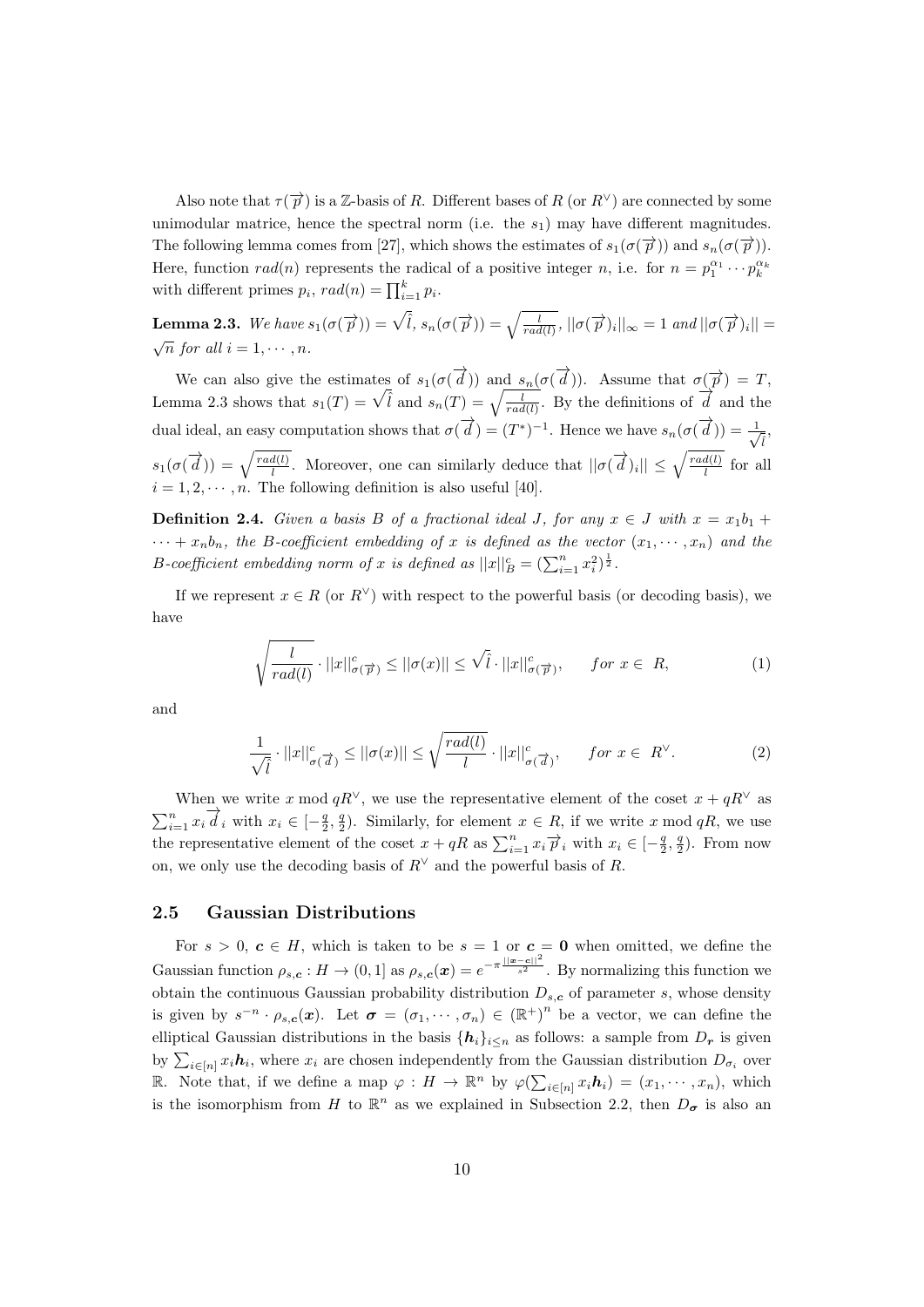Also note that $\tau(\overrightarrow{p})$ is a $\mathbb{Z}$-basis of $R$. Different bases of $R$ (or $R^\vee$) are connected by some unimodular matrice, hence the spectral norm (i.e. the $s_1$) may have different magnitudes. The following lemma comes from [27], which shows the estimates of $s_1(\sigma(\overrightarrow{p}))$ and $s_n(\sigma(\overrightarrow{p}))$. Here, function $rad(n)$ represents the radical of a positive integer $n$, i.e. for $n = p_1^{\alpha_1} \cdots p_k^{\alpha_k}$ with different primes $p_i$, $rad(n) = \prod_{i=1}^{k} p_i$.

**Lemma 2.3.** *We have* $s_1(\sigma(\overrightarrow{p})) = \sqrt{\hat{l}}$, $s_n(\sigma(\overrightarrow{p})) = \sqrt{\frac{l}{rad(l)}}$, $||\sigma(\overrightarrow{p})_i||_\infty = 1$ *and* $||\sigma(\overrightarrow{p})_i|| = \sqrt{n}$ *for all* $i = 1, \cdots, n$.

We can also give the estimates of $s_1(\sigma(\overrightarrow{d}))$ and $s_n(\sigma(\overrightarrow{d}))$. Assume that $\sigma(\overrightarrow{p}) = T$, Lemma 2.3 shows that $s_1(T) = \sqrt{\hat{l}}$ and $s_n(T) = \sqrt{\frac{l}{rad(l)}}$. By the definitions of $\overrightarrow{d}$ and the dual ideal, an easy computation shows that $\sigma(\overrightarrow{d}) = (T^*)^{-1}$. Hence we have $s_n(\sigma(\overrightarrow{d})) = \frac{1}{\sqrt{\hat{l}}}$, $s_1(\sigma(\overrightarrow{d})) = \sqrt{\frac{rad(l)}{l}}$. Moreover, one can similarly deduce that $||\sigma(\overrightarrow{d})_i|| \leq \sqrt{\frac{rad(l)}{l}}$ for all $i = 1, 2, \cdots, n$. The following definition is also useful [40].

**Definition 2.4.** *Given a basis $B$ of a fractional ideal $J$, for any $x \in J$ with $x = x_1 b_1 + \cdots + x_n b_n$, the $B$-coefficient embedding of $x$ is defined as the vector $(x_1, \cdots, x_n)$ and the $B$-coefficient embedding norm of $x$ is defined as $||x||_B^c = (\sum_{i=1}^{n} x_i^2)^{\frac{1}{2}}$.*

If we represent $x \in R$ (or $R^\vee$) with respect to the powerful basis (or decoding basis), we have

$$\sqrt{\frac{l}{rad(l)}} \cdot ||x||_{\sigma(\overrightarrow{p})}^c \leq ||\sigma(x)|| \leq \sqrt{\hat{l}} \cdot ||x||_{\sigma(\overrightarrow{p})}^c, \qquad for\ x \in\ R, \tag{1}$$

and

$$\frac{1}{\sqrt{\hat{l}}} \cdot ||x||_{\sigma(\overrightarrow{d})}^c \leq ||\sigma(x)|| \leq \sqrt{\frac{rad(l)}{l}} \cdot ||x||_{\sigma(\overrightarrow{d})}^c, \qquad for\ x \in\ R^\vee. \tag{2}$$

When we write $x \bmod qR^\vee$, we use the representative element of the coset $x + qR^\vee$ as $\sum_{i=1}^{n} x_i \overrightarrow{d}_i$ with $x_i \in [-\frac{q}{2}, \frac{q}{2})$. Similarly, for element $x \in R$, if we write $x \bmod qR$, we use the representative element of the coset $x + qR$ as $\sum_{i=1}^{n} x_i \overrightarrow{p}_i$ with $x_i \in [-\frac{q}{2}, \frac{q}{2})$. From now on, we only use the decoding basis of $R^\vee$ and the powerful basis of $R$.

### 2.5 Gaussian Distributions

For $s > 0$, $\boldsymbol{c} \in H$, which is taken to be $s = 1$ or $\boldsymbol{c} = \boldsymbol{0}$ when omitted, we define the Gaussian function $\rho_{s,\boldsymbol{c}} : H \to (0, 1]$ as $\rho_{s,\boldsymbol{c}}(\boldsymbol{x}) = e^{-\pi \frac{||\boldsymbol{x} - \boldsymbol{c}||^2}{s^2}}$. By normalizing this function we obtain the continuous Gaussian probability distribution $D_{s,\boldsymbol{c}}$ of parameter $s$, whose density is given by $s^{-n} \cdot \rho_{s,\boldsymbol{c}}(\boldsymbol{x})$. Let $\boldsymbol{\sigma} = (\sigma_1, \cdots, \sigma_n) \in (\mathbb{R}^+)^n$ be a vector, we can define the elliptical Gaussian distributions in the basis $\{\boldsymbol{h}_i\}_{i \leq n}$ as follows: a sample from $D_{\boldsymbol{r}}$ is given by $\sum_{i \in [n]} x_i \boldsymbol{h}_i$, where $x_i$ are chosen independently from the Gaussian distribution $D_{\sigma_i}$ over $\mathbb{R}$. Note that, if we define a map $\varphi : H \to \mathbb{R}^n$ by $\varphi(\sum_{i \in [n]} x_i \boldsymbol{h}_i) = (x_1, \cdots, x_n)$, which is the isomorphism from $H$ to $\mathbb{R}^n$ as we explained in Subsection 2.2, then $D_{\boldsymbol{\sigma}}$ is also an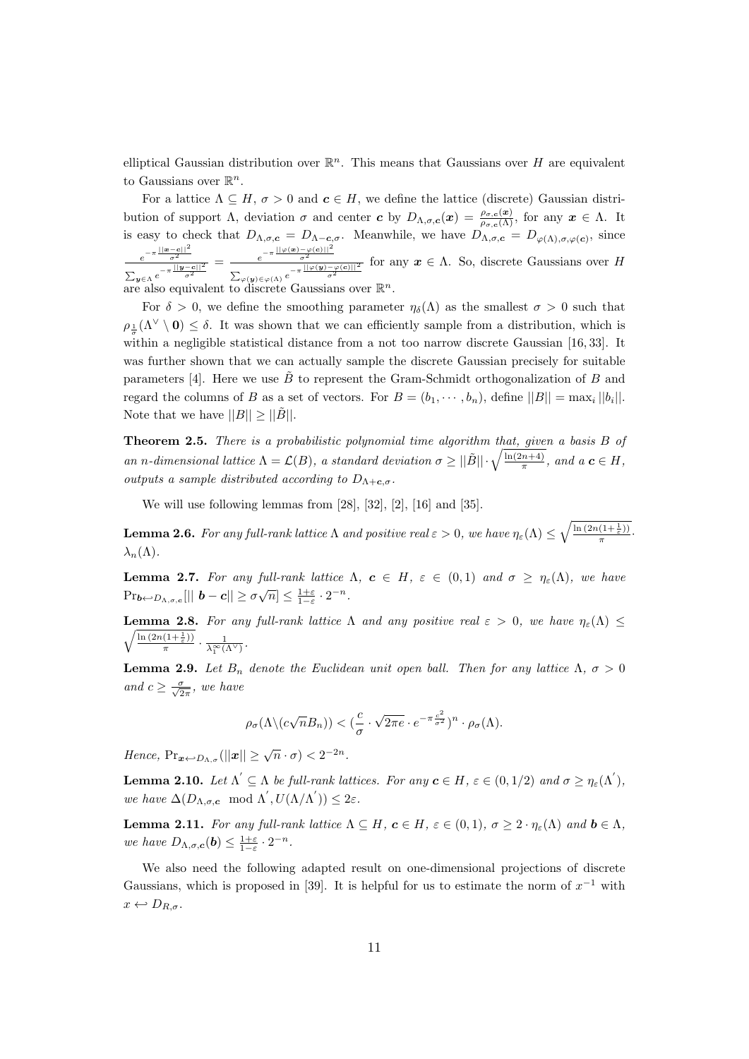elliptical Gaussian distribution over $\mathbb{R}^n$. This means that Gaussians over $H$ are equivalent to Gaussians over $\mathbb{R}^n$.

For a lattice $\Lambda \subseteq H$, $\sigma > 0$ and $\boldsymbol{c} \in H$, we define the lattice (discrete) Gaussian distribution of support $\Lambda$, deviation $\sigma$ and center $\boldsymbol{c}$ by $D_{\Lambda,\sigma,\boldsymbol{c}}(\boldsymbol{x}) = \frac{\rho_{\sigma,\boldsymbol{c}}(\boldsymbol{x})}{\rho_{\sigma,\boldsymbol{c}}(\Lambda)}$, for any $\boldsymbol{x} \in \Lambda$. It is easy to check that $D_{\Lambda,\sigma,\boldsymbol{c}} = D_{\Lambda-\boldsymbol{c},\sigma}$. Meanwhile, we have $D_{\Lambda,\sigma,\boldsymbol{c}} = D_{\varphi(\Lambda),\sigma,\varphi(\boldsymbol{c})}$, since $\frac{e^{-\pi\frac{||\boldsymbol{x}-\boldsymbol{c}||^2}{\sigma^2}}}{\sum_{\boldsymbol{y}\in\Lambda} e^{-\pi\frac{||\boldsymbol{y}-\boldsymbol{c}||^2}{\sigma^2}}} = \frac{e^{-\pi\frac{||\varphi(\boldsymbol{x})-\varphi(\boldsymbol{c})||^2}{\sigma^2}}}{\sum_{\varphi(\boldsymbol{y})\in\varphi(\Lambda)} e^{-\pi\frac{||\varphi(\boldsymbol{y})-\varphi(\boldsymbol{c})||^2}{\sigma^2}}}$ for any $\boldsymbol{x} \in \Lambda$. So, discrete Gaussians over $H$ are also equivalent to discrete Gaussians over $\mathbb{R}^n$.

For $\delta > 0$, we define the smoothing parameter $\eta_\delta(\Lambda)$ as the smallest $\sigma > 0$ such that $\rho_{\frac{1}{\sigma}}(\Lambda^\vee \setminus \mathbf{0}) \le \delta$. It was shown that we can efficiently sample from a distribution, which is within a negligible statistical distance from a not too narrow discrete Gaussian [16, 33]. It was further shown that we can actually sample the discrete Gaussian precisely for suitable parameters [4]. Here we use $\tilde{B}$ to represent the Gram-Schmidt orthogonalization of $B$ and regard the columns of $B$ as a set of vectors. For $B = (b_1, \cdots, b_n)$, define $||B|| = \max_i ||b_i||$. Note that we have $||B|| \ge ||\tilde{B}||$.

**Theorem 2.5.** *There is a probabilistic polynomial time algorithm that, given a basis $B$ of an $n$-dimensional lattice $\Lambda = \mathcal{L}(B)$, a standard deviation $\sigma \ge ||\tilde{B}|| \cdot \sqrt{\frac{\ln(2n+4)}{\pi}}$, and a $\boldsymbol{c} \in H$, outputs a sample distributed according to $D_{\Lambda+\boldsymbol{c},\sigma}$.*

We will use following lemmas from [28], [32], [2], [16] and [35].

**Lemma 2.6.** *For any full-rank lattice $\Lambda$ and positive real $\varepsilon > 0$, we have $\eta_\varepsilon(\Lambda) \le \sqrt{\frac{\ln(2n(1+\frac{1}{\varepsilon}))}{\pi}} \cdot \lambda_n(\Lambda)$.*

**Lemma 2.7.** *For any full-rank lattice $\Lambda$, $\boldsymbol{c} \in H$, $\varepsilon \in (0, 1)$ and $\sigma \ge \eta_\varepsilon(\Lambda)$, we have $\Pr_{\boldsymbol{b}\hookleftarrow D_{\Lambda,\sigma,\boldsymbol{c}}}[||\boldsymbol{b} - \boldsymbol{c}|| \ge \sigma\sqrt{n}] \le \frac{1+\varepsilon}{1-\varepsilon} \cdot 2^{-n}$.*

**Lemma 2.8.** *For any full-rank lattice $\Lambda$ and any positive real $\varepsilon > 0$, we have $\eta_\varepsilon(\Lambda) \le \sqrt{\frac{\ln(2n(1+\frac{1}{\varepsilon}))}{\pi}} \cdot \frac{1}{\lambda_1^\infty(\Lambda^\vee)}$.*

**Lemma 2.9.** *Let $B_n$ denote the Euclidean unit open ball. Then for any lattice $\Lambda$, $\sigma > 0$ and $c \ge \frac{\sigma}{\sqrt{2\pi}}$, we have*

$$\rho_\sigma(\Lambda \backslash (c\sqrt{n}B_n)) < (\frac{c}{\sigma} \cdot \sqrt{2\pi e} \cdot e^{-\pi\frac{c^2}{\sigma^2}})^n \cdot \rho_\sigma(\Lambda).$$

*Hence, $\Pr_{\boldsymbol{x}\hookleftarrow D_{\Lambda,\sigma}}(||\boldsymbol{x}|| \ge \sqrt{n} \cdot \sigma) < 2^{-2n}$.*

**Lemma 2.10.** *Let $\Lambda' \subseteq \Lambda$ be full-rank lattices. For any $\boldsymbol{c} \in H$, $\varepsilon \in (0, 1/2)$ and $\sigma \ge \eta_\varepsilon(\Lambda')$, we have $\Delta(D_{\Lambda,\sigma,\boldsymbol{c}} \mod \Lambda', U(\Lambda/\Lambda')) \le 2\varepsilon$.*

**Lemma 2.11.** *For any full-rank lattice $\Lambda \subseteq H$, $\boldsymbol{c} \in H$, $\varepsilon \in (0, 1)$, $\sigma \ge 2 \cdot \eta_\varepsilon(\Lambda)$ and $\boldsymbol{b} \in \Lambda$, we have $D_{\Lambda,\sigma,\boldsymbol{c}}(\boldsymbol{b}) \le \frac{1+\varepsilon}{1-\varepsilon} \cdot 2^{-n}$.*

We also need the following adapted result on one-dimensional projections of discrete Gaussians, which is proposed in [39]. It is helpful for us to estimate the norm of $x^{-1}$ with $x \hookleftarrow D_{R,\sigma}$.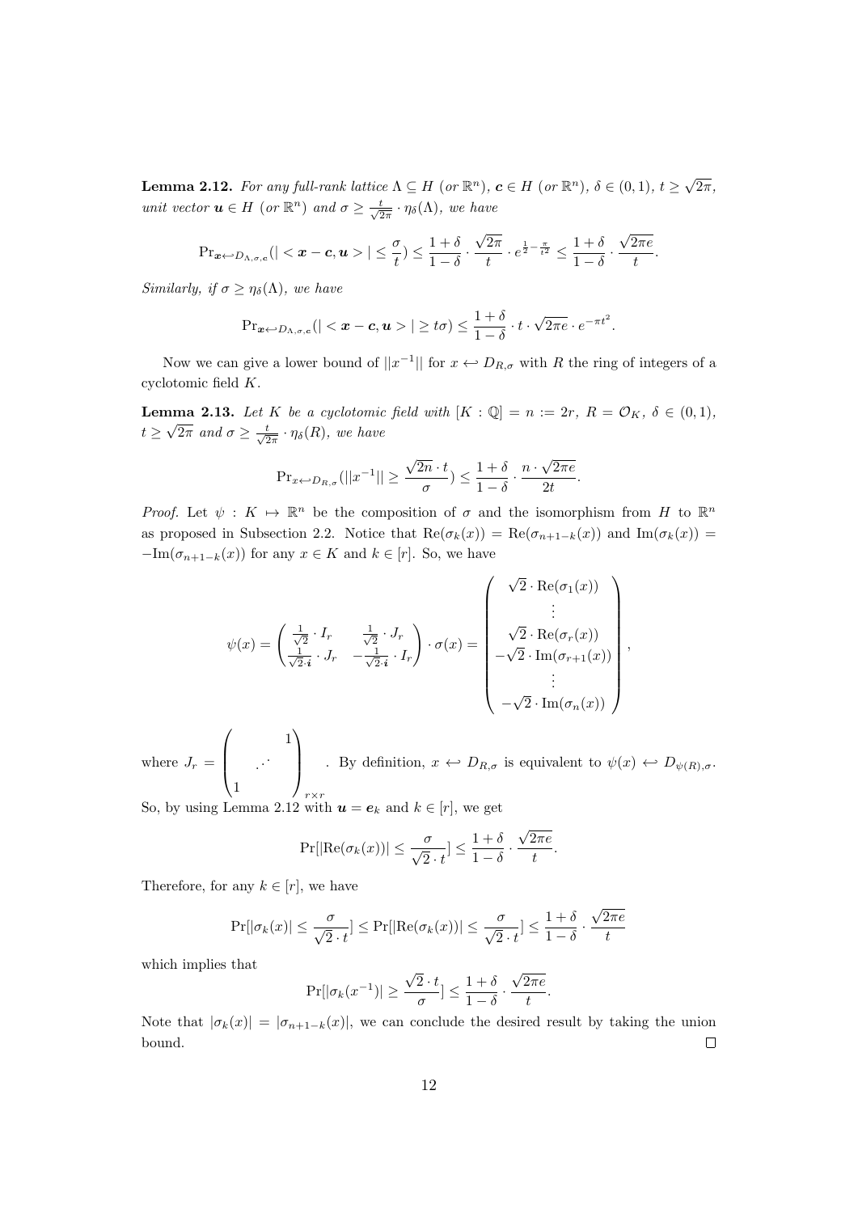**Lemma 2.12.** *For any full-rank lattice $\Lambda \subseteq H$ (or $\mathbb{R}^n$), $\boldsymbol{c} \in H$ (or $\mathbb{R}^n$), $\delta \in (0,1)$, $t \geq \sqrt{2\pi}$, unit vector $\boldsymbol{u} \in H$ (or $\mathbb{R}^n$) and $\sigma \geq \frac{t}{\sqrt{2\pi}} \cdot \eta_\delta(\Lambda)$, we have*

$$\Pr_{\boldsymbol{x} \hookleftarrow D_{\Lambda,\sigma,\boldsymbol{c}}}(|<\boldsymbol{x}-\boldsymbol{c}, \boldsymbol{u}>| \leq \frac{\sigma}{t}) \leq \frac{1+\delta}{1-\delta} \cdot \frac{\sqrt{2\pi}}{t} \cdot e^{\frac{1}{2}-\frac{\pi}{t^2}} \leq \frac{1+\delta}{1-\delta} \cdot \frac{\sqrt{2\pi e}}{t}.$$

*Similarly, if $\sigma \geq \eta_\delta(\Lambda)$, we have*

$$\Pr_{\boldsymbol{x} \hookleftarrow D_{\Lambda,\sigma,\boldsymbol{c}}}(|<\boldsymbol{x}-\boldsymbol{c}, \boldsymbol{u}>| \geq t\sigma) \leq \frac{1+\delta}{1-\delta} \cdot t \cdot \sqrt{2\pi e} \cdot e^{-\pi t^2}.$$

Now we can give a lower bound of $||x^{-1}||$ for $x \hookleftarrow D_{R,\sigma}$ with $R$ the ring of integers of a cyclotomic field $K$.

**Lemma 2.13.** *Let $K$ be a cyclotomic field with $[K:\mathbb{Q}] = n := 2r$, $R = \mathcal{O}_K$, $\delta \in (0,1)$, $t \geq \sqrt{2\pi}$ and $\sigma \geq \frac{t}{\sqrt{2\pi}} \cdot \eta_\delta(R)$, we have*

$$\Pr_{x \hookleftarrow D_{R,\sigma}}(||x^{-1}|| \geq \frac{\sqrt{2n} \cdot t}{\sigma}) \leq \frac{1+\delta}{1-\delta} \cdot \frac{n \cdot \sqrt{2\pi e}}{2t}.$$

*Proof.* Let $\psi : K \mapsto \mathbb{R}^n$ be the composition of $\sigma$ and the isomorphism from $H$ to $\mathbb{R}^n$ as proposed in Subsection 2.2. Notice that $\mathrm{Re}(\sigma_k(x)) = \mathrm{Re}(\sigma_{n+1-k}(x))$ and $\mathrm{Im}(\sigma_k(x)) = -\mathrm{Im}(\sigma_{n+1-k}(x))$ for any $x \in K$ and $k \in [r]$. So, we have

$$\psi(x) = \begin{pmatrix} \frac{1}{\sqrt{2}} \cdot I_r & \frac{1}{\sqrt{2}} \cdot J_r \\ \frac{1}{\sqrt{2} \cdot \boldsymbol{i}} \cdot J_r & -\frac{1}{\sqrt{2} \cdot \boldsymbol{i}} \cdot I_r \end{pmatrix} \cdot \sigma(x) = \begin{pmatrix} \sqrt{2} \cdot \mathrm{Re}(\sigma_1(x)) \\ \vdots \\ \sqrt{2} \cdot \mathrm{Re}(\sigma_r(x)) \\ -\sqrt{2} \cdot \mathrm{Im}(\sigma_{r+1}(x)) \\ \vdots \\ -\sqrt{2} \cdot \mathrm{Im}(\sigma_n(x)) \end{pmatrix},$$

where $J_r = \begin{pmatrix} & & 1 \\ & \iddots & \\ 1 & & \end{pmatrix}_{r \times r}$. By definition, $x \hookleftarrow D_{R,\sigma}$ is equivalent to $\psi(x) \hookleftarrow D_{\psi(R),\sigma}$. So, by using Lemma 2.12 with $\boldsymbol{u} = \boldsymbol{e}_k$ and $k \in [r]$, we get

$$\Pr[|\mathrm{Re}(\sigma_k(x))| \leq \frac{\sigma}{\sqrt{2} \cdot t}] \leq \frac{1+\delta}{1-\delta} \cdot \frac{\sqrt{2\pi e}}{t}.$$

Therefore, for any $k \in [r]$, we have

$$\Pr[|\sigma_k(x)| \leq \frac{\sigma}{\sqrt{2} \cdot t}] \leq \Pr[|\mathrm{Re}(\sigma_k(x))| \leq \frac{\sigma}{\sqrt{2} \cdot t}] \leq \frac{1+\delta}{1-\delta} \cdot \frac{\sqrt{2\pi e}}{t}$$

which implies that

$$\Pr[|\sigma_k(x^{-1})| \geq \frac{\sqrt{2} \cdot t}{\sigma}] \leq \frac{1+\delta}{1-\delta} \cdot \frac{\sqrt{2\pi e}}{t}.$$

Note that $|\sigma_k(x)| = |\sigma_{n+1-k}(x)|$, we can conclude the desired result by taking the union bound. $\square$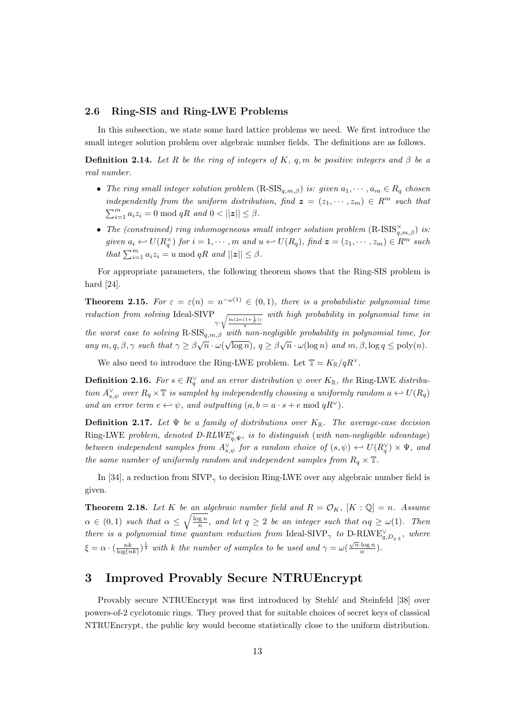### 2.6 Ring-SIS and Ring-LWE Problems

In this subsection, we state some hard lattice problems we need. We first introduce the small integer solution problem over algebraic number fields. The definitions are as follows.

**Definition 2.14.** *Let $R$ be the ring of integers of $K$, $q, m$ be positive integers and $\beta$ be a real number.*

- *The ring small integer solution problem* ($\text{R-SIS}_{q,m,\beta}$) *is: given $a_1, \cdots, a_m \in R_q$ chosen independently from the uniform distribution, find $\boldsymbol{z} = (z_1, \cdots, z_m) \in R^m$ such that $\sum_{i=1}^{m} a_i z_i = 0 \bmod qR$ and $0 < ||\boldsymbol{z}|| \leq \beta$.*
- *The (constrained) ring inhomogeneous small integer solution problem* ($\text{R-ISIS}^{\times}_{q,m,\beta}$) *is: given $a_i \hookleftarrow U(R_q^{\times})$ for $i = 1, \cdots, m$ and $u \hookleftarrow U(R_q)$, find $\boldsymbol{z} = (z_1, \cdots, z_m) \in R^m$ such that $\sum_{i=1}^{m} a_i z_i = u \bmod qR$ and $||\boldsymbol{z}|| \leq \beta$.*

For appropriate parameters, the following theorem shows that the Ring-SIS problem is hard [24].

**Theorem 2.15.** *For $\varepsilon = \varepsilon(n) = n^{-\omega(1)} \in (0, 1)$, there is a probabilistic polynomial time reduction from solving* $\text{Ideal-SIVP}_{\gamma \cdot \sqrt{\frac{\ln(2n(1+\frac{1}{\varepsilon}))}{\pi}}}$ *with high probability in polynomial time in the worst case to solving* $\text{R-SIS}_{q,m,\beta}$ *with non-negligible probability in polynomial time, for any $m, q, \beta, \gamma$ such that $\gamma \geq \beta\sqrt{n} \cdot \omega(\sqrt{\log n})$, $q \geq \beta\sqrt{n} \cdot \omega(\log n)$ and $m, \beta, \log q \leq \text{poly}(n)$.*

We also need to introduce the Ring-LWE problem. Let $\mathbb{T} = K_{\mathbb{R}}/qR^{\vee}$.

**Definition 2.16.** *For $s \in R_q^{\vee}$ and an error distribution $\psi$ over $K_{\mathbb{R}}$, the* Ring-LWE *distribution $A^{\vee}_{s,\psi}$ over $R_q \times \mathbb{T}$ is sampled by independently choosing a uniformly random $a \hookleftarrow U(R_q)$ and an error term $e \hookleftarrow \psi$, and outputting $(a, b = a \cdot s + e \bmod qR^{\vee})$.*

**Definition 2.17.** *Let $\Psi$ be a family of distributions over $K_{\mathbb{R}}$. The average-case decision* Ring-LWE *problem, denoted D-RLWE$^{\vee}_{q,\Psi}$, is to distinguish (with non-negligible advantage) between independent samples from $A^{\vee}_{s,\psi}$ for a random choice of $(s, \psi) \hookleftarrow U(R_q^{\vee}) \times \Psi$, and the same number of uniformly random and independent samples from $R_q \times \mathbb{T}$.*

In [34], a reduction from $\text{SIVP}_\gamma$ to decision Ring-LWE over any algebraic number field is given.

**Theorem 2.18.** *Let $K$ be an algebraic number field and $R = \mathcal{O}_K$, $[K : \mathbb{Q}] = n$. Assume $\alpha \in (0, 1)$ such that $\alpha \leq \sqrt{\frac{\log n}{n}}$, and let $q \geq 2$ be an integer such that $\alpha q \geq \omega(1)$. Then there is a polynomial time quantum reduction from $\text{Ideal-SIVP}_\gamma$ to $\text{D-RLWE}^{\vee}_{q,D_{q\cdot\xi}}$, where $\xi = \alpha \cdot (\frac{nk}{\log(nk)})^{\frac{1}{4}}$ with $k$ the number of samples to be used and $\gamma = \omega(\frac{\sqrt{n}\cdot\log n}{\alpha})$.*

## 3 Improved Provably Secure NTRUEncrypt

Provably secure NTRUEncrypt was first introduced by Stehlé and Steinfeld [38] over powers-of-2 cyclotomic rings. They proved that for suitable choices of secret keys of classical NTRUEncrypt, the public key would become statistically close to the uniform distribution.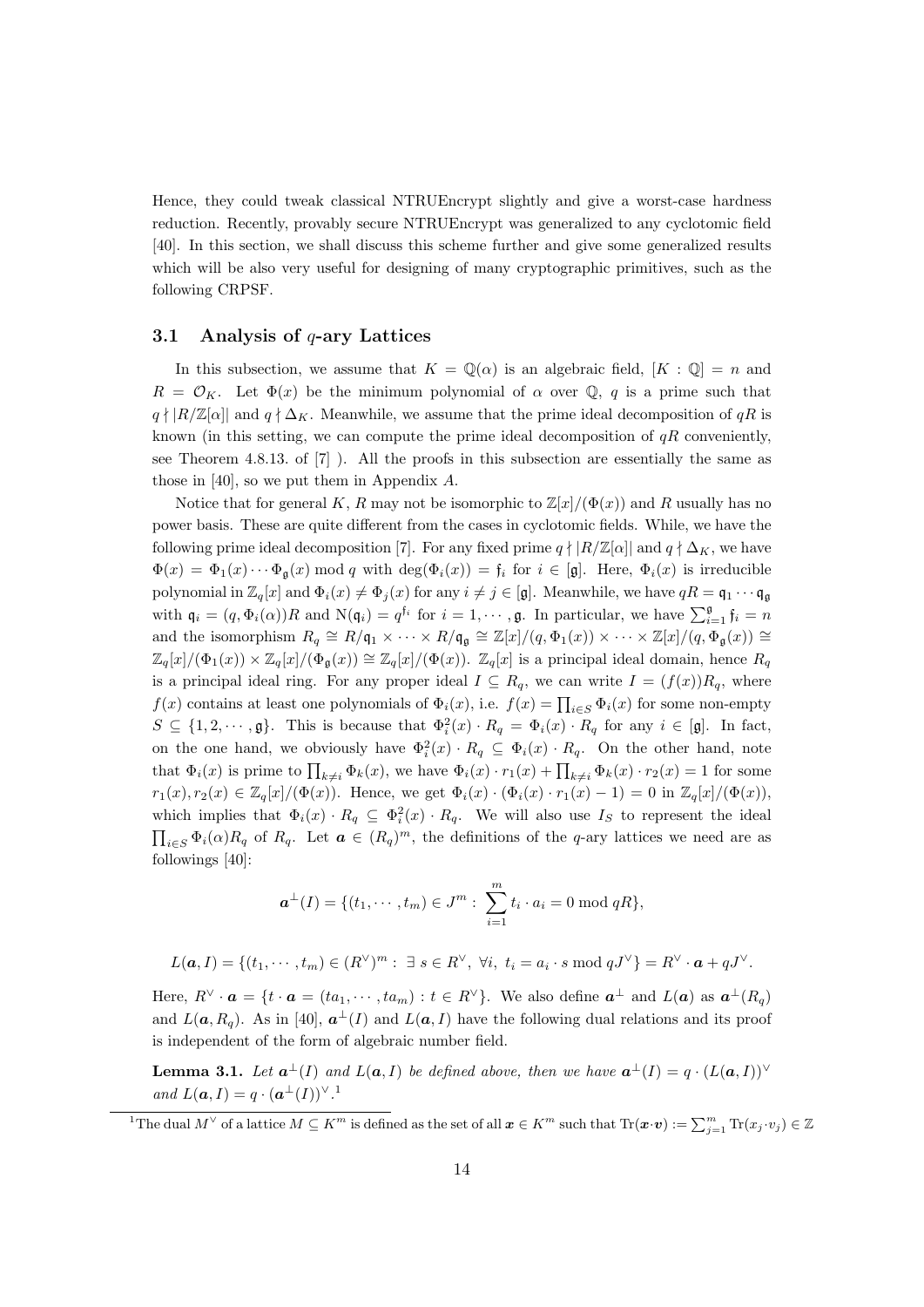Hence, they could tweak classical NTRUEncrypt slightly and give a worst-case hardness reduction. Recently, provably secure NTRUEncrypt was generalized to any cyclotomic field [40]. In this section, we shall discuss this scheme further and give some generalized results which will be also very useful for designing of many cryptographic primitives, such as the following CRPSF.

### 3.1 Analysis of $q$-ary Lattices

In this subsection, we assume that $K = \mathbb{Q}(\alpha)$ is an algebraic field, $[K : \mathbb{Q}] = n$ and $R = \mathcal{O}_K$. Let $\Phi(x)$ be the minimum polynomial of $\alpha$ over $\mathbb{Q}$, $q$ is a prime such that $q \nmid |R/\mathbb{Z}[\alpha]|$ and $q \nmid \Delta_K$. Meanwhile, we assume that the prime ideal decomposition of $qR$ is known (in this setting, we can compute the prime ideal decomposition of $qR$ conveniently, see Theorem 4.8.13. of [7] ). All the proofs in this subsection are essentially the same as those in [40], so we put them in Appendix $A$.

Notice that for general $K$, $R$ may not be isomorphic to $\mathbb{Z}[x]/(\Phi(x))$ and $R$ usually has no power basis. These are quite different from the cases in cyclotomic fields. While, we have the following prime ideal decomposition [7]. For any fixed prime $q \nmid |R/\mathbb{Z}[\alpha]|$ and $q \nmid \Delta_K$, we have $\Phi(x) = \Phi_1(x) \cdots \Phi_{\mathfrak{g}}(x) \bmod q$ with $\deg(\Phi_i(x)) = \mathfrak{f}_i$ for $i \in [\mathfrak{g}]$. Here, $\Phi_i(x)$ is irreducible polynomial in $\mathbb{Z}_q[x]$ and $\Phi_i(x) \neq \Phi_j(x)$ for any $i \neq j \in [\mathfrak{g}]$. Meanwhile, we have $qR = \mathfrak{q}_1 \cdots \mathfrak{q}_{\mathfrak{g}}$ with $\mathfrak{q}_i = (q, \Phi_i(\alpha))R$ and $\mathrm{N}(\mathfrak{q}_i) = q^{\mathfrak{f}_i}$ for $i = 1, \cdots, \mathfrak{g}$. In particular, we have $\sum_{i=1}^{\mathfrak{g}} \mathfrak{f}_i = n$ and the isomorphism $R_q \cong R/\mathfrak{q}_1 \times \cdots \times R/\mathfrak{q}_{\mathfrak{g}} \cong \mathbb{Z}[x]/(q, \Phi_1(x)) \times \cdots \times \mathbb{Z}[x]/(q, \Phi_{\mathfrak{g}}(x)) \cong \mathbb{Z}_q[x]/(\Phi_1(x)) \times \mathbb{Z}_q[x]/(\Phi_{\mathfrak{g}}(x)) \cong \mathbb{Z}_q[x]/(\Phi(x))$. $\mathbb{Z}_q[x]$ is a principal ideal domain, hence $R_q$ is a principal ideal ring. For any proper ideal $I \subseteq R_q$, we can write $I = (f(x))R_q$, where $f(x)$ contains at least one polynomials of $\Phi_i(x)$, i.e. $f(x) = \prod_{i \in S} \Phi_i(x)$ for some non-empty $S \subseteq \{1, 2, \cdots, \mathfrak{g}\}$. This is because that $\Phi_i^2(x) \cdot R_q = \Phi_i(x) \cdot R_q$ for any $i \in [\mathfrak{g}]$. In fact, on the one hand, we obviously have $\Phi_i^2(x) \cdot R_q \subseteq \Phi_i(x) \cdot R_q$. On the other hand, note that $\Phi_i(x)$ is prime to $\prod_{k \neq i} \Phi_k(x)$, we have $\Phi_i(x) \cdot r_1(x) + \prod_{k \neq i} \Phi_k(x) \cdot r_2(x) = 1$ for some $r_1(x), r_2(x) \in \mathbb{Z}_q[x]/(\Phi(x))$. Hence, we get $\Phi_i(x) \cdot (\Phi_i(x) \cdot r_1(x) - 1) = 0$ in $\mathbb{Z}_q[x]/(\Phi(x))$, which implies that $\Phi_i(x) \cdot R_q \subseteq \Phi_i^2(x) \cdot R_q$. We will also use $I_S$ to represent the ideal $\prod_{i \in S} \Phi_i(\alpha) R_q$ of $R_q$. Let $\boldsymbol{a} \in (R_q)^m$, the definitions of the $q$-ary lattices we need are as followings [40]:

$$\boldsymbol{a}^{\perp}(I) = \{(t_1, \cdots, t_m) \in J^m : \sum_{i=1}^{m} t_i \cdot a_i = 0 \bmod qR\},$$

$$L(\boldsymbol{a}, I) = \{(t_1, \cdots, t_m) \in (R^{\vee})^m : \exists\, s \in R^{\vee},\ \forall i,\ t_i = a_i \cdot s \bmod qJ^{\vee}\} = R^{\vee} \cdot \boldsymbol{a} + qJ^{\vee}.$$

Here, $R^{\vee} \cdot \boldsymbol{a} = \{t \cdot \boldsymbol{a} = (ta_1, \cdots, ta_m) : t \in R^{\vee}\}$. We also define $\boldsymbol{a}^{\perp}$ and $L(\boldsymbol{a})$ as $\boldsymbol{a}^{\perp}(R_q)$ and $L(\boldsymbol{a}, R_q)$. As in [40], $\boldsymbol{a}^{\perp}(I)$ and $L(\boldsymbol{a}, I)$ have the following dual relations and its proof is independent of the form of algebraic number field.

**Lemma 3.1.** *Let $\boldsymbol{a}^{\perp}(I)$ and $L(\boldsymbol{a}, I)$ be defined above, then we have $\boldsymbol{a}^{\perp}(I) = q \cdot (L(\boldsymbol{a}, I))^{\vee}$ and $L(\boldsymbol{a}, I) = q \cdot (\boldsymbol{a}^{\perp}(I))^{\vee}$.* [1]

[1] The dual $M^{\vee}$ of a lattice $M \subseteq K^m$ is defined as the set of all $\boldsymbol{x} \in K^m$ such that $\mathrm{Tr}(\boldsymbol{x} \cdot \boldsymbol{v}) := \sum_{j=1}^{m} \mathrm{Tr}(x_j \cdot v_j) \in \mathbb{Z}$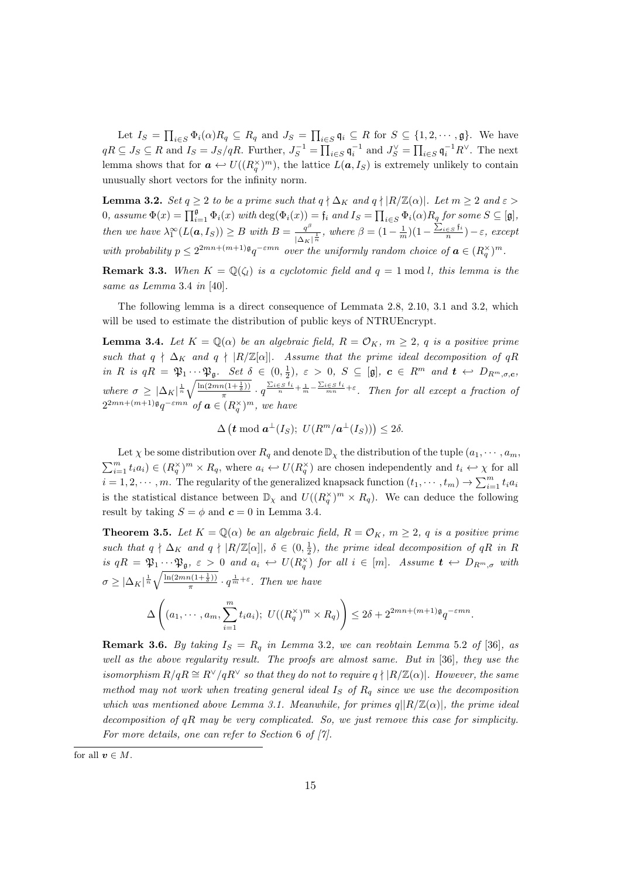Let $I_S = \prod_{i\in S} \Phi_i(\alpha)R_q \subseteq R_q$ and $J_S = \prod_{i\in S} \mathfrak{q}_i \subseteq R$ for $S \subseteq \{1, 2, \cdots, \mathfrak{g}\}$. We have $qR \subseteq J_S \subseteq R$ and $I_S = J_S/qR$. Further, $J_S^{-1} = \prod_{i\in S} \mathfrak{q}_i^{-1}$ and $J_S^{\vee} = \prod_{i\in S} \mathfrak{q}_i^{-1} R^{\vee}$. The next lemma shows that for $\boldsymbol{a} \hookleftarrow U((R_q^{\times})^m)$, the lattice $L(\boldsymbol{a}, I_S)$ is extremely unlikely to contain unusually short vectors for the infinity norm.

**Lemma 3.2.** *Set $q \geq 2$ to be a prime such that $q \nmid \Delta_K$ and $q \nmid |R/\mathbb{Z}(\alpha)|$. Let $m \geq 2$ and $\varepsilon > 0$, assume $\Phi(x) = \prod_{i=1}^{\mathfrak{g}} \Phi_i(x)$ with $\deg(\Phi_i(x)) = \mathfrak{f}_i$ and $I_S = \prod_{i\in S} \Phi_i(\alpha)R_q$ for some $S \subseteq [\mathfrak{g}]$, then we have $\lambda_1^{\infty}(L(\boldsymbol{a}, I_S)) \geq B$ with $B = \frac{q^{\beta}}{|\Delta_K|^{\frac{1}{n}}}$, where $\beta = (1-\frac{1}{m})(1-\frac{\sum_{i\in S}\mathfrak{f}_i}{n}) - \varepsilon$, except with probability $p \leq 2^{2mn+(m+1)\mathfrak{g}} q^{-\varepsilon mn}$ over the uniformly random choice of $\boldsymbol{a} \in (R_q^{\times})^m$.*

**Remark 3.3.** *When $K = \mathbb{Q}(\zeta_l)$ is a cyclotomic field and $q = 1 \bmod l$, this lemma is the same as Lemma 3.4 in [40].*

The following lemma is a direct consequence of Lemmata 2.8, 2.10, 3.1 and 3.2, which will be used to estimate the distribution of public keys of NTRUEncrypt.

**Lemma 3.4.** *Let $K = \mathbb{Q}(\alpha)$ be an algebraic field, $R = \mathcal{O}_K$, $m \geq 2$, $q$ is a positive prime such that $q \nmid \Delta_K$ and $q \nmid |R/\mathbb{Z}[\alpha]|$. Assume that the prime ideal decomposition of $qR$ in $R$ is $qR = \mathfrak{P}_1 \cdots \mathfrak{P}_{\mathfrak{g}}$. Set $\delta \in (0, \frac{1}{2})$, $\varepsilon > 0$, $S \subseteq [\mathfrak{g}]$, $\boldsymbol{c} \in R^m$ and $\boldsymbol{t} \hookleftarrow D_{R^m,\sigma,\boldsymbol{c}}$, where $\sigma \geq |\Delta_K|^{\frac{1}{n}} \sqrt{\frac{\ln(2mn(1+\frac{1}{\delta}))}{\pi}} \cdot q^{\frac{\sum_{i\in S}\mathfrak{f}_i}{n} + \frac{1}{m} - \frac{\sum_{i\in S}\mathfrak{f}_i}{mn} + \varepsilon}$. Then for all except a fraction of $2^{2mn+(m+1)\mathfrak{g}} q^{-\varepsilon mn}$ of $\boldsymbol{a} \in (R_q^{\times})^m$, we have*

$$\Delta\left(\boldsymbol{t} \bmod \boldsymbol{a}^{\perp}(I_S);\ U(R^m/\boldsymbol{a}^{\perp}(I_S))\right) \leq 2\delta.$$

Let $\chi$ be some distribution over $R_q$ and denote $\mathbb{D}_{\chi}$ the distribution of the tuple $(a_1, \cdots, a_m, \sum_{i=1}^m t_i a_i) \in (R_q^{\times})^m \times R_q$, where $a_i \hookleftarrow U(R_q^{\times})$ are chosen independently and $t_i \hookleftarrow \chi$ for all $i = 1, 2, \cdots, m$. The regularity of the generalized knapsack function $(t_1, \cdots, t_m) \to \sum_{i=1}^m t_i a_i$ is the statistical distance between $\mathbb{D}_{\chi}$ and $U((R_q^{\times})^m \times R_q)$. We can deduce the following result by taking $S = \phi$ and $\boldsymbol{c} = 0$ in Lemma 3.4.

**Theorem 3.5.** *Let $K = \mathbb{Q}(\alpha)$ be an algebraic field, $R = \mathcal{O}_K$, $m \geq 2$, $q$ is a positive prime such that $q \nmid \Delta_K$ and $q \nmid |R/\mathbb{Z}[\alpha]|$, $\delta \in (0, \frac{1}{2})$, the prime ideal decomposition of $qR$ in $R$ is $qR = \mathfrak{P}_1 \cdots \mathfrak{P}_{\mathfrak{g}}$, $\varepsilon > 0$ and $a_i \hookleftarrow U(R_q^{\times})$ for all $i \in [m]$. Assume $\boldsymbol{t} \hookleftarrow D_{R^m,\sigma}$ with $\sigma \geq |\Delta_K|^{\frac{1}{n}} \sqrt{\frac{\ln(2mn(1+\frac{1}{\delta}))}{\pi}} \cdot q^{\frac{1}{m}+\varepsilon}$. Then we have*

$$\Delta\left((a_1, \cdots, a_m, \sum_{i=1}^m t_i a_i);\ U((R_q^{\times})^m \times R_q)\right) \leq 2\delta + 2^{2mn+(m+1)\mathfrak{g}} q^{-\varepsilon mn}.$$

**Remark 3.6.** *By taking $I_S = R_q$ in Lemma 3.2, we can reobtain Lemma 5.2 of [36], as well as the above regularity result. The proofs are almost same. But in [36], they use the isomorphism $R/qR \cong R^{\vee}/qR^{\vee}$ so that they do not to require $q \nmid |R/\mathbb{Z}(\alpha)|$. However, the same method may not work when treating general ideal $I_S$ of $R_q$ since we use the decomposition which was mentioned above Lemma 3.1. Meanwhile, for primes $q \| R/\mathbb{Z}(\alpha)|$, the prime ideal decomposition of $qR$ may be very complicated. So, we just remove this case for simplicity. For more details, one can refer to Section 6 of [7].*

---

for all $\boldsymbol{v} \in M$.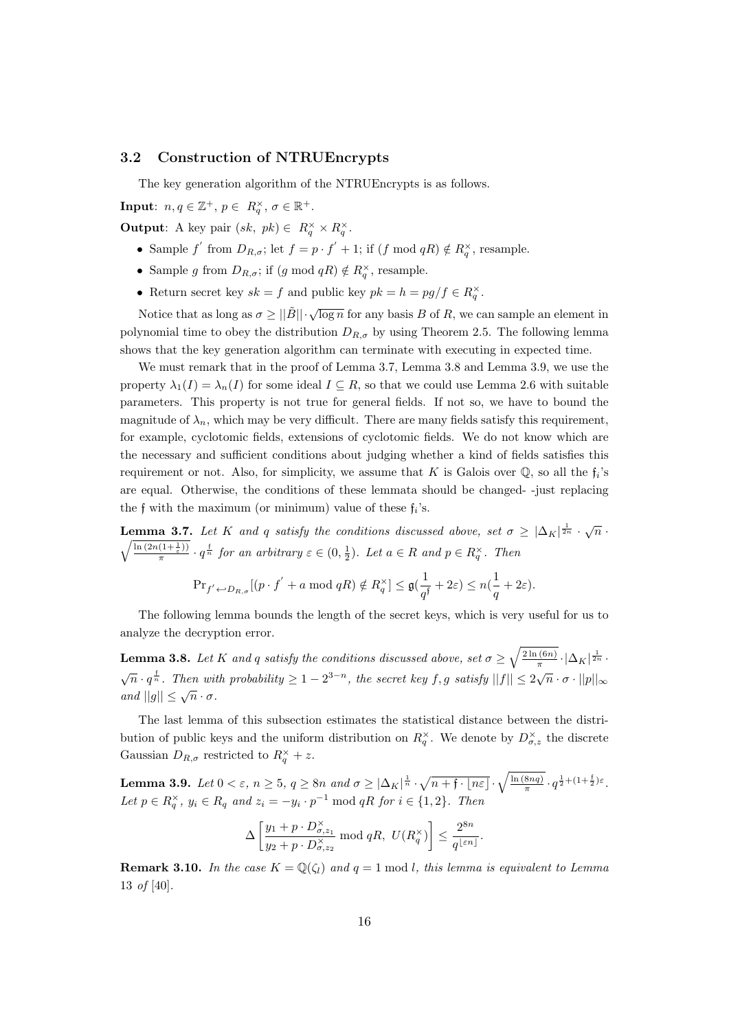### 3.2 Construction of NTRUEncrypts

The key generation algorithm of the NTRUEncrypts is as follows.

**Input**: $n, q \in \mathbb{Z}^+$, $p \in R_q^\times$, $\sigma \in \mathbb{R}^+$.

**Output**: A key pair $(sk,\ pk) \in R_q^\times \times R_q^\times$.

- Sample $f'$ from $D_{R,\sigma}$; let $f = p \cdot f' + 1$; if $(f \bmod qR) \notin R_q^\times$, resample.
- Sample $g$ from $D_{R,\sigma}$; if $(g \bmod qR) \notin R_q^\times$, resample.
- Return secret key $sk = f$ and public key $pk = h = pg/f \in R_q^\times$.

Notice that as long as $\sigma \geq ||\tilde{B}|| \cdot \sqrt{\log n}$ for any basis $B$ of $R$, we can sample an element in polynomial time to obey the distribution $D_{R,\sigma}$ by using Theorem 2.5. The following lemma shows that the key generation algorithm can terminate with executing in expected time.

We must remark that in the proof of Lemma 3.7, Lemma 3.8 and Lemma 3.9, we use the property $\lambda_1(I) = \lambda_n(I)$ for some ideal $I \subseteq R$, so that we could use Lemma 2.6 with suitable parameters. This property is not true for general fields. If not so, we have to bound the magnitude of $\lambda_n$, which may be very difficult. There are many fields satisfy this requirement, for example, cyclotomic fields, extensions of cyclotomic fields. We do not know which are the necessary and sufficient conditions about judging whether a kind of fields satisfies this requirement or not. Also, for simplicity, we assume that $K$ is Galois over $\mathbb{Q}$, so all the $\mathfrak{f}_i$'s are equal. Otherwise, the conditions of these lemmata should be changed- -just replacing the $\mathfrak{f}$ with the maximum (or minimum) value of these $\mathfrak{f}_i$'s.

**Lemma 3.7.** *Let $K$ and $q$ satisfy the conditions discussed above, set $\sigma \geq |\Delta_K|^{\frac{1}{2n}} \cdot \sqrt{n} \cdot \sqrt{\frac{\ln(2n(1+\frac{1}{\varepsilon}))}{\pi}} \cdot q^{\frac{\mathfrak{f}}{n}}$ for an arbitrary $\varepsilon \in (0, \frac{1}{2})$. Let $a \in R$ and $p \in R_q^\times$. Then*

$$\Pr_{f' \hookleftarrow D_{R,\sigma}}[(p \cdot f' + a \bmod qR) \notin R_q^\times] \leq \mathfrak{g}(\frac{1}{q^{\mathfrak{f}}} + 2\varepsilon) \leq n(\frac{1}{q} + 2\varepsilon).$$

The following lemma bounds the length of the secret keys, which is very useful for us to analyze the decryption error.

**Lemma 3.8.** *Let $K$ and $q$ satisfy the conditions discussed above, set $\sigma \geq \sqrt{\frac{2\ln(6n)}{\pi}} \cdot |\Delta_K|^{\frac{1}{2n}} \cdot \sqrt{n} \cdot q^{\frac{\mathfrak{f}}{n}}$. Then with probability $\geq 1 - 2^{3-n}$, the secret key $f, g$ satisfy $||f|| \leq 2\sqrt{n} \cdot \sigma \cdot ||p||_\infty$ and $||g|| \leq \sqrt{n} \cdot \sigma$.*

The last lemma of this subsection estimates the statistical distance between the distribution of public keys and the uniform distribution on $R_q^\times$. We denote by $D_{\sigma,z}^\times$ the discrete Gaussian $D_{R,\sigma}$ restricted to $R_q^\times + z$.

**Lemma 3.9.** *Let $0 < \varepsilon$, $n \geq 5$, $q \geq 8n$ and $\sigma \geq |\Delta_K|^{\frac{1}{n}} \cdot \sqrt{n + \mathfrak{f} \cdot \lfloor n\varepsilon \rfloor} \cdot \sqrt{\frac{\ln(8nq)}{\pi}} \cdot q^{\frac{1}{2} + (1 + \frac{\mathfrak{f}}{2})\varepsilon}$. Let $p \in R_q^\times$, $y_i \in R_q$ and $z_i = -y_i \cdot p^{-1} \bmod qR$ for $i \in \{1, 2\}$. Then*

$$\Delta\left[\frac{y_1 + p \cdot D_{\sigma,z_1}^\times}{y_2 + p \cdot D_{\sigma,z_2}^\times} \bmod qR,\ U(R_q^\times)\right] \leq \frac{2^{8n}}{q^{\lfloor \varepsilon n \rfloor}}.$$

**Remark 3.10.** *In the case $K = \mathbb{Q}(\zeta_l)$ and $q = 1 \bmod l$, this lemma is equivalent to Lemma 13 of* [40].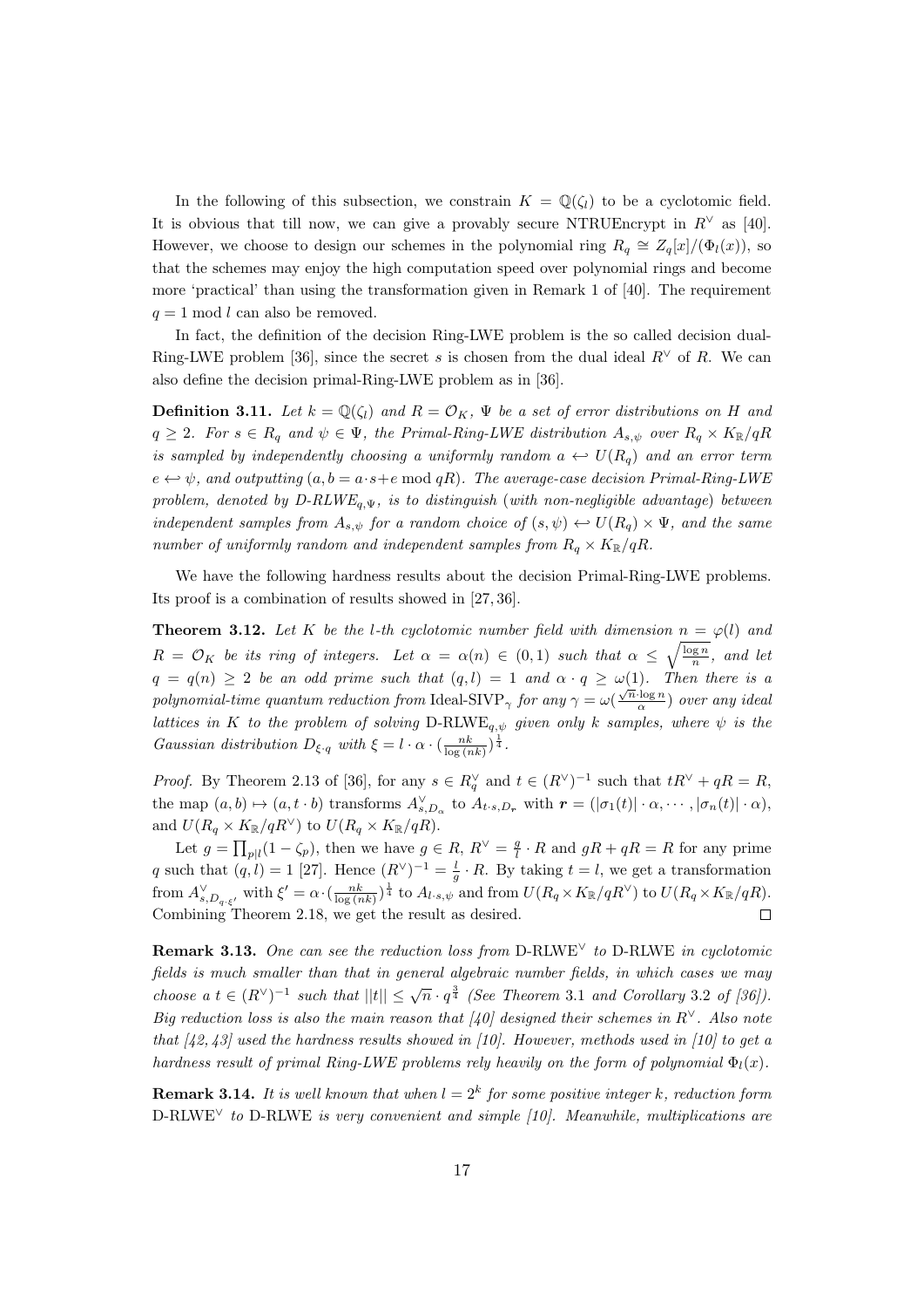In the following of this subsection, we constrain $K = \mathbb{Q}(\zeta_l)$ to be a cyclotomic field. It is obvious that till now, we can give a provably secure NTRUEncrypt in $R^\vee$ as [40]. However, we choose to design our schemes in the polynomial ring $R_q \cong Z_q[x]/(\Phi_l(x))$, so that the schemes may enjoy the high computation speed over polynomial rings and become more 'practical' than using the transformation given in Remark 1 of [40]. The requirement $q = 1 \bmod l$ can also be removed.

In fact, the definition of the decision Ring-LWE problem is the so called decision dual-Ring-LWE problem [36], since the secret $s$ is chosen from the dual ideal $R^\vee$ of $R$. We can also define the decision primal-Ring-LWE problem as in [36].

**Definition 3.11.** *Let $k = \mathbb{Q}(\zeta_l)$ and $R = \mathcal{O}_K$, $\Psi$ be a set of error distributions on $H$ and $q \geq 2$. For $s \in R_q$ and $\psi \in \Psi$, the Primal-Ring-LWE distribution $A_{s,\psi}$ over $R_q \times K_\mathbb{R}/qR$ is sampled by independently choosing a uniformly random $a \hookleftarrow U(R_q)$ and an error term $e \hookleftarrow \psi$, and outputting $(a, b = a \cdot s + e \bmod qR)$. The average-case decision Primal-Ring-LWE problem, denoted by D-RLWE$_{q,\Psi}$, is to distinguish (with non-negligible advantage) between independent samples from $A_{s,\psi}$ for a random choice of $(s, \psi) \hookleftarrow U(R_q) \times \Psi$, and the same number of uniformly random and independent samples from $R_q \times K_\mathbb{R}/qR$.*

We have the following hardness results about the decision Primal-Ring-LWE problems. Its proof is a combination of results showed in [27, 36].

**Theorem 3.12.** *Let $K$ be the $l$-th cyclotomic number field with dimension $n = \varphi(l)$ and $R = \mathcal{O}_K$ be its ring of integers. Let $\alpha = \alpha(n) \in (0, 1)$ such that $\alpha \leq \sqrt{\frac{\log n}{n}}$, and let $q = q(n) \geq 2$ be an odd prime such that $(q, l) = 1$ and $\alpha \cdot q \geq \omega(1)$. Then there is a polynomial-time quantum reduction from Ideal-SIVP$_\gamma$ for any $\gamma = \omega(\frac{\sqrt{n} \cdot \log n}{\alpha})$ over any ideal lattices in $K$ to the problem of solving D-RLWE$_{q,\psi}$ given only $k$ samples, where $\psi$ is the Gaussian distribution $D_{\xi \cdot q}$ with $\xi = l \cdot \alpha \cdot (\frac{nk}{\log(nk)})^{\frac{1}{4}}$.*

*Proof.* By Theorem 2.13 of [36], for any $s \in R_q^\vee$ and $t \in (R^\vee)^{-1}$ such that $tR^\vee + qR = R$, the map $(a, b) \mapsto (a, t \cdot b)$ transforms $A^\vee_{s,D_\alpha}$ to $A_{t \cdot s, D_{\boldsymbol{r}}}$ with $\boldsymbol{r} = (|\sigma_1(t)| \cdot \alpha, \cdots, |\sigma_n(t)| \cdot \alpha)$, and $U(R_q \times K_\mathbb{R}/qR^\vee)$ to $U(R_q \times K_\mathbb{R}/qR)$.

Let $g = \prod_{p|l}(1 - \zeta_p)$, then we have $g \in R$, $R^\vee = \frac{g}{l} \cdot R$ and $gR + qR = R$ for any prime $q$ such that $(q, l) = 1$ [27]. Hence $(R^\vee)^{-1} = \frac{l}{g} \cdot R$. By taking $t = l$, we get a transformation from $A^\vee_{s,D_{q \cdot \xi'}}$ with $\xi' = \alpha \cdot (\frac{nk}{\log(nk)})^{\frac{1}{4}}$ to $A_{l \cdot s, \psi}$ and from $U(R_q \times K_\mathbb{R}/qR^\vee)$ to $U(R_q \times K_\mathbb{R}/qR)$. Combining Theorem 2.18, we get the result as desired. □

**Remark 3.13.** *One can see the reduction loss from* D-RLWE$^\vee$ *to* D-RLWE *in cyclotomic fields is much smaller than that in general algebraic number fields, in which cases we may choose a $t \in (R^\vee)^{-1}$ such that $||t|| \leq \sqrt{n} \cdot q^{\frac{3}{4}}$ (See Theorem 3.1 and Corollary 3.2 of [36]). Big reduction loss is also the main reason that [40] designed their schemes in $R^\vee$. Also note that [42, 43] used the hardness results showed in [10]. However, methods used in [10] to get a hardness result of primal Ring-LWE problems rely heavily on the form of polynomial $\Phi_l(x)$.*

**Remark 3.14.** *It is well known that when $l = 2^k$ for some positive integer $k$, reduction form* D-RLWE$^\vee$ *to* D-RLWE *is very convenient and simple [10]. Meanwhile, multiplications are*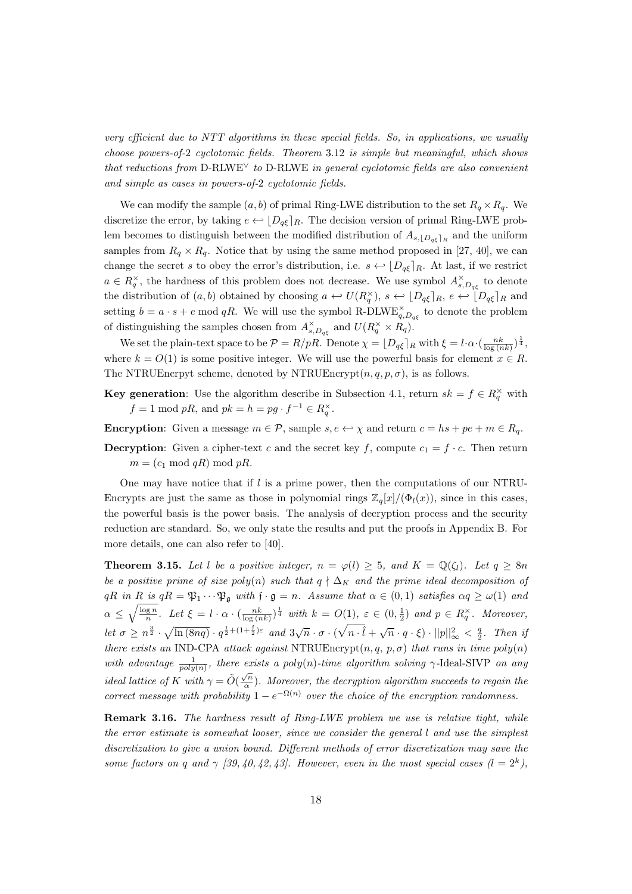*very efficient due to NTT algorithms in these special fields. So, in applications, we usually choose powers-of-2 cyclotomic fields. Theorem 3.12 is simple but meaningful, which shows that reductions from* D-RLWE$^\vee$ *to* D-RLWE *in general cyclotomic fields are also convenient and simple as cases in powers-of-2 cyclotomic fields.*

We can modify the sample $(a, b)$ of primal Ring-LWE distribution to the set $R_q \times R_q$. We discretize the error, by taking $e \leftarrow \lfloor D_{q\xi} \rceil_R$. The decision version of primal Ring-LWE problem becomes to distinguish between the modified distribution of $A_{s,\lfloor D_{q\xi} \rceil_R}$ and the uniform samples from $R_q \times R_q$. Notice that by using the same method proposed in [27, 40], we can change the secret $s$ to obey the error's distribution, i.e. $s \leftarrow \lfloor D_{q\xi} \rceil_R$. At last, if we restrict $a \in R_q^\times$, the hardness of this problem does not decrease. We use symbol $A^\times_{s,D_{q\xi}}$ to denote the distribution of $(a, b)$ obtained by choosing $a \leftarrow U(R_q^\times)$, $s \leftarrow \lfloor D_{q\xi} \rceil_R$, $e \leftarrow \lfloor D_{q\xi} \rceil_R$ and setting $b = a \cdot s + e \bmod qR$. We will use the symbol R-DLWE$^\times_{q,D_{q\xi}}$ to denote the problem of distinguishing the samples chosen from $A^\times_{s,D_{q\xi}}$ and $U(R_q^\times \times R_q)$.

We set the plain-text space to be $\mathcal{P} = R/pR$. Denote $\chi = \lfloor D_{q\xi} \rceil_R$ with $\xi = l \cdot \alpha \cdot (\frac{nk}{\log(nk)})^{\frac{1}{4}}$, where $k = O(1)$ is some positive integer. We will use the powerful basis for element $x \in R$. The NTRUEncrpyt scheme, denoted by NTRUEncrypt$(n, q, p, \sigma)$, is as follows.

**Key generation**: Use the algorithm describe in Subsection 4.1, return $sk = f \in R_q^\times$ with $f = 1 \bmod pR$, and $pk = h = pg \cdot f^{-1} \in R_q^\times$.

**Encryption**: Given a message $m \in \mathcal{P}$, sample $s, e \leftarrow \chi$ and return $c = hs + pe + m \in R_q$.

**Decryption**: Given a cipher-text $c$ and the secret key $f$, compute $c_1 = f \cdot c$. Then return $m = (c_1 \bmod qR) \bmod pR$.

One may have notice that if $l$ is a prime power, then the computations of our NTRUEncrypts are just the same as those in polynomial rings $\mathbb{Z}_q[x]/(\Phi_l(x))$, since in this cases, the powerful basis is the power basis. The analysis of decryption process and the security reduction are standard. So, we only state the results and put the proofs in Appendix B. For more details, one can also refer to [40].

**Theorem 3.15.** *Let $l$ be a positive integer, $n = \varphi(l) \geq 5$, and $K = \mathbb{Q}(\zeta_l)$. Let $q \geq 8n$ be a positive prime of size $poly(n)$ such that $q \nmid \Delta_K$ and the prime ideal decomposition of $qR$ in $R$ is $qR = \mathfrak{P}_1 \cdots \mathfrak{P}_\mathfrak{g}$ with $\mathfrak{f} \cdot \mathfrak{g} = n$. Assume that $\alpha \in (0, 1)$ satisfies $\alpha q \geq \omega(1)$ and $\alpha \leq \sqrt{\frac{\log n}{n}}$. Let $\xi = l \cdot \alpha \cdot (\frac{nk}{\log(nk)})^{\frac{1}{4}}$ with $k = O(1)$, $\varepsilon \in (0, \frac{1}{2})$ and $p \in R_q^\times$. Moreover, let $\sigma \geq n^{\frac{3}{2}} \cdot \sqrt{\ln(8nq)} \cdot q^{\frac{1}{2}+(1+\frac{\mathfrak{f}}{2})\varepsilon}$ and $3\sqrt{n} \cdot \sigma \cdot (\sqrt{n \cdot \hat{l}} + \sqrt{n} \cdot q \cdot \xi) \cdot ||p||^2_\infty < \frac{q}{2}$. Then if there exists an* IND-CPA *attack against* NTRUEncrypt$(n, q, p, \sigma)$ *that runs in time $poly(n)$ with advantage $\frac{1}{poly(n)}$, there exists a $poly(n)$-time algorithm solving $\gamma$-Ideal-SIVP on any ideal lattice of $K$ with $\gamma = \tilde{O}(\frac{\sqrt{n}}{\alpha})$. Moreover, the decryption algorithm succeeds to regain the correct message with probability $1 - e^{-\Omega(n)}$ over the choice of the encryption randomness.*

**Remark 3.16.** *The hardness result of Ring-LWE problem we use is relative tight, while the error estimate is somewhat looser, since we consider the general $l$ and use the simplest discretization to give a union bound. Different methods of error discretization may save the some factors on $q$ and $\gamma$ [39, 40, 42, 43]. However, even in the most special cases ($l = 2^k$),*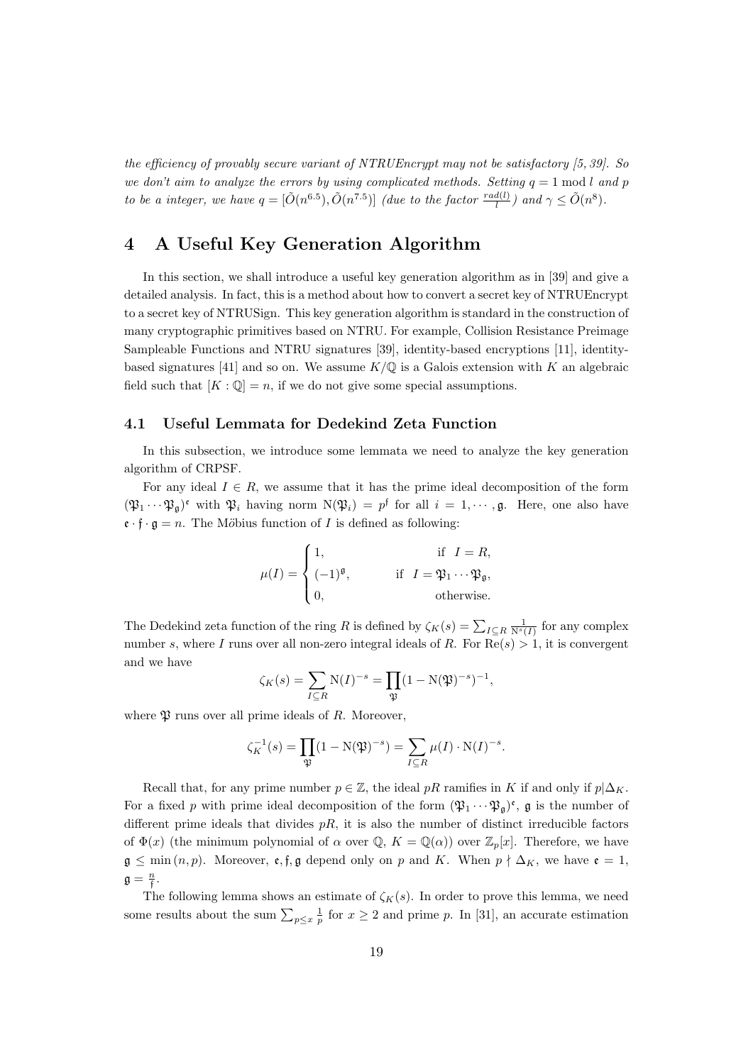*the efficiency of provably secure variant of NTRUEncrypt may not be satisfactory [5, 39]. So we don't aim to analyze the errors by using complicated methods. Setting $q = 1 \bmod l$ and $p$ to be a integer, we have $q = [\tilde{O}(n^{6.5}), \tilde{O}(n^{7.5})]$ (due to the factor $\frac{rad(l)}{l}$) and $\gamma \leq \tilde{O}(n^8)$.*

# 4 A Useful Key Generation Algorithm

In this section, we shall introduce a useful key generation algorithm as in [39] and give a detailed analysis. In fact, this is a method about how to convert a secret key of NTRUEncrypt to a secret key of NTRUSign. This key generation algorithm is standard in the construction of many cryptographic primitives based on NTRU. For example, Collision Resistance Preimage Sampleable Functions and NTRU signatures [39], identity-based encryptions [11], identity-based signatures [41] and so on. We assume $K/\mathbb{Q}$ is a Galois extension with $K$ an algebraic field such that $[K : \mathbb{Q}] = n$, if we do not give some special assumptions.

## 4.1 Useful Lemmata for Dedekind Zeta Function

In this subsection, we introduce some lemmata we need to analyze the key generation algorithm of CRPSF.

For any ideal $I \in R$, we assume that it has the prime ideal decomposition of the form $(\mathfrak{P}_1 \cdots \mathfrak{P}_{\mathfrak{g}})^{\mathfrak{e}}$ with $\mathfrak{P}_i$ having norm $\mathrm{N}(\mathfrak{P}_i) = p^{\mathfrak{f}}$ for all $i = 1, \cdots, \mathfrak{g}$. Here, one also have $\mathfrak{e} \cdot \mathfrak{f} \cdot \mathfrak{g} = n$. The Möbius function of $I$ is defined as following:

$$\mu(I) = \begin{cases} 1, & \text{if } \ I = R, \\ (-1)^{\mathfrak{g}}, & \text{if } \ I = \mathfrak{P}_1 \cdots \mathfrak{P}_{\mathfrak{g}}, \\ 0, & \text{otherwise.} \end{cases}$$

The Dedekind zeta function of the ring $R$ is defined by $\zeta_K(s) = \sum_{I \subseteq R} \frac{1}{\mathrm{N}^s(I)}$ for any complex number $s$, where $I$ runs over all non-zero integral ideals of $R$. For $\mathrm{Re}(s) > 1$, it is convergent and we have

$$\zeta_K(s) = \sum_{I \subseteq R} \mathrm{N}(I)^{-s} = \prod_{\mathfrak{P}} (1 - \mathrm{N}(\mathfrak{P})^{-s})^{-1},$$

where $\mathfrak{P}$ runs over all prime ideals of $R$. Moreover,

$$\zeta_K^{-1}(s) = \prod_{\mathfrak{P}} (1 - \mathrm{N}(\mathfrak{P})^{-s}) = \sum_{I \subseteq R} \mu(I) \cdot \mathrm{N}(I)^{-s}.$$

Recall that, for any prime number $p \in \mathbb{Z}$, the ideal $pR$ ramifies in $K$ if and only if $p | \Delta_K$. For a fixed $p$ with prime ideal decomposition of the form $(\mathfrak{P}_1 \cdots \mathfrak{P}_{\mathfrak{g}})^{\mathfrak{e}}$, $\mathfrak{g}$ is the number of different prime ideals that divides $pR$, it is also the number of distinct irreducible factors of $\Phi(x)$ (the minimum polynomial of $\alpha$ over $\mathbb{Q}$, $K = \mathbb{Q}(\alpha)$) over $\mathbb{Z}_p[x]$. Therefore, we have $\mathfrak{g} \leq \min(n, p)$. Moreover, $\mathfrak{e}, \mathfrak{f}, \mathfrak{g}$ depend only on $p$ and $K$. When $p \nmid \Delta_K$, we have $\mathfrak{e} = 1$, $\mathfrak{g} = \frac{n}{\mathfrak{f}}$.

The following lemma shows an estimate of $\zeta_K(s)$. In order to prove this lemma, we need some results about the sum $\sum_{p \leq x} \frac{1}{p}$ for $x \geq 2$ and prime $p$. In [31], an accurate estimation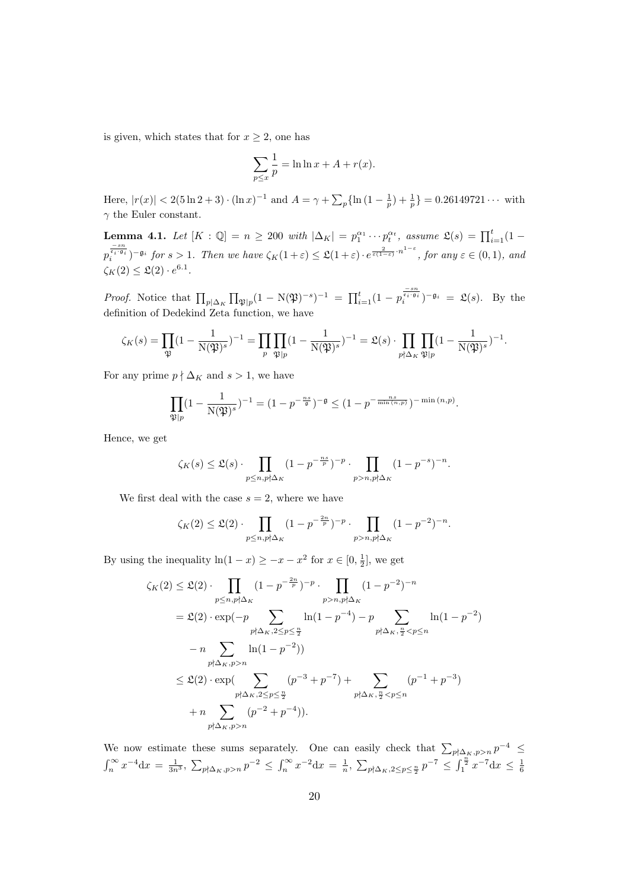is given, which states that for $x \geq 2$, one has

$$\sum_{p \leq x} \frac{1}{p} = \ln \ln x + A + r(x).$$

Here, $|r(x)| < 2(5\ln 2 + 3) \cdot (\ln x)^{-1}$ and $A = \gamma + \sum_p \{\ln(1 - \frac{1}{p}) + \frac{1}{p}\} = 0.26149721\cdots$ with $\gamma$ the Euler constant.

**Lemma 4.1.** *Let $[K : \mathbb{Q}] = n \geq 200$ with $|\Delta_K| = p_1^{\alpha_1} \cdots p_t^{\alpha_t}$, assume $\mathfrak{L}(s) = \prod_{i=1}^t (1 - p_i^{\frac{-sn}{\varepsilon_i \cdot \mathfrak{g}_i}})^{-\mathfrak{g}_i}$ for $s > 1$. Then we have $\zeta_K(1+\varepsilon) \leq \mathfrak{L}(1+\varepsilon) \cdot e^{\frac{2}{\varepsilon(1-\varepsilon)} \cdot n^{1-\varepsilon}}$, for any $\varepsilon \in (0, 1)$, and $\zeta_K(2) \leq \mathfrak{L}(2) \cdot e^{6.1}$.*

*Proof.* Notice that $\prod_{p | \Delta_K} \prod_{\mathfrak{P} | p} (1 - \mathrm{N}(\mathfrak{P})^{-s})^{-1} = \prod_{i=1}^t (1 - p_i^{\frac{-sn}{\varepsilon_i \cdot \mathfrak{g}_i}})^{-\mathfrak{g}_i} = \mathfrak{L}(s)$. By the definition of Dedekind Zeta function, we have

$$\zeta_K(s) = \prod_{\mathfrak{P}} (1 - \frac{1}{\mathrm{N}(\mathfrak{P})^s})^{-1} = \prod_p \prod_{\mathfrak{P} | p} (1 - \frac{1}{\mathrm{N}(\mathfrak{P})^s})^{-1} = \mathfrak{L}(s) \cdot \prod_{p \nmid \Delta_K} \prod_{\mathfrak{P} | p} (1 - \frac{1}{\mathrm{N}(\mathfrak{P})^s})^{-1}.$$

For any prime $p \nmid \Delta_K$ and $s > 1$, we have

$$\prod_{\mathfrak{P} | p} (1 - \frac{1}{\mathrm{N}(\mathfrak{P})^s})^{-1} = (1 - p^{-\frac{ns}{\mathfrak{g}}})^{-\mathfrak{g}} \leq (1 - p^{-\frac{ns}{\min(n,p)}})^{-\min(n,p)}.$$

Hence, we get

$$\zeta_K(s) \leq \mathfrak{L}(s) \cdot \prod_{p \leq n, p \nmid \Delta_K} (1 - p^{-\frac{ns}{p}})^{-p} \cdot \prod_{p > n, p \nmid \Delta_K} (1 - p^{-s})^{-n}.$$

We first deal with the case $s = 2$, where we have

$$\zeta_K(2) \leq \mathfrak{L}(2) \cdot \prod_{p \leq n, p \nmid \Delta_K} (1 - p^{-\frac{2n}{p}})^{-p} \cdot \prod_{p > n, p \nmid \Delta_K} (1 - p^{-2})^{-n}.$$

By using the inequality $\ln(1 - x) \geq -x - x^2$ for $x \in [0, \frac{1}{2}]$, we get

$$\begin{aligned}
\zeta_K(2) &\leq \mathfrak{L}(2) \cdot \prod_{p \leq n, p \nmid \Delta_K} (1 - p^{-\frac{2n}{p}})^{-p} \cdot \prod_{p > n, p \nmid \Delta_K} (1 - p^{-2})^{-n} \\
&= \mathfrak{L}(2) \cdot \exp(-p \sum_{p \nmid \Delta_K, 2 \leq p \leq \frac{n}{2}} \ln(1 - p^{-4}) - p \sum_{p \nmid \Delta_K, \frac{n}{2} < p \leq n} \ln(1 - p^{-2}) \\
&\quad - n \sum_{p \nmid \Delta_K, p > n} \ln(1 - p^{-2})) \\
&\leq \mathfrak{L}(2) \cdot \exp(\sum_{p \nmid \Delta_K, 2 \leq p \leq \frac{n}{2}} (p^{-3} + p^{-7}) + \sum_{p \nmid \Delta_K, \frac{n}{2} < p \leq n} (p^{-1} + p^{-3}) \\
&\quad + n \sum_{p \nmid \Delta_K, p > n} (p^{-2} + p^{-4})).
\end{aligned}$$

We now estimate these sums separately. One can easily check that $\sum_{p \nmid \Delta_K, p > n} p^{-4} \leq \int_n^\infty x^{-4} \mathrm{d}x = \frac{1}{3n^3}$, $\sum_{p \nmid \Delta_K, p > n} p^{-2} \leq \int_n^\infty x^{-2} \mathrm{d}x = \frac{1}{n}$, $\sum_{p \nmid \Delta_K, 2 \leq p \leq \frac{n}{2}} p^{-7} \leq \int_1^{\frac{n}{2}} x^{-7} \mathrm{d}x \leq \frac{1}{6}$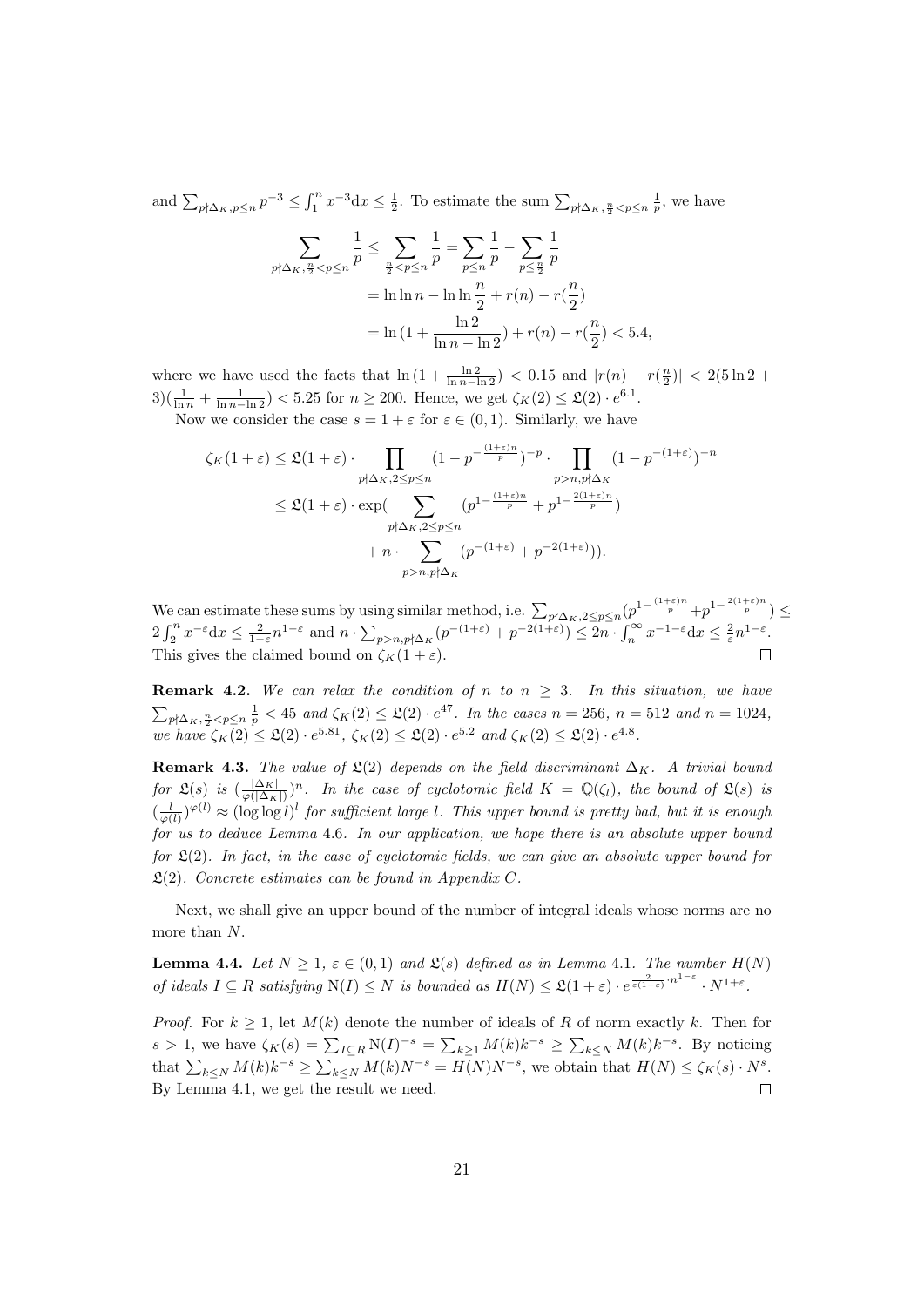and $\sum_{p\nmid\Delta_K, p\le n} p^{-3} \le \int_1^n x^{-3}\mathrm{d}x \le \frac{1}{2}$. To estimate the sum $\sum_{p\nmid\Delta_K, \frac{n}{2}<p\le n} \frac{1}{p}$, we have

$$
\begin{aligned}
\sum_{p\nmid\Delta_K, \frac{n}{2}<p\le n} \frac{1}{p} &\le \sum_{\frac{n}{2}<p\le n} \frac{1}{p} = \sum_{p\le n}\frac{1}{p} - \sum_{p\le \frac{n}{2}}\frac{1}{p} \\
&= \ln\ln n - \ln\ln\frac{n}{2} + r(n) - r(\frac{n}{2}) \\
&= \ln(1+\frac{\ln 2}{\ln n - \ln 2}) + r(n) - r(\frac{n}{2}) < 5.4,
\end{aligned}
$$

where we have used the facts that $\ln(1+\frac{\ln 2}{\ln n-\ln 2}) < 0.15$ and $|r(n)-r(\frac{n}{2})| < 2(5\ln 2 + 3)(\frac{1}{\ln n}+\frac{1}{\ln n - \ln 2}) < 5.25$ for $n \ge 200$. Hence, we get $\zeta_K(2) \le \mathfrak{L}(2)\cdot e^{6.1}$.

Now we consider the case $s = 1+\varepsilon$ for $\varepsilon \in (0,1)$. Similarly, we have

$$
\begin{aligned}
\zeta_K(1+\varepsilon) &\le \mathfrak{L}(1+\varepsilon)\cdot \prod_{p\nmid\Delta_K, 2\le p\le n}(1-p^{-\frac{(1+\varepsilon)n}{p}})^{-p}\cdot \prod_{p>n, p\nmid\Delta_K}(1-p^{-(1+\varepsilon)})^{-n} \\
&\le \mathfrak{L}(1+\varepsilon)\cdot \exp\Big(\sum_{p\nmid\Delta_K, 2\le p\le n}(p^{1-\frac{(1+\varepsilon)n}{p}} + p^{1-\frac{2(1+\varepsilon)n}{p}}) \\
&\qquad + n\cdot \sum_{p>n, p\nmid\Delta_K}(p^{-(1+\varepsilon)} + p^{-2(1+\varepsilon)})\Big).
\end{aligned}
$$

We can estimate these sums by using similar method, i.e. $\sum_{p\nmid\Delta_K, 2\le p\le n}(p^{1-\frac{(1+\varepsilon)n}{p}} + p^{1-\frac{2(1+\varepsilon)n}{p}}) \le 2\int_2^n x^{-\varepsilon}\mathrm{d}x \le \frac{2}{1-\varepsilon}n^{1-\varepsilon}$ and $n\cdot\sum_{p>n, p\nmid\Delta_K}(p^{-(1+\varepsilon)}+p^{-2(1+\varepsilon)}) \le 2n\cdot\int_n^\infty x^{-1-\varepsilon}\mathrm{d}x \le \frac{2}{\varepsilon}n^{1-\varepsilon}$. This gives the claimed bound on $\zeta_K(1+\varepsilon)$. $\square$

**Remark 4.2.** *We can relax the condition of $n$ to $n \ge 3$. In this situation, we have $\sum_{p\nmid\Delta_K, \frac{n}{2}<p\le n}\frac{1}{p} < 45$ and $\zeta_K(2) \le \mathfrak{L}(2)\cdot e^{47}$. In the cases $n = 256$, $n = 512$ and $n = 1024$, we have $\zeta_K(2) \le \mathfrak{L}(2)\cdot e^{5.81}$, $\zeta_K(2) \le \mathfrak{L}(2)\cdot e^{5.2}$ and $\zeta_K(2) \le \mathfrak{L}(2)\cdot e^{4.8}$.*

**Remark 4.3.** *The value of $\mathfrak{L}(2)$ depends on the field discriminant $\Delta_K$. A trivial bound for $\mathfrak{L}(s)$ is $(\frac{|\Delta_K|}{\varphi(|\Delta_K|)})^n$. In the case of cyclotomic field $K = \mathbb{Q}(\zeta_l)$, the bound of $\mathfrak{L}(s)$ is $(\frac{l}{\varphi(l)})^{\varphi(l)} \approx (\log\log l)^l$ for sufficient large $l$. This upper bound is pretty bad, but it is enough for us to deduce Lemma 4.6. In our application, we hope there is an absolute upper bound for $\mathfrak{L}(2)$. In fact, in the case of cyclotomic fields, we can give an absolute upper bound for $\mathfrak{L}(2)$. Concrete estimates can be found in Appendix C.*

Next, we shall give an upper bound of the number of integral ideals whose norms are no more than $N$.

**Lemma 4.4.** *Let $N \ge 1$, $\varepsilon \in (0,1)$ and $\mathfrak{L}(s)$ defined as in Lemma 4.1. The number $H(N)$ of ideals $I \subseteq R$ satisfying $\mathrm{N}(I) \le N$ is bounded as $H(N) \le \mathfrak{L}(1+\varepsilon)\cdot e^{\frac{2}{\varepsilon(1-\varepsilon)}\cdot n^{1-\varepsilon}}\cdot N^{1+\varepsilon}$.*

*Proof.* For $k \ge 1$, let $M(k)$ denote the number of ideals of $R$ of norm exactly $k$. Then for $s > 1$, we have $\zeta_K(s) = \sum_{I\subseteq R}\mathrm{N}(I)^{-s} = \sum_{k\ge 1}M(k)k^{-s} \ge \sum_{k\le N}M(k)k^{-s}$. By noticing that $\sum_{k\le N}M(k)k^{-s} \ge \sum_{k\le N}M(k)N^{-s} = H(N)N^{-s}$, we obtain that $H(N) \le \zeta_K(s)\cdot N^s$. By Lemma 4.1, we get the result we need. $\square$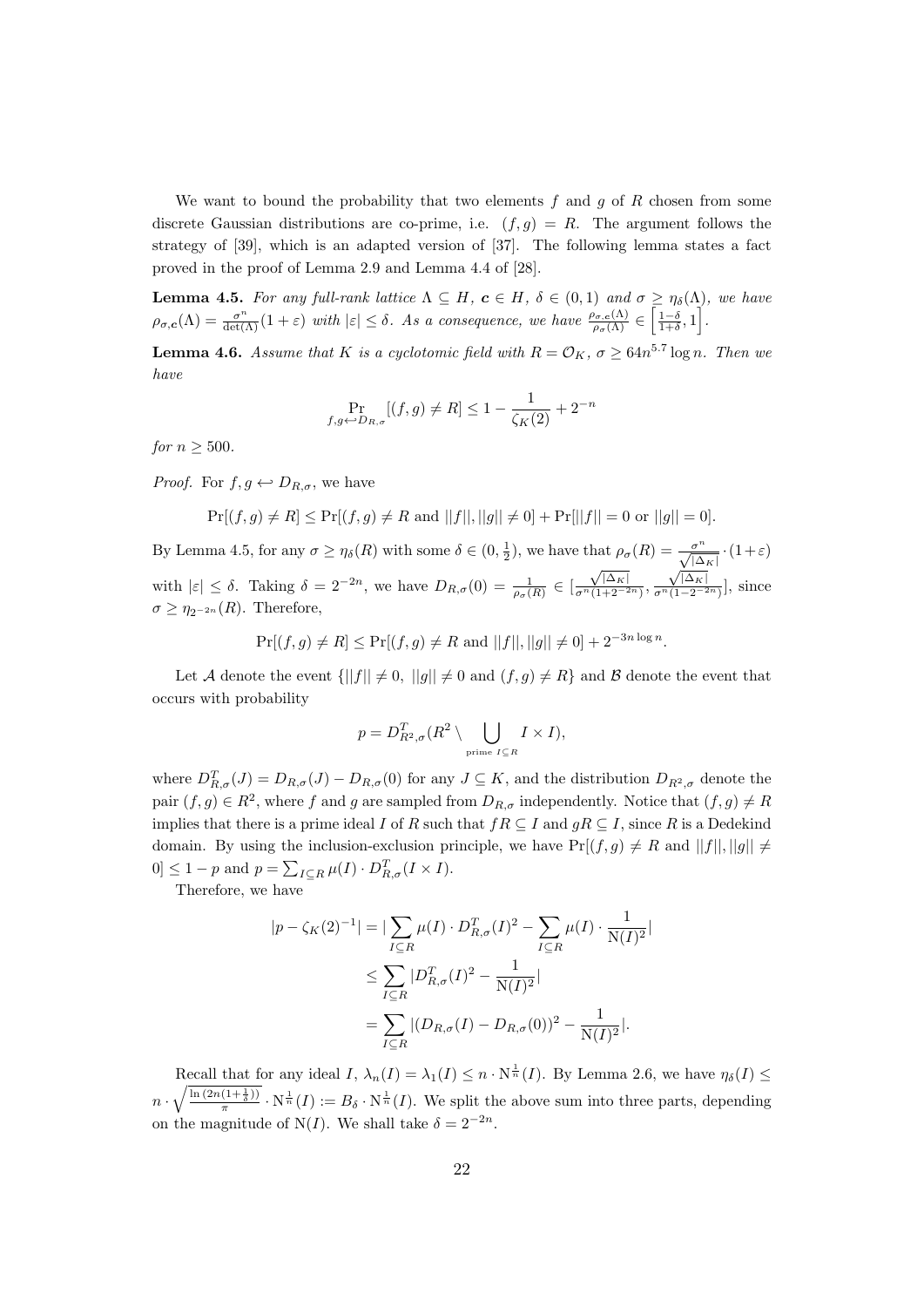We want to bound the probability that two elements $f$ and $g$ of $R$ chosen from some discrete Gaussian distributions are co-prime, i.e. $(f, g) = R$. The argument follows the strategy of [39], which is an adapted version of [37]. The following lemma states a fact proved in the proof of Lemma 2.9 and Lemma 4.4 of [28].

**Lemma 4.5.** *For any full-rank lattice $\Lambda \subseteq H$, $\boldsymbol{c} \in H$, $\delta \in (0,1)$ and $\sigma \geq \eta_\delta(\Lambda)$, we have $\rho_{\sigma,\boldsymbol{c}}(\Lambda) = \frac{\sigma^n}{\det(\Lambda)}(1+\varepsilon)$ with $|\varepsilon| \leq \delta$. As a consequence, we have $\frac{\rho_{\sigma,\boldsymbol{c}}(\Lambda)}{\rho_\sigma(\Lambda)} \in \left[\frac{1-\delta}{1+\delta}, 1\right]$.*

**Lemma 4.6.** *Assume that $K$ is a cyclotomic field with $R = \mathcal{O}_K$, $\sigma \geq 64n^{5.7}\log n$. Then we have*

$$\Pr_{f,g \hookleftarrow D_{R,\sigma}}[(f,g) \neq R] \leq 1 - \frac{1}{\zeta_K(2)} + 2^{-n}$$

*for $n \geq 500$.*

*Proof.* For $f, g \hookleftarrow D_{R,\sigma}$, we have

$$\Pr[(f,g) \neq R] \leq \Pr[(f,g) \neq R \text{ and } ||f||, ||g|| \neq 0] + \Pr[||f|| = 0 \text{ or } ||g|| = 0].$$

By Lemma 4.5, for any $\sigma \geq \eta_\delta(R)$ with some $\delta \in (0, \frac{1}{2})$, we have that $\rho_\sigma(R) = \frac{\sigma^n}{\sqrt{|\Delta_K|}} \cdot (1+\varepsilon)$ with $|\varepsilon| \leq \delta$. Taking $\delta = 2^{-2n}$, we have $D_{R,\sigma}(0) = \frac{1}{\rho_\sigma(R)} \in [\frac{\sqrt{|\Delta_K|}}{\sigma^n(1+2^{-2n})}, \frac{\sqrt{|\Delta_K|}}{\sigma^n(1-2^{-2n})}]$, since $\sigma \geq \eta_{2^{-2n}}(R)$. Therefore,

$$\Pr[(f,g) \neq R] \leq \Pr[(f,g) \neq R \text{ and } ||f||, ||g|| \neq 0] + 2^{-3n\log n}.$$

Let $\mathcal{A}$ denote the event $\{||f|| \neq 0, \ ||g|| \neq 0 \text{ and } (f,g) \neq R\}$ and $\mathcal{B}$ denote the event that occurs with probability

$$p = D^T_{R^2,\sigma}(R^2 \setminus \bigcup_{\text{prime } I \subseteq R} I \times I),$$

where $D^T_{R,\sigma}(J) = D_{R,\sigma}(J) - D_{R,\sigma}(0)$ for any $J \subseteq K$, and the distribution $D_{R^2,\sigma}$ denote the pair $(f, g) \in R^2$, where $f$ and $g$ are sampled from $D_{R,\sigma}$ independently. Notice that $(f, g) \neq R$ implies that there is a prime ideal $I$ of $R$ such that $fR \subseteq I$ and $gR \subseteq I$, since $R$ is a Dedekind domain. By using the inclusion-exclusion principle, we have $\Pr[(f,g) \neq R \text{ and } ||f||, ||g|| \neq 0] \leq 1 - p$ and $p = \sum_{I \subseteq R} \mu(I) \cdot D^T_{R,\sigma}(I \times I)$.

Therefore, we have

$$\begin{aligned}
|p - \zeta_K(2)^{-1}| &= |\sum_{I \subseteq R} \mu(I) \cdot D^T_{R,\sigma}(I)^2 - \sum_{I \subseteq R} \mu(I) \cdot \frac{1}{\mathrm{N}(I)^2}| \\
&\leq \sum_{I \subseteq R} |D^T_{R,\sigma}(I)^2 - \frac{1}{\mathrm{N}(I)^2}| \\
&= \sum_{I \subseteq R} |(D_{R,\sigma}(I) - D_{R,\sigma}(0))^2 - \frac{1}{\mathrm{N}(I)^2}|.
\end{aligned}$$

Recall that for any ideal $I$, $\lambda_n(I) = \lambda_1(I) \leq n \cdot \mathrm{N}^{\frac{1}{n}}(I)$. By Lemma 2.6, we have $\eta_\delta(I) \leq n \cdot \sqrt{\frac{\ln(2n(1+\frac{1}{\delta}))}{\pi}} \cdot \mathrm{N}^{\frac{1}{n}}(I) := B_\delta \cdot \mathrm{N}^{\frac{1}{n}}(I)$. We split the above sum into three parts, depending on the magnitude of $\mathrm{N}(I)$. We shall take $\delta = 2^{-2n}$.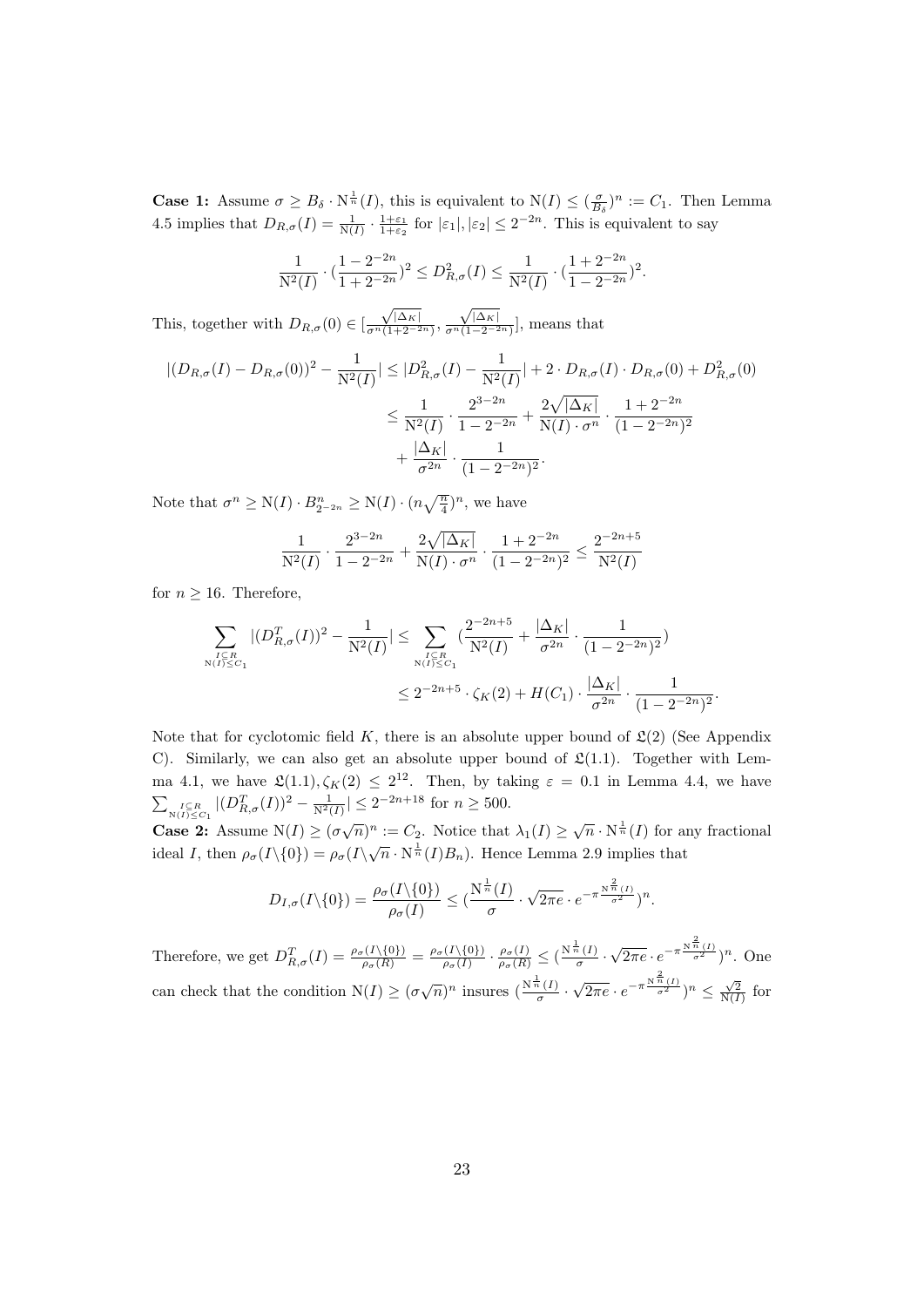**Case 1:** Assume $\sigma \geq B_\delta \cdot \mathrm{N}^{\frac{1}{n}}(I)$, this is equivalent to $\mathrm{N}(I) \leq (\frac{\sigma}{B_\delta})^n := C_1$. Then Lemma 4.5 implies that $D_{R,\sigma}(I) = \frac{1}{\mathrm{N}(I)} \cdot \frac{1+\varepsilon_1}{1+\varepsilon_2}$ for $|\varepsilon_1|, |\varepsilon_2| \leq 2^{-2n}$. This is equivalent to say

$$\frac{1}{\mathrm{N}^2(I)} \cdot (\frac{1-2^{-2n}}{1+2^{-2n}})^2 \leq D^2_{R,\sigma}(I) \leq \frac{1}{\mathrm{N}^2(I)} \cdot (\frac{1+2^{-2n}}{1-2^{-2n}})^2.$$

This, together with $D_{R,\sigma}(0) \in [\frac{\sqrt{|\Delta_K|}}{\sigma^n(1+2^{-2n})}, \frac{\sqrt{|\Delta_K|}}{\sigma^n(1-2^{-2n})}]$, means that

$$\begin{aligned}
|(D_{R,\sigma}(I) - D_{R,\sigma}(0))^2 - \frac{1}{\mathrm{N}^2(I)}| &\leq |D^2_{R,\sigma}(I) - \frac{1}{\mathrm{N}^2(I)}| + 2 \cdot D_{R,\sigma}(I) \cdot D_{R,\sigma}(0) + D^2_{R,\sigma}(0) \\
&\leq \frac{1}{\mathrm{N}^2(I)} \cdot \frac{2^{3-2n}}{1-2^{-2n}} + \frac{2\sqrt{|\Delta_K|}}{\mathrm{N}(I) \cdot \sigma^n} \cdot \frac{1+2^{-2n}}{(1-2^{-2n})^2} \\
&\quad + \frac{|\Delta_K|}{\sigma^{2n}} \cdot \frac{1}{(1-2^{-2n})^2}.
\end{aligned}$$

Note that $\sigma^n \geq \mathrm{N}(I) \cdot B^n_{2^{-2n}} \geq \mathrm{N}(I) \cdot (n\sqrt{\frac{n}{4}})^n$, we have

$$\frac{1}{\mathrm{N}^2(I)} \cdot \frac{2^{3-2n}}{1-2^{-2n}} + \frac{2\sqrt{|\Delta_K|}}{\mathrm{N}(I) \cdot \sigma^n} \cdot \frac{1+2^{-2n}}{(1-2^{-2n})^2} \leq \frac{2^{-2n+5}}{\mathrm{N}^2(I)}$$

for $n \geq 16$. Therefore,

$$\begin{aligned}
\sum_{\substack{I \subseteq R \\ \mathrm{N}(I) \leq C_1}} |(D^T_{R,\sigma}(I))^2 - \frac{1}{\mathrm{N}^2(I)}| &\leq \sum_{\substack{I \subseteq R \\ \mathrm{N}(I) \leq C_1}} (\frac{2^{-2n+5}}{\mathrm{N}^2(I)} + \frac{|\Delta_K|}{\sigma^{2n}} \cdot \frac{1}{(1-2^{-2n})^2}) \\
&\leq 2^{-2n+5} \cdot \zeta_K(2) + H(C_1) \cdot \frac{|\Delta_K|}{\sigma^{2n}} \cdot \frac{1}{(1-2^{-2n})^2}.
\end{aligned}$$

Note that for cyclotomic field $K$, there is an absolute upper bound of $\mathfrak{L}(2)$ (See Appendix C). Similarly, we can also get an absolute upper bound of $\mathfrak{L}(1.1)$. Together with Lemma 4.1, we have $\mathfrak{L}(1.1), \zeta_K(2) \leq 2^{12}$. Then, by taking $\varepsilon = 0.1$ in Lemma 4.4, we have $\sum_{\substack{I \subseteq R \\ \mathrm{N}(I) \leq C_1}} |(D^T_{R,\sigma}(I))^2 - \frac{1}{\mathrm{N}^2(I)}| \leq 2^{-2n+18}$ for $n \geq 500$.

**Case 2:** Assume $\mathrm{N}(I) \geq (\sigma\sqrt{n})^n := C_2$. Notice that $\lambda_1(I) \geq \sqrt{n} \cdot \mathrm{N}^{\frac{1}{n}}(I)$ for any fractional ideal $I$, then $\rho_\sigma(I \backslash \{0\}) = \rho_\sigma(I \backslash \sqrt{n} \cdot \mathrm{N}^{\frac{1}{n}}(I) B_n)$. Hence Lemma 2.9 implies that

$$D_{I,\sigma}(I \backslash \{0\}) = \frac{\rho_\sigma(I \backslash \{0\})}{\rho_\sigma(I)} \leq (\frac{\mathrm{N}^{\frac{1}{n}}(I)}{\sigma} \cdot \sqrt{2\pi e} \cdot e^{-\pi \frac{\mathrm{N}^{\frac{2}{n}}(I)}{\sigma^2}})^n.$$

Therefore, we get $D^T_{R,\sigma}(I) = \frac{\rho_\sigma(I \backslash \{0\})}{\rho_\sigma(R)} = \frac{\rho_\sigma(I \backslash \{0\})}{\rho_\sigma(I)} \cdot \frac{\rho_\sigma(I)}{\rho_\sigma(R)} \leq (\frac{\mathrm{N}^{\frac{1}{n}}(I)}{\sigma} \cdot \sqrt{2\pi e} \cdot e^{-\pi \frac{\mathrm{N}^{\frac{2}{n}}(I)}{\sigma^2}})^n$. One can check that the condition $\mathrm{N}(I) \geq (\sigma\sqrt{n})^n$ insures $(\frac{\mathrm{N}^{\frac{1}{n}}(I)}{\sigma} \cdot \sqrt{2\pi e} \cdot e^{-\pi \frac{\mathrm{N}^{\frac{2}{n}}(I)}{\sigma^2}})^n \leq \frac{\sqrt{2}}{\mathrm{N}(I)}$ for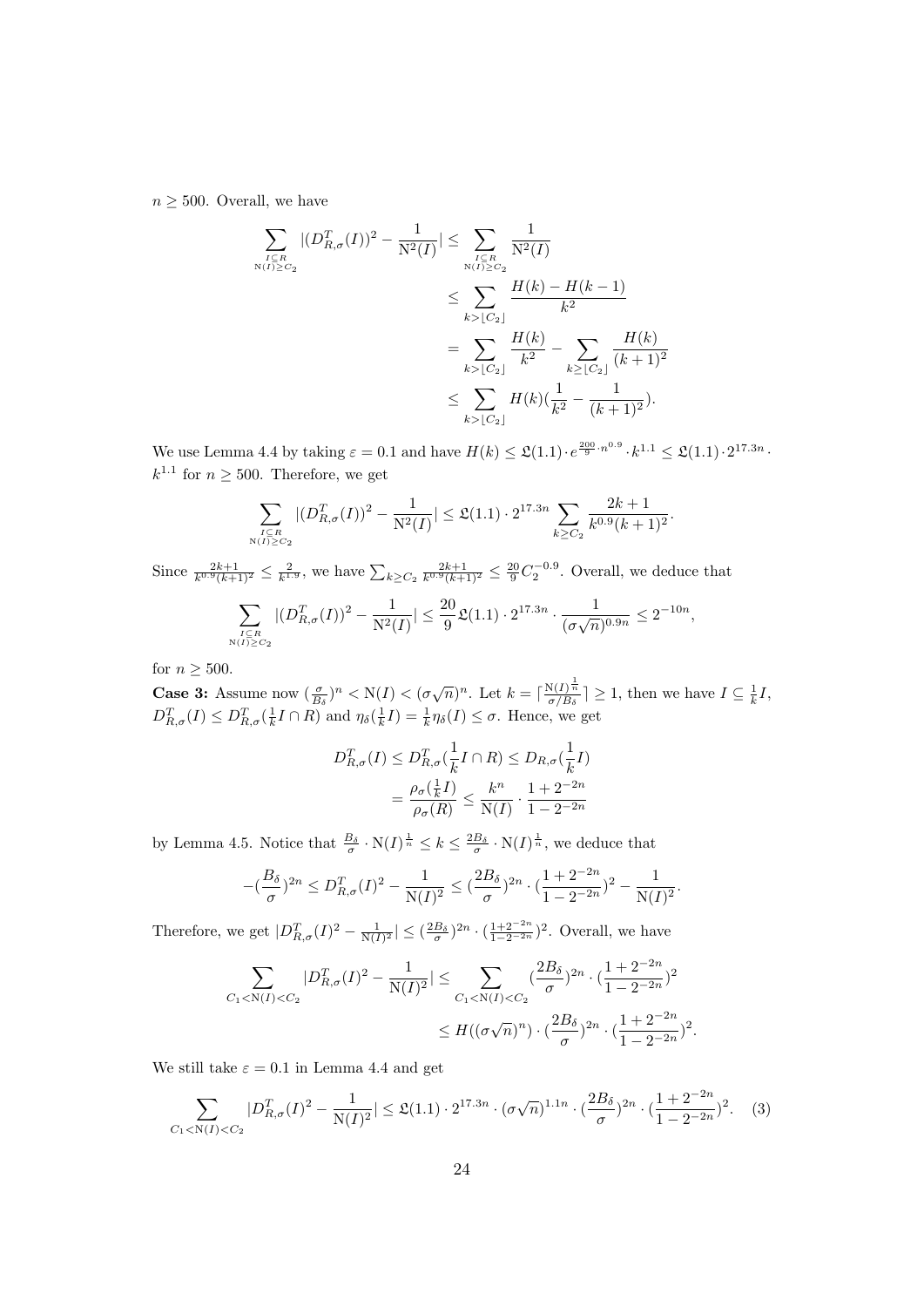$n \geq 500$. Overall, we have

$$\begin{aligned}
\sum_{\substack{I \subseteq R \\ \mathrm{N}(I) \geq C_2}} |(D_{R,\sigma}^T(I))^2 - \frac{1}{\mathrm{N}^2(I)}| &\leq \sum_{\substack{I \subseteq R \\ \mathrm{N}(I) \geq C_2}} \frac{1}{\mathrm{N}^2(I)} \\
&\leq \sum_{k > \lfloor C_2 \rfloor} \frac{H(k) - H(k-1)}{k^2} \\
&= \sum_{k > \lfloor C_2 \rfloor} \frac{H(k)}{k^2} - \sum_{k \geq \lfloor C_2 \rfloor} \frac{H(k)}{(k+1)^2} \\
&\leq \sum_{k > \lfloor C_2 \rfloor} H(k)(\frac{1}{k^2} - \frac{1}{(k+1)^2}).
\end{aligned}$$

We use Lemma 4.4 by taking $\varepsilon = 0.1$ and have $H(k) \leq \mathfrak{L}(1.1) \cdot e^{\frac{200}{9} \cdot n^{0.9}} \cdot k^{1.1} \leq \mathfrak{L}(1.1) \cdot 2^{17.3n} \cdot k^{1.1}$ for $n \geq 500$. Therefore, we get

$$\sum_{\substack{I \subseteq R \\ \mathrm{N}(I) \geq C_2}} |(D_{R,\sigma}^T(I))^2 - \frac{1}{\mathrm{N}^2(I)}| \leq \mathfrak{L}(1.1) \cdot 2^{17.3n} \sum_{k \geq C_2} \frac{2k+1}{k^{0.9}(k+1)^2}.$$

Since $\frac{2k+1}{k^{0.9}(k+1)^2} \leq \frac{2}{k^{1.9}}$, we have $\sum_{k \geq C_2} \frac{2k+1}{k^{0.9}(k+1)^2} \leq \frac{20}{9} C_2^{-0.9}$. Overall, we deduce that

$$\sum_{\substack{I \subseteq R \\ \mathrm{N}(I) \geq C_2}} |(D_{R,\sigma}^T(I))^2 - \frac{1}{\mathrm{N}^2(I)}| \leq \frac{20}{9} \mathfrak{L}(1.1) \cdot 2^{17.3n} \cdot \frac{1}{(\sigma\sqrt{n})^{0.9n}} \leq 2^{-10n},$$

for $n \geq 500$.

**Case 3:** Assume now $(\frac{\sigma}{B_\delta})^n < \mathrm{N}(I) < (\sigma\sqrt{n})^n$. Let $k = \lceil \frac{\mathrm{N}(I)^{\frac{1}{n}}}{\sigma / B_\delta} \rceil \geq 1$, then we have $I \subseteq \frac{1}{k} I$, $D_{R,\sigma}^T(I) \leq D_{R,\sigma}^T(\frac{1}{k} I \cap R)$ and $\eta_\delta(\frac{1}{k} I) = \frac{1}{k} \eta_\delta(I) \leq \sigma$. Hence, we get

$$\begin{aligned}
D_{R,\sigma}^T(I) &\leq D_{R,\sigma}^T(\frac{1}{k} I \cap R) \leq D_{R,\sigma}(\frac{1}{k} I) \\
&= \frac{\rho_\sigma(\frac{1}{k} I)}{\rho_\sigma(R)} \leq \frac{k^n}{\mathrm{N}(I)} \cdot \frac{1 + 2^{-2n}}{1 - 2^{-2n}}
\end{aligned}$$

by Lemma 4.5. Notice that $\frac{B_\delta}{\sigma} \cdot \mathrm{N}(I)^{\frac{1}{n}} \leq k \leq \frac{2B_\delta}{\sigma} \cdot \mathrm{N}(I)^{\frac{1}{n}}$, we deduce that

$$-(\frac{B_\delta}{\sigma})^{2n} \leq D_{R,\sigma}^T(I)^2 - \frac{1}{\mathrm{N}(I)^2} \leq (\frac{2B_\delta}{\sigma})^{2n} \cdot (\frac{1 + 2^{-2n}}{1 - 2^{-2n}})^2 - \frac{1}{\mathrm{N}(I)^2}.$$

Therefore, we get $|D_{R,\sigma}^T(I)^2 - \frac{1}{\mathrm{N}(I)^2}| \leq (\frac{2B_\delta}{\sigma})^{2n} \cdot (\frac{1+2^{-2n}}{1-2^{-2n}})^2$. Overall, we have

$$\begin{aligned}
\sum_{C_1 < \mathrm{N}(I) < C_2} |D_{R,\sigma}^T(I)^2 - \frac{1}{\mathrm{N}(I)^2}| &\leq \sum_{C_1 < \mathrm{N}(I) < C_2} (\frac{2B_\delta}{\sigma})^{2n} \cdot (\frac{1 + 2^{-2n}}{1 - 2^{-2n}})^2 \\
&\leq H((\sigma\sqrt{n})^n) \cdot (\frac{2B_\delta}{\sigma})^{2n} \cdot (\frac{1 + 2^{-2n}}{1 - 2^{-2n}})^2.
\end{aligned}$$

We still take $\varepsilon = 0.1$ in Lemma 4.4 and get

$$\sum_{C_1 < \mathrm{N}(I) < C_2} |D_{R,\sigma}^T(I)^2 - \frac{1}{\mathrm{N}(I)^2}| \leq \mathfrak{L}(1.1) \cdot 2^{17.3n} \cdot (\sigma\sqrt{n})^{1.1n} \cdot (\frac{2B_\delta}{\sigma})^{2n} \cdot (\frac{1 + 2^{-2n}}{1 - 2^{-2n}})^2. \quad (3)$$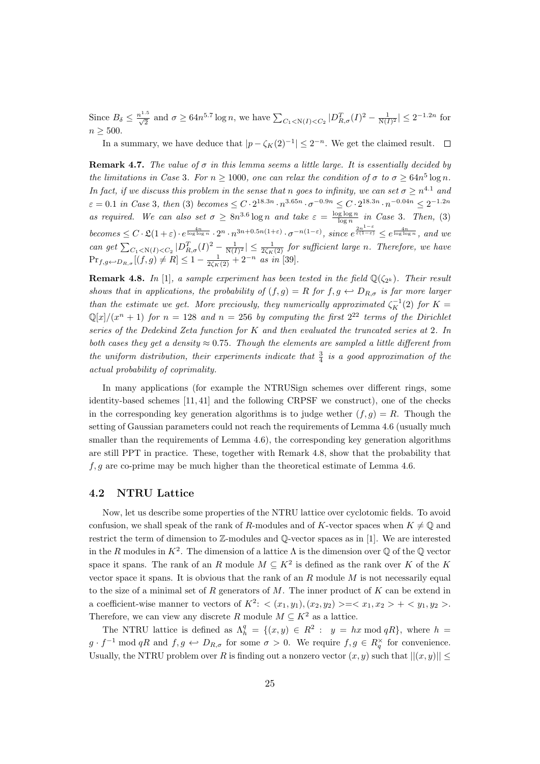Since $B_\delta \leq \frac{n^{1.5}}{\sqrt{2}}$ and $\sigma \geq 64n^{5.7}\log n$, we have $\sum_{C_1<\mathrm{N}(I)<C_2} |D^T_{R,\sigma}(I)^2 - \frac{1}{\mathrm{N}(I)^2}| \leq 2^{-1.2n}$ for $n \geq 500$.

In a summary, we have deduce that $|p - \zeta_K(2)^{-1}| \leq 2^{-n}$. We get the claimed result. $\square$

**Remark 4.7.** *The value of $\sigma$ in this lemma seems a little large. It is essentially decided by the limitations in Case 3. For $n \geq 1000$, one can relax the condition of $\sigma$ to $\sigma \geq 64n^5 \log n$. In fact, if we discuss this problem in the sense that $n$ goes to infinity, we can set $\sigma \geq n^{4.1}$ and $\varepsilon = 0.1$ in Case 3, then (3) becomes $\leq C \cdot 2^{18.3n} \cdot n^{3.65n} \cdot \sigma^{-0.9n} \leq C \cdot 2^{18.3n} \cdot n^{-0.04n} \leq 2^{-1.2n}$ as required. We can also set $\sigma \geq 8n^{3.6} \log n$ and take $\varepsilon = \frac{\log\log n}{\log n}$ in Case 3. Then, (3) becomes $\leq C \cdot \mathfrak{L}(1+\varepsilon) \cdot e^{\frac{4n}{\log\log n}} \cdot 2^n \cdot n^{3n+0.5n(1+\varepsilon)} \cdot \sigma^{-n(1-\varepsilon)}$, since $e^{\frac{2n^{1-\varepsilon}}{\varepsilon(1-\varepsilon)}} \leq e^{\frac{4n}{\log\log n}}$, and we can get $\sum_{C_1<\mathrm{N}(I)<C_2} |D^T_{R,\sigma}(I)^2 - \frac{1}{\mathrm{N}(I)^2}| \leq \frac{1}{2\zeta_K(2)}$ for sufficient large $n$. Therefore, we have $\Pr_{f,g\hookleftarrow D_{R,\sigma}}[(f,g) \neq R] \leq 1 - \frac{1}{2\zeta_K(2)} + 2^{-n}$ as in [39].*

**Remark 4.8.** *In [1], a sample experiment has been tested in the field $\mathbb{Q}(\zeta_{2^k})$. Their result shows that in applications, the probability of $(f,g) = R$ for $f,g \hookleftarrow D_{R,\sigma}$ is far more larger than the estimate we get. More preciously, they numerically approximated $\zeta_K^{-1}(2)$ for $K = \mathbb{Q}[x]/(x^n+1)$ for $n = 128$ and $n = 256$ by computing the first $2^{22}$ terms of the Dirichlet series of the Dedekind Zeta function for $K$ and then evaluated the truncated series at 2. In both cases they get a density $\approx 0.75$. Though the elements are sampled a little different from the uniform distribution, their experiments indicate that $\frac{3}{4}$ is a good approximation of the actual probability of coprimality.*

In many applications (for example the NTRUSign schemes over different rings, some identity-based schemes [11,41] and the following CRPSF we construct), one of the checks in the corresponding key generation algorithms is to judge wether $(f,g) = R$. Though the setting of Gaussian parameters could not reach the requirements of Lemma 4.6 (usually much smaller than the requirements of Lemma 4.6), the corresponding key generation algorithms are still PPT in practice. These, together with Remark 4.8, show that the probability that $f,g$ are co-prime may be much higher than the theoretical estimate of Lemma 4.6.

## 4.2 NTRU Lattice

Now, let us describe some properties of the NTRU lattice over cyclotomic fields. To avoid confusion, we shall speak of the rank of $R$-modules and of $K$-vector spaces when $K \neq \mathbb{Q}$ and restrict the term of dimension to $\mathbb{Z}$-modules and $\mathbb{Q}$-vector spaces as in [1]. We are interested in the $R$ modules in $K^2$. The dimension of a lattice $\Lambda$ is the dimension over $\mathbb{Q}$ of the $\mathbb{Q}$ vector space it spans. The rank of an $R$ module $M \subseteq K^2$ is defined as the rank over $K$ of the $K$ vector space it spans. It is obvious that the rank of an $R$ module $M$ is not necessarily equal to the size of a minimal set of $R$ generators of $M$. The inner product of $K$ can be extend in a coefficient-wise manner to vectors of $K^2$: $<(x_1,y_1),(x_2,y_2)> = <x_1,x_2> + <y_1,y_2>$. Therefore, we can view any discrete $R$ module $M \subseteq K^2$ as a lattice.

The NTRU lattice is defined as $\Lambda_h^q = \{(x,y) \in R^2 : \ y = hx \bmod qR\}$, where $h = g \cdot f^{-1} \bmod qR$ and $f,g \hookleftarrow D_{R,\sigma}$ for some $\sigma > 0$. We require $f,g \in R_q^\times$ for convenience. Usually, the NTRU problem over $R$ is finding out a nonzero vector $(x,y)$ such that $||(x,y)|| \leq$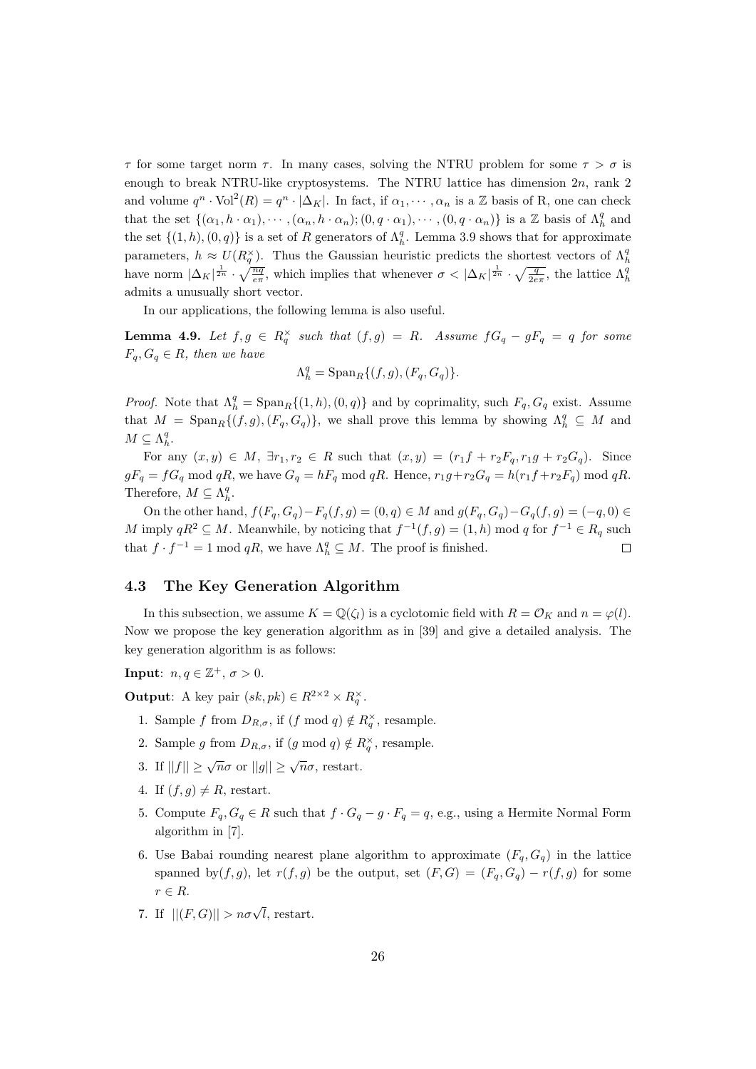$\tau$ for some target norm $\tau$. In many cases, solving the NTRU problem for some $\tau > \sigma$ is enough to break NTRU-like cryptosystems. The NTRU lattice has dimension $2n$, rank 2 and volume $q^n \cdot \mathrm{Vol}^2(R) = q^n \cdot |\Delta_K|$. In fact, if $\alpha_1, \cdots, \alpha_n$ is a $\mathbb{Z}$ basis of R, one can check that the set $\{(\alpha_1, h \cdot \alpha_1), \cdots, (\alpha_n, h \cdot \alpha_n); (0, q \cdot \alpha_1), \cdots, (0, q \cdot \alpha_n)\}$ is a $\mathbb{Z}$ basis of $\Lambda_h^q$ and the set $\{(1, h), (0, q)\}$ is a set of $R$ generators of $\Lambda_h^q$. Lemma 3.9 shows that for approximate parameters, $h \approx U(R_q^\times)$. Thus the Gaussian heuristic predicts the shortest vectors of $\Lambda_h^q$ have norm $|\Delta_K|^{\frac{1}{2n}} \cdot \sqrt{\frac{nq}{e\pi}}$, which implies that whenever $\sigma < |\Delta_K|^{\frac{1}{2n}} \cdot \sqrt{\frac{q}{2e\pi}}$, the lattice $\Lambda_h^q$ admits a unusually short vector.

In our applications, the following lemma is also useful.

**Lemma 4.9.** *Let $f, g \in R_q^\times$ such that $(f, g) = R$. Assume $fG_q - gF_q = q$ for some $F_q, G_q \in R$, then we have*

$$\Lambda_h^q = \mathrm{Span}_R\{(f, g), (F_q, G_q)\}.$$

*Proof.* Note that $\Lambda_h^q = \mathrm{Span}_R\{(1, h), (0, q)\}$ and by coprimality, such $F_q, G_q$ exist. Assume that $M = \mathrm{Span}_R\{(f, g), (F_q, G_q)\}$, we shall prove this lemma by showing $\Lambda_h^q \subseteq M$ and $M \subseteq \Lambda_h^q$.

For any $(x, y) \in M$, $\exists r_1, r_2 \in R$ such that $(x, y) = (r_1 f + r_2 F_q, r_1 g + r_2 G_q)$. Since $gF_q = fG_q \bmod qR$, we have $G_q = hF_q \bmod qR$. Hence, $r_1 g + r_2 G_q = h(r_1 f + r_2 F_q) \bmod qR$. Therefore, $M \subseteq \Lambda_h^q$.

On the other hand, $f(F_q, G_q) - F_q(f, g) = (0, q) \in M$ and $g(F_q, G_q) - G_q(f, g) = (-q, 0) \in M$ imply $qR^2 \subseteq M$. Meanwhile, by noticing that $f^{-1}(f, g) = (1, h) \bmod q$ for $f^{-1} \in R_q$ such that $f \cdot f^{-1} = 1 \bmod qR$, we have $\Lambda_h^q \subseteq M$. The proof is finished. $\square$

### 4.3 The Key Generation Algorithm

In this subsection, we assume $K = \mathbb{Q}(\zeta_l)$ is a cyclotomic field with $R = \mathcal{O}_K$ and $n = \varphi(l)$. Now we propose the key generation algorithm as in [39] and give a detailed analysis. The key generation algorithm is as follows:

**Input**: $n, q \in \mathbb{Z}^+$, $\sigma > 0$.

**Output**: A key pair $(sk, pk) \in R^{2\times 2} \times R_q^\times$.

1. Sample $f$ from $D_{R,\sigma}$, if $(f \bmod q) \notin R_q^\times$, resample.
2. Sample $g$ from $D_{R,\sigma}$, if $(g \bmod q) \notin R_q^\times$, resample.
3. If $||f|| \geq \sqrt{n}\sigma$ or $||g|| \geq \sqrt{n}\sigma$, restart.
4. If $(f, g) \neq R$, restart.
5. Compute $F_q, G_q \in R$ such that $f \cdot G_q - g \cdot F_q = q$, e.g., using a Hermite Normal Form algorithm in [7].
6. Use Babai rounding nearest plane algorithm to approximate $(F_q, G_q)$ in the lattice spanned by$(f, g)$, let $r(f, g)$ be the output, set $(F, G) = (F_q, G_q) - r(f, g)$ for some $r \in R$.
7. If $||(F, G)|| > n\sigma\sqrt{l}$, restart.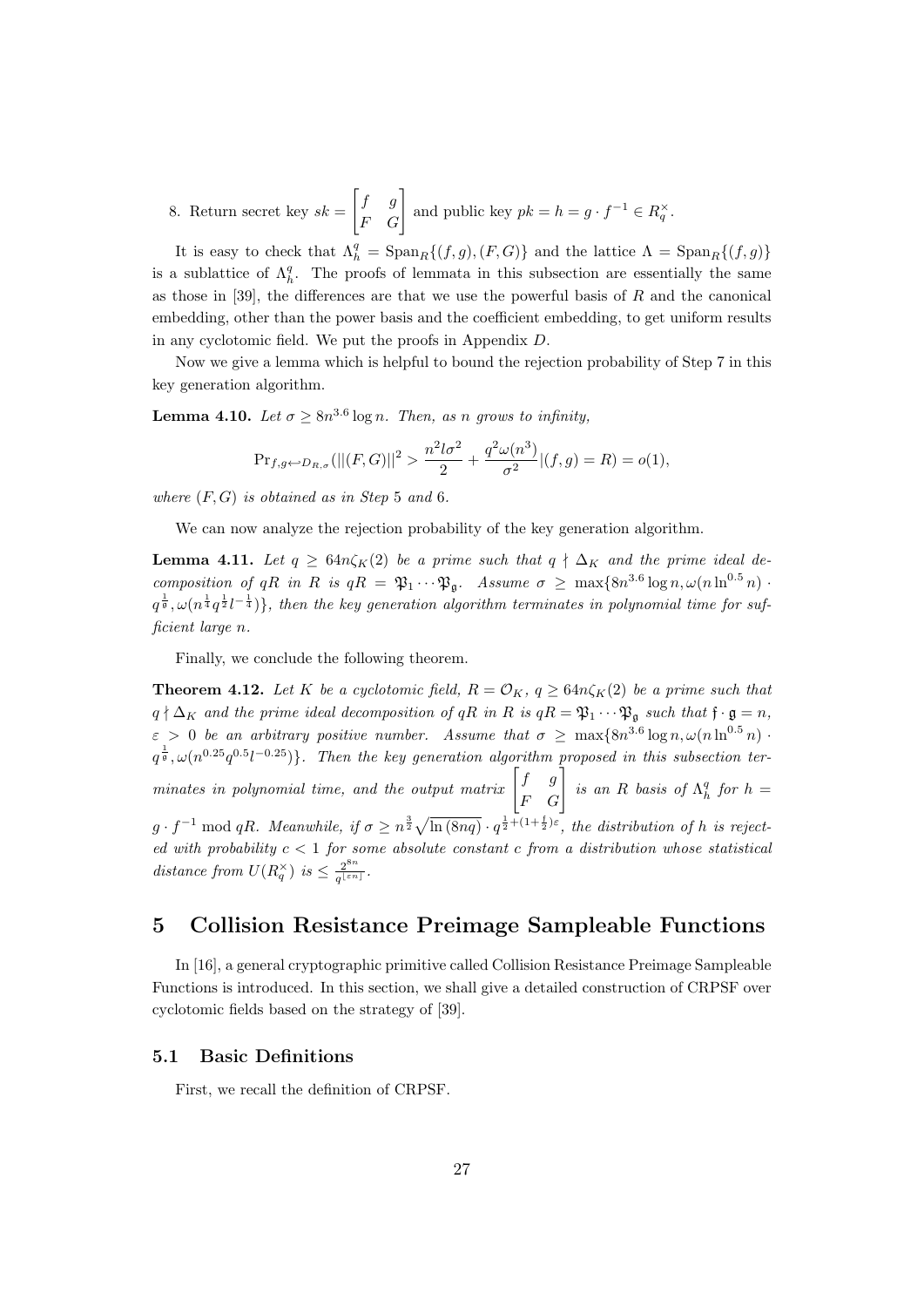8. Return secret key $sk = \begin{bmatrix} f & g \\ F & G \end{bmatrix}$ and public key $pk = h = g \cdot f^{-1} \in R_q^\times$.

It is easy to check that $\Lambda_h^q = \mathrm{Span}_R\{(f,g),(F,G)\}$ and the lattice $\Lambda = \mathrm{Span}_R\{(f,g)\}$ is a sublattice of $\Lambda_h^q$. The proofs of lemmata in this subsection are essentially the same as those in [39], the differences are that we use the powerful basis of $R$ and the canonical embedding, other than the power basis and the coefficient embedding, to get uniform results in any cyclotomic field. We put the proofs in Appendix $D$.

Now we give a lemma which is helpful to bound the rejection probability of Step 7 in this key generation algorithm.

**Lemma 4.10.** *Let $\sigma \geq 8n^{3.6}\log n$. Then, as $n$ grows to infinity,*

$$\Pr_{f,g \hookleftarrow D_{R,\sigma}}(||(F,G)||^2 > \frac{n^2 l \sigma^2}{2} + \frac{q^2\omega(n^3)}{\sigma^2} | (f,g) = R) = o(1),$$

*where $(F,G)$ is obtained as in Step 5 and 6.*

We can now analyze the rejection probability of the key generation algorithm.

**Lemma 4.11.** *Let $q \geq 64n\zeta_K(2)$ be a prime such that $q \nmid \Delta_K$ and the prime ideal decomposition of $qR$ in $R$ is $qR = \mathfrak{P}_1 \cdots \mathfrak{P}_{\mathfrak{g}}$. Assume $\sigma \geq \max\{8n^{3.6}\log n, \omega(n\ln^{0.5} n) \cdot q^{\frac{1}{\mathfrak{g}}}, \omega(n^{\frac{1}{4}} q^{\frac{1}{2}} l^{-\frac{1}{4}})\}$, then the key generation algorithm terminates in polynomial time for sufficient large $n$.*

Finally, we conclude the following theorem.

**Theorem 4.12.** *Let $K$ be a cyclotomic field, $R = \mathcal{O}_K$, $q \geq 64n\zeta_K(2)$ be a prime such that $q \nmid \Delta_K$ and the prime ideal decomposition of $qR$ in $R$ is $qR = \mathfrak{P}_1 \cdots \mathfrak{P}_{\mathfrak{g}}$ such that $\mathfrak{f} \cdot \mathfrak{g} = n$, $\varepsilon > 0$ be an arbitrary positive number. Assume that $\sigma \geq \max\{8n^{3.6}\log n, \omega(n\ln^{0.5} n) \cdot q^{\frac{1}{\mathfrak{g}}}, \omega(n^{0.25} q^{0.5} l^{-0.25})\}$. Then the key generation algorithm proposed in this subsection terminates in polynomial time, and the output matrix $\begin{bmatrix} f & g \\ F & G \end{bmatrix}$ is an $R$ basis of $\Lambda_h^q$ for $h = g \cdot f^{-1} \bmod qR$. Meanwhile, if $\sigma \geq n^{\frac{3}{2}}\sqrt{\ln(8nq)} \cdot q^{\frac{1}{2}+(1+\frac{\mathfrak{f}}{2})\varepsilon}$, the distribution of $h$ is rejected with probability $c < 1$ for some absolute constant $c$ from a distribution whose statistical distance from $U(R_q^\times)$ is $\leq \frac{2^{8n}}{q^{\lfloor \varepsilon n \rfloor}}$.*

# 5 Collision Resistance Preimage Sampleable Functions

In [16], a general cryptographic primitive called Collision Resistance Preimage Sampleable Functions is introduced. In this section, we shall give a detailed construction of CRPSF over cyclotomic fields based on the strategy of [39].

## 5.1 Basic Definitions

First, we recall the definition of CRPSF.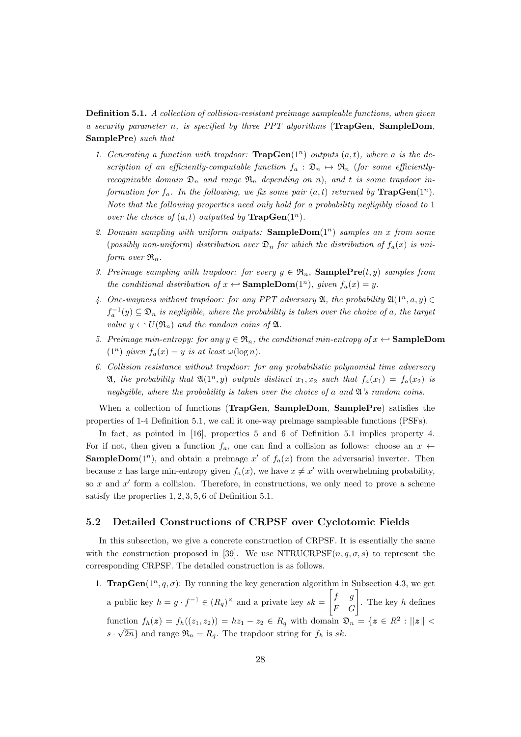**Definition 5.1.** *A collection of collision-resistant preimage sampleable functions, when given a security parameter $n$, is specified by three PPT algorithms* (**TrapGen**, **SampleDom**, **SamplePre**) *such that*

1. *Generating a function with trapdoor:* $\mathbf{TrapGen}(1^n)$ *outputs* $(a, t)$*, where* $a$ *is the description of an efficiently-computable function* $f_a : \mathfrak{D}_n \mapsto \mathfrak{R}_n$ *(for some efficiently-recognizable domain* $\mathfrak{D}_n$ *and range* $\mathfrak{R}_n$ *depending on* $n$*), and* $t$ *is some trapdoor information for* $f_a$*. In the following, we fix some pair* $(a, t)$ *returned by* $\mathbf{TrapGen}(1^n)$*. Note that the following properties need only hold for a probability negligibly closed to* 1 *over the choice of* $(a, t)$ *outputted by* $\mathbf{TrapGen}(1^n)$*.*
2. *Domain sampling with uniform outputs:* $\mathbf{SampleDom}(1^n)$ *samples an* $x$ *from some (possibly non-uniform) distribution over* $\mathfrak{D}_n$ *for which the distribution of* $f_a(x)$ *is uniform over* $\mathfrak{R}_n$*.*
3. *Preimage sampling with trapdoor: for every* $y \in \mathfrak{R}_n$*,* $\mathbf{SamplePre}(t, y)$ *samples from the conditional distribution of* $x \hookleftarrow \mathbf{SampleDom}(1^n)$*, given* $f_a(x) = y$*.*
4. *One-wayness without trapdoor: for any PPT adversary* $\mathfrak{A}$*, the probability* $\mathfrak{A}(1^n, a, y) \in f_a^{-1}(y) \subseteq \mathfrak{D}_n$ *is negligible, where the probability is taken over the choice of* $a$*, the target value* $y \hookleftarrow U(\mathfrak{R}_n)$ *and the random coins of* $\mathfrak{A}$*.*
5. *Preimage min-entropy: for any* $y \in \mathfrak{R}_n$*, the conditional min-entropy of* $x \hookleftarrow \mathbf{SampleDom}$ $(1^n)$ *given* $f_a(x) = y$ *is at least* $\omega(\log n)$*.*
6. *Collision resistance without trapdoor: for any probabilistic polynomial time adversary* $\mathfrak{A}$*, the probability that* $\mathfrak{A}(1^n, y)$ *outputs distinct* $x_1, x_2$ *such that* $f_a(x_1) = f_a(x_2)$ *is negligible, where the probability is taken over the choice of* $a$ *and* $\mathfrak{A}$*'s random coins.*

When a collection of functions (**TrapGen**, **SampleDom**, **SamplePre**) satisfies the properties of 1-4 Definition 5.1, we call it one-way preimage sampleable functions (PSFs).

In fact, as pointed in [16], properties 5 and 6 of Definition 5.1 implies property 4. For if not, then given a function $f_a$, one can find a collision as follows: choose an $x \leftarrow \mathbf{SampleDom}(1^n)$, and obtain a preimage $x'$ of $f_a(x)$ from the adversarial inverter. Then because $x$ has large min-entropy given $f_a(x)$, we have $x \neq x'$ with overwhelming probability, so $x$ and $x'$ form a collision. Therefore, in constructions, we only need to prove a scheme satisfy the properties $1, 2, 3, 5, 6$ of Definition 5.1.

## 5.2 Detailed Constructions of CRPSF over Cyclotomic Fields

In this subsection, we give a concrete construction of CRPSF. It is essentially the same with the construction proposed in [39]. We use $\text{NTRUCRPSF}(n, q, \sigma, s)$ to represent the corresponding CRPSF. The detailed construction is as follows.

1. $\mathbf{TrapGen}(1^n, q, \sigma)$: By running the key generation algorithm in Subsection 4.3, we get a public key $h = g \cdot f^{-1} \in (R_q)^\times$ and a private key $sk = \begin{bmatrix} f & g \\ F & G \end{bmatrix}$. The key $h$ defines function $f_h(\boldsymbol{z}) = f_h((z_1, z_2)) = hz_1 - z_2 \in R_q$ with domain $\mathfrak{D}_n = \{\boldsymbol{z} \in R^2 : ||\boldsymbol{z}|| < s \cdot \sqrt{2n}\}$ and range $\mathfrak{R}_n = R_q$. The trapdoor string for $f_h$ is $sk$.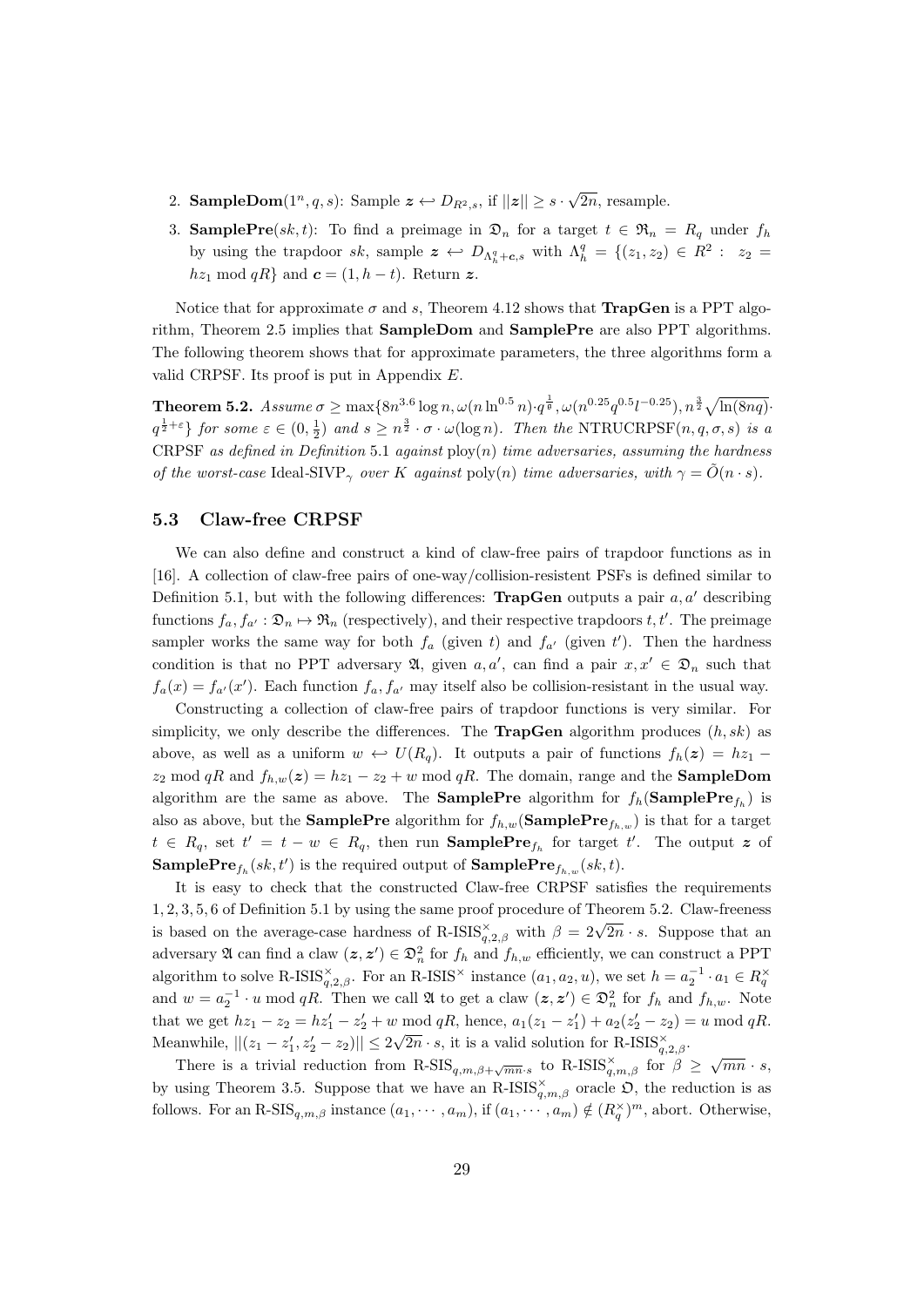2. **SampleDom**$(1^n, q, s)$: Sample $\boldsymbol{z} \hookleftarrow D_{R^2,s}$, if $||\boldsymbol{z}|| \geq s \cdot \sqrt{2n}$, resample.

3. **SamplePre**$(sk, t)$: To find a preimage in $\mathfrak{D}_n$ for a target $t \in \mathfrak{R}_n = R_q$ under $f_h$ by using the trapdoor $sk$, sample $\boldsymbol{z} \hookleftarrow D_{\Lambda_h^q + \boldsymbol{c}, s}$ with $\Lambda_h^q = \{(z_1, z_2) \in R^2 : \ z_2 = hz_1 \bmod qR\}$ and $\boldsymbol{c} = (1, h - t)$. Return $\boldsymbol{z}$.

Notice that for approximate $\sigma$ and $s$, Theorem 4.12 shows that **TrapGen** is a PPT algorithm, Theorem 2.5 implies that **SampleDom** and **SamplePre** are also PPT algorithms. The following theorem shows that for approximate parameters, the three algorithms form a valid CRPSF. Its proof is put in Appendix *E*.

**Theorem 5.2.** *Assume* $\sigma \geq \max\{8n^{3.6}\log n, \omega(n\ln^{0.5} n)\cdot q^{\frac{1}{8}}, \omega(n^{0.25}q^{0.5}l^{-0.25}), n^{\frac{3}{2}}\sqrt{\ln(8nq)}\cdot q^{\frac{1}{2}+\varepsilon}\}$ *for some* $\varepsilon \in (0, \frac{1}{2})$ *and* $s \geq n^{\frac{3}{2}} \cdot \sigma \cdot \omega(\log n)$*. Then the* NTRUCRPSF$(n, q, \sigma, s)$ *is a* CRPSF *as defined in Definition* 5.1 *against* ploy$(n)$ *time adversaries, assuming the hardness of the worst-case* Ideal-SIVP$_\gamma$ *over* $K$ *against* poly$(n)$ *time adversaries, with* $\gamma = \tilde{O}(n \cdot s)$*.*

### 5.3 Claw-free CRPSF

We can also define and construct a kind of claw-free pairs of trapdoor functions as in [16]. A collection of claw-free pairs of one-way/collision-resistent PSFs is defined similar to Definition 5.1, but with the following differences: **TrapGen** outputs a pair $a, a'$ describing functions $f_a, f_{a'} : \mathfrak{D}_n \mapsto \mathfrak{R}_n$ (respectively), and their respective trapdoors $t, t'$. The preimage sampler works the same way for both $f_a$ (given $t$) and $f_{a'}$ (given $t'$). Then the hardness condition is that no PPT adversary $\mathfrak{A}$, given $a, a'$, can find a pair $x, x' \in \mathfrak{D}_n$ such that $f_a(x) = f_{a'}(x')$. Each function $f_a, f_{a'}$ may itself also be collision-resistant in the usual way.

Constructing a collection of claw-free pairs of trapdoor functions is very similar. For simplicity, we only describe the differences. The **TrapGen** algorithm produces $(h, sk)$ as above, as well as a uniform $w \hookleftarrow U(R_q)$. It outputs a pair of functions $f_h(\boldsymbol{z}) = hz_1 - z_2 \bmod qR$ and $f_{h,w}(\boldsymbol{z}) = hz_1 - z_2 + w \bmod qR$. The domain, range and the **SampleDom** algorithm are the same as above. The **SamplePre** algorithm for $f_h$(**SamplePre**$_{f_h}$) is also as above, but the **SamplePre** algorithm for $f_{h,w}$(**SamplePre**$_{f_{h,w}}$) is that for a target $t \in R_q$, set $t' = t - w \in R_q$, then run **SamplePre**$_{f_h}$ for target $t'$. The output $\boldsymbol{z}$ of **SamplePre**$_{f_h}(sk, t')$ is the required output of **SamplePre**$_{f_{h,w}}(sk, t)$.

It is easy to check that the constructed Claw-free CRPSF satisfies the requirements $1, 2, 3, 5, 6$ of Definition 5.1 by using the same proof procedure of Theorem 5.2. Claw-freeness is based on the average-case hardness of R-ISIS$^\times_{q,2,\beta}$ with $\beta = 2\sqrt{2n} \cdot s$. Suppose that an adversary $\mathfrak{A}$ can find a claw $(\boldsymbol{z}, \boldsymbol{z'}) \in \mathfrak{D}_n^2$ for $f_h$ and $f_{h,w}$ efficiently, we can construct a PPT algorithm to solve R-ISIS$^\times_{q,2,\beta}$. For an R-ISIS$^\times$ instance $(a_1, a_2, u)$, we set $h = a_2^{-1} \cdot a_1 \in R_q^\times$ and $w = a_2^{-1} \cdot u \bmod qR$. Then we call $\mathfrak{A}$ to get a claw $(\boldsymbol{z}, \boldsymbol{z'}) \in \mathfrak{D}_n^2$ for $f_h$ and $f_{h,w}$. Note that we get $hz_1 - z_2 = hz_1' - z_2' + w \bmod qR$, hence, $a_1(z_1 - z_1') + a_2(z_2' - z_2) = u \bmod qR$. Meanwhile, $||(z_1 - z_1', z_2' - z_2)|| \leq 2\sqrt{2n} \cdot s$, it is a valid solution for R-ISIS$^\times_{q,2,\beta}$.

There is a trivial reduction from R-SIS$_{q,m,\beta+\sqrt{mn}\cdot s}$ to R-ISIS$^\times_{q,m,\beta}$ for $\beta \geq \sqrt{mn} \cdot s$, by using Theorem 3.5. Suppose that we have an R-ISIS$^\times_{q,m,\beta}$ oracle $\mathfrak{O}$, the reduction is as follows. For an R-SIS$_{q,m,\beta}$ instance $(a_1, \cdots, a_m)$, if $(a_1, \cdots, a_m) \notin (R_q^\times)^m$, abort. Otherwise,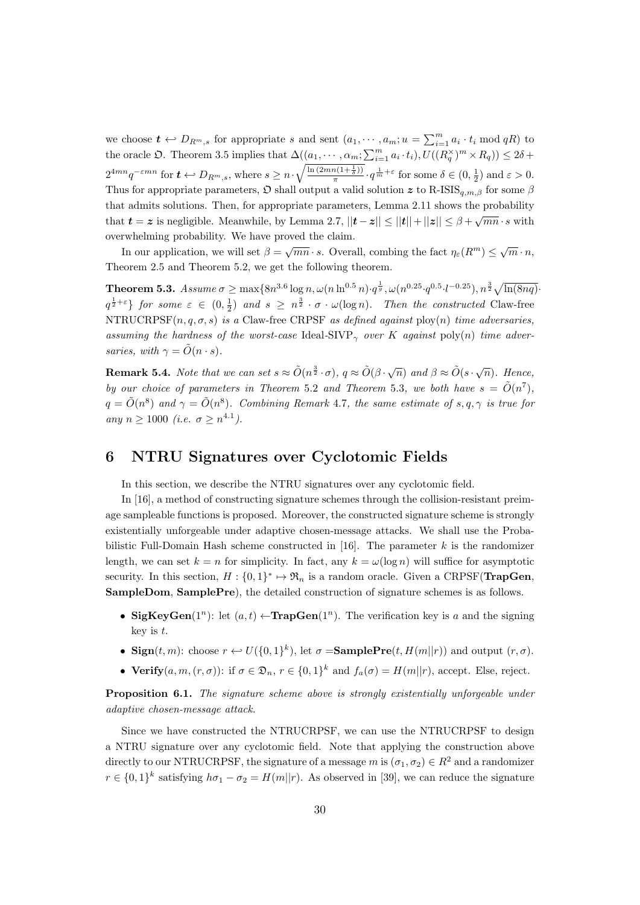we choose $\boldsymbol{t} \hookleftarrow D_{R^m,s}$ for appropriate $s$ and sent $(a_1, \cdots, a_m; u = \sum_{i=1}^m a_i \cdot t_i \bmod qR)$ to the oracle $\mathfrak{O}$. Theorem 3.5 implies that $\Delta((a_1, \cdots, \alpha_m; \sum_{i=1}^m a_i \cdot t_i), U((R_q^\times)^m \times R_q)) \leq 2\delta + 2^{4mn} q^{-\varepsilon mn}$ for $\boldsymbol{t} \hookleftarrow D_{R^m,s}$, where $s \geq n \cdot \sqrt{\frac{\ln(2mn(1+\frac{1}{\delta}))}{\pi}} \cdot q^{\frac{1}{m}+\varepsilon}$ for some $\delta \in (0, \frac{1}{2})$ and $\varepsilon > 0$. Thus for appropriate parameters, $\mathfrak{O}$ shall output a valid solution $\boldsymbol{z}$ to R-ISIS$_{q,m,\beta}$ for some $\beta$ that admits solutions. Then, for appropriate parameters, Lemma 2.11 shows the probability that $\boldsymbol{t} = \boldsymbol{z}$ is negligible. Meanwhile, by Lemma 2.7, $||\boldsymbol{t} - \boldsymbol{z}|| \leq ||\boldsymbol{t}|| + ||\boldsymbol{z}|| \leq \beta + \sqrt{mn} \cdot s$ with overwhelming probability. We have proved the claim.

In our application, we will set $\beta = \sqrt{mn} \cdot s$. Overall, combing the fact $\eta_\varepsilon(R^m) \leq \sqrt{m} \cdot n$, Theorem 2.5 and Theorem 5.2, we get the following theorem.

**Theorem 5.3.** *Assume $\sigma \geq \max\{8n^{3.6} \log n, \omega(n \ln^{0.5} n) \cdot q^{\frac{1}{8}}, \omega(n^{0.25} \cdot q^{0.5} \cdot l^{-0.25}), n^{\frac{3}{2}} \sqrt{\ln(8nq)} \cdot q^{\frac{1}{2}+\varepsilon}\}$ for some $\varepsilon \in (0, \frac{1}{2})$ and $s \geq n^{\frac{3}{2}} \cdot \sigma \cdot \omega(\log n)$. Then the constructed* Claw-free NTRUCRPSF$(n, q, \sigma, s)$ *is a* Claw-free CRPSF *as defined against* ploy$(n)$ *time adversaries, assuming the hardness of the worst-case* Ideal-SIVP$_\gamma$ *over $K$ against* poly$(n)$ *time adversaries, with $\gamma = \tilde{O}(n \cdot s)$.*

**Remark 5.4.** *Note that we can set $s \approx \tilde{O}(n^{\frac{3}{2}} \cdot \sigma)$, $q \approx \tilde{O}(\beta \cdot \sqrt{n})$ and $\beta \approx \tilde{O}(s \cdot \sqrt{n})$. Hence, by our choice of parameters in Theorem* 5.2 *and Theorem* 5.3*, we both have $s = \tilde{O}(n^7)$, $q = \tilde{O}(n^8)$ and $\gamma = \tilde{O}(n^8)$. Combining Remark* 4.7*, the same estimate of $s, q, \gamma$ is true for any $n \geq 1000$ (i.e. $\sigma \geq n^{4.1}$).*

## 6 NTRU Signatures over Cyclotomic Fields

In this section, we describe the NTRU signatures over any cyclotomic field.

In [16], a method of constructing signature schemes through the collision-resistant preimage sampleable functions is proposed. Moreover, the constructed signature scheme is strongly existentially unforgeable under adaptive chosen-message attacks. We shall use the Probabilistic Full-Domain Hash scheme constructed in [16]. The parameter $k$ is the randomizer length, we can set $k = n$ for simplicity. In fact, any $k = \omega(\log n)$ will suffice for asymptotic security. In this section, $H : \{0,1\}^* \mapsto \mathfrak{R}_n$ is a random oracle. Given a CRPSF(**TrapGen**, **SampleDom**, **SamplePre**), the detailed construction of signature schemes is as follows.

- **SigKeyGen**$(1^n)$: let $(a, t) \leftarrow$**TrapGen**$(1^n)$. The verification key is $a$ and the signing key is $t$.
- **Sign**$(t, m)$: choose $r \hookleftarrow U(\{0,1\}^k)$, let $\sigma =$**SamplePre**$(t, H(m||r))$ and output $(r, \sigma)$.
- **Verify**$(a, m, (r, \sigma))$: if $\sigma \in \mathfrak{D}_n$, $r \in \{0,1\}^k$ and $f_a(\sigma) = H(m||r)$, accept. Else, reject.

**Proposition 6.1.** *The signature scheme above is strongly existentially unforgeable under adaptive chosen-message attack.*

Since we have constructed the NTRUCRPSF, we can use the NTRUCRPSF to design a NTRU signature over any cyclotomic field. Note that applying the construction above directly to our NTRUCRPSF, the signature of a message $m$ is $(\sigma_1, \sigma_2) \in R^2$ and a randomizer $r \in \{0,1\}^k$ satisfying $h\sigma_1 - \sigma_2 = H(m||r)$. As observed in [39], we can reduce the signature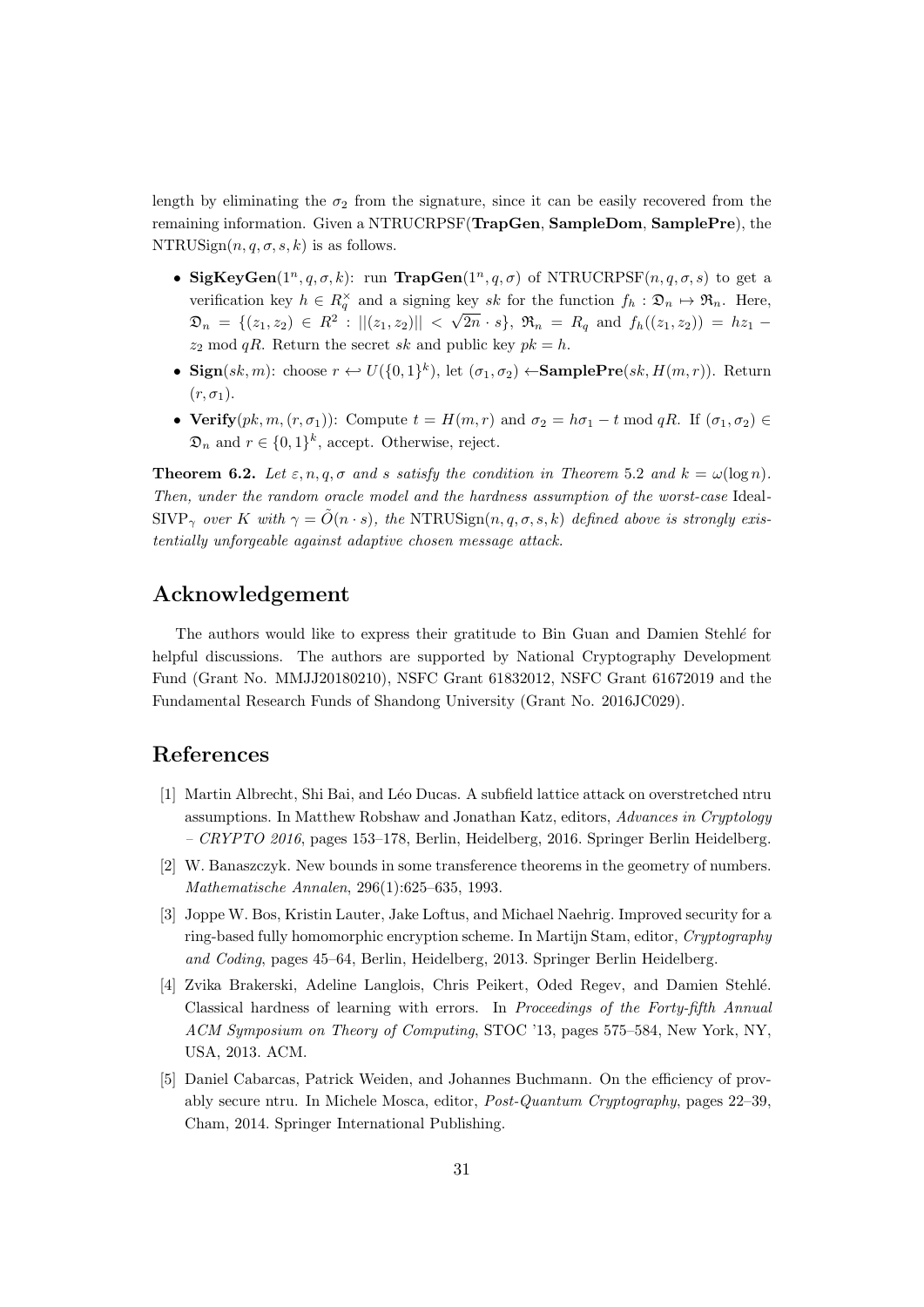length by eliminating the $\sigma_2$ from the signature, since it can be easily recovered from the remaining information. Given a NTRUCRPSF(**TrapGen**, **SampleDom**, **SamplePre**), the NTRUSign$(n, q, \sigma, s, k)$ is as follows.

- **SigKeyGen**$(1^n, q, \sigma, k)$: run **TrapGen**$(1^n, q, \sigma)$ of NTRUCRPSF$(n, q, \sigma, s)$ to get a verification key $h \in R_q^\times$ and a signing key $sk$ for the function $f_h : \mathfrak{D}_n \mapsto \mathfrak{R}_n$. Here, $\mathfrak{D}_n = \{(z_1, z_2) \in R^2 : ||(z_1, z_2)|| < \sqrt{2n} \cdot s\}$, $\mathfrak{R}_n = R_q$ and $f_h((z_1, z_2)) = hz_1 - z_2 \bmod qR$. Return the secret $sk$ and public key $pk = h$.
- **Sign**$(sk, m)$: choose $r \hookleftarrow U(\{0,1\}^k)$, let $(\sigma_1, \sigma_2) \leftarrow$**SamplePre**$(sk, H(m, r))$. Return $(r, \sigma_1)$.
- **Verify**$(pk, m, (r, \sigma_1))$: Compute $t = H(m, r)$ and $\sigma_2 = h\sigma_1 - t \bmod qR$. If $(\sigma_1, \sigma_2) \in \mathfrak{D}_n$ and $r \in \{0,1\}^k$, accept. Otherwise, reject.

**Theorem 6.2.** *Let $\varepsilon, n, q, \sigma$ and $s$ satisfy the condition in Theorem 5.2 and $k = \omega(\log n)$. Then, under the random oracle model and the hardness assumption of the worst-case* Ideal-SIVP$_\gamma$ *over $K$ with $\gamma = \tilde{O}(n \cdot s)$, the* NTRUSign$(n, q, \sigma, s, k)$ *defined above is strongly existentially unforgeable against adaptive chosen message attack.*

## Acknowledgement

The authors would like to express their gratitude to Bin Guan and Damien Stehlé for helpful discussions. The authors are supported by National Cryptography Development Fund (Grant No. MMJJ20180210), NSFC Grant 61832012, NSFC Grant 61672019 and the Fundamental Research Funds of Shandong University (Grant No. 2016JC029).

## References

[1] Martin Albrecht, Shi Bai, and Léo Ducas. A subfield lattice attack on overstretched ntru assumptions. In Matthew Robshaw and Jonathan Katz, editors, *Advances in Cryptology – CRYPTO 2016*, pages 153–178, Berlin, Heidelberg, 2016. Springer Berlin Heidelberg.

[2] W. Banaszczyk. New bounds in some transference theorems in the geometry of numbers. *Mathematische Annalen*, 296(1):625–635, 1993.

[3] Joppe W. Bos, Kristin Lauter, Jake Loftus, and Michael Naehrig. Improved security for a ring-based fully homomorphic encryption scheme. In Martijn Stam, editor, *Cryptography and Coding*, pages 45–64, Berlin, Heidelberg, 2013. Springer Berlin Heidelberg.

[4] Zvika Brakerski, Adeline Langlois, Chris Peikert, Oded Regev, and Damien Stehlé. Classical hardness of learning with errors. In *Proceedings of the Forty-fifth Annual ACM Symposium on Theory of Computing*, STOC '13, pages 575–584, New York, NY, USA, 2013. ACM.

[5] Daniel Cabarcas, Patrick Weiden, and Johannes Buchmann. On the efficiency of provably secure ntru. In Michele Mosca, editor, *Post-Quantum Cryptography*, pages 22–39, Cham, 2014. Springer International Publishing.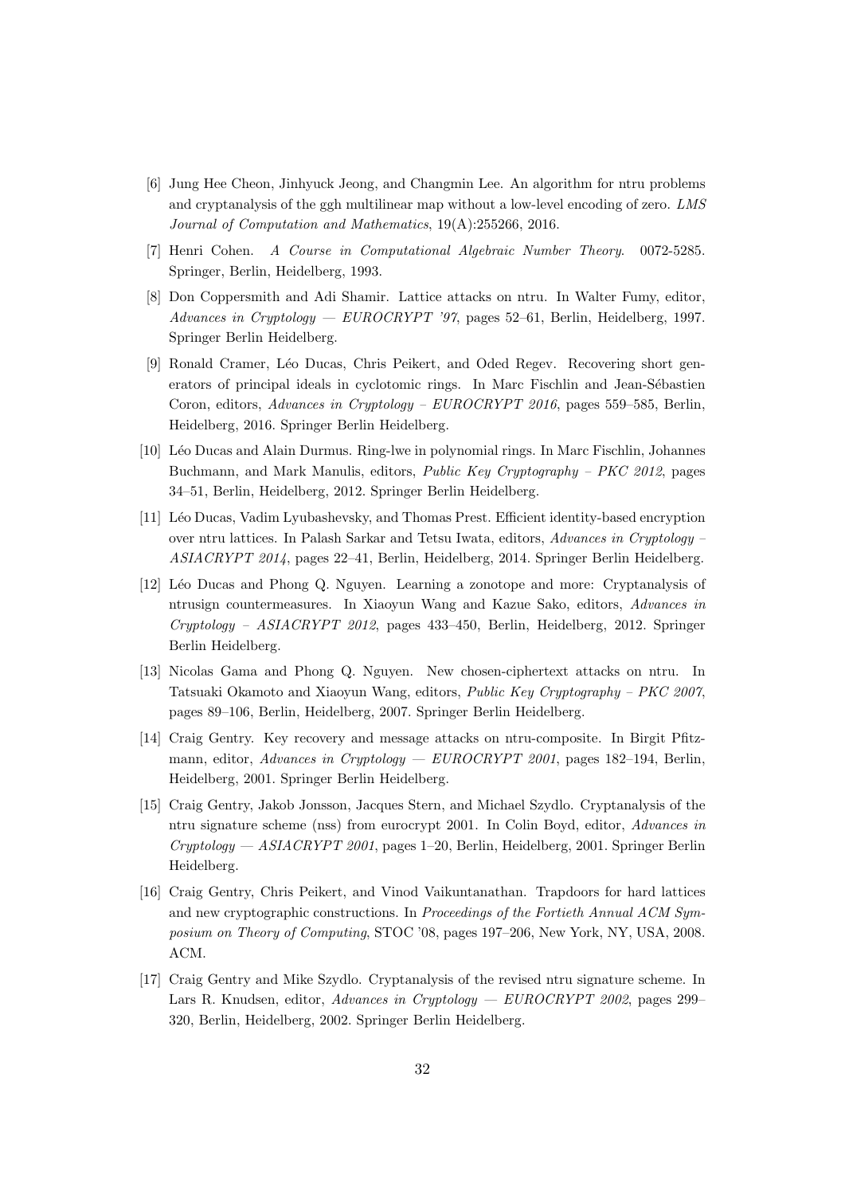[6] Jung Hee Cheon, Jinhyuck Jeong, and Changmin Lee. An algorithm for ntru problems and cryptanalysis of the ggh multilinear map without a low-level encoding of zero. *LMS Journal of Computation and Mathematics*, 19(A):255266, 2016.

[7] Henri Cohen. *A Course in Computational Algebraic Number Theory*. 0072-5285. Springer, Berlin, Heidelberg, 1993.

[8] Don Coppersmith and Adi Shamir. Lattice attacks on ntru. In Walter Fumy, editor, *Advances in Cryptology — EUROCRYPT '97*, pages 52–61, Berlin, Heidelberg, 1997. Springer Berlin Heidelberg.

[9] Ronald Cramer, Léo Ducas, Chris Peikert, and Oded Regev. Recovering short generators of principal ideals in cyclotomic rings. In Marc Fischlin and Jean-Sébastien Coron, editors, *Advances in Cryptology – EUROCRYPT 2016*, pages 559–585, Berlin, Heidelberg, 2016. Springer Berlin Heidelberg.

[10] Léo Ducas and Alain Durmus. Ring-lwe in polynomial rings. In Marc Fischlin, Johannes Buchmann, and Mark Manulis, editors, *Public Key Cryptography – PKC 2012*, pages 34–51, Berlin, Heidelberg, 2012. Springer Berlin Heidelberg.

[11] Léo Ducas, Vadim Lyubashevsky, and Thomas Prest. Efficient identity-based encryption over ntru lattices. In Palash Sarkar and Tetsu Iwata, editors, *Advances in Cryptology – ASIACRYPT 2014*, pages 22–41, Berlin, Heidelberg, 2014. Springer Berlin Heidelberg.

[12] Léo Ducas and Phong Q. Nguyen. Learning a zonotope and more: Cryptanalysis of ntrusign countermeasures. In Xiaoyun Wang and Kazue Sako, editors, *Advances in Cryptology – ASIACRYPT 2012*, pages 433–450, Berlin, Heidelberg, 2012. Springer Berlin Heidelberg.

[13] Nicolas Gama and Phong Q. Nguyen. New chosen-ciphertext attacks on ntru. In Tatsuaki Okamoto and Xiaoyun Wang, editors, *Public Key Cryptography – PKC 2007*, pages 89–106, Berlin, Heidelberg, 2007. Springer Berlin Heidelberg.

[14] Craig Gentry. Key recovery and message attacks on ntru-composite. In Birgit Pfitzmann, editor, *Advances in Cryptology — EUROCRYPT 2001*, pages 182–194, Berlin, Heidelberg, 2001. Springer Berlin Heidelberg.

[15] Craig Gentry, Jakob Jonsson, Jacques Stern, and Michael Szydlo. Cryptanalysis of the ntru signature scheme (nss) from eurocrypt 2001. In Colin Boyd, editor, *Advances in Cryptology — ASIACRYPT 2001*, pages 1–20, Berlin, Heidelberg, 2001. Springer Berlin Heidelberg.

[16] Craig Gentry, Chris Peikert, and Vinod Vaikuntanathan. Trapdoors for hard lattices and new cryptographic constructions. In *Proceedings of the Fortieth Annual ACM Symposium on Theory of Computing*, STOC '08, pages 197–206, New York, NY, USA, 2008. ACM.

[17] Craig Gentry and Mike Szydlo. Cryptanalysis of the revised ntru signature scheme. In Lars R. Knudsen, editor, *Advances in Cryptology — EUROCRYPT 2002*, pages 299–320, Berlin, Heidelberg, 2002. Springer Berlin Heidelberg.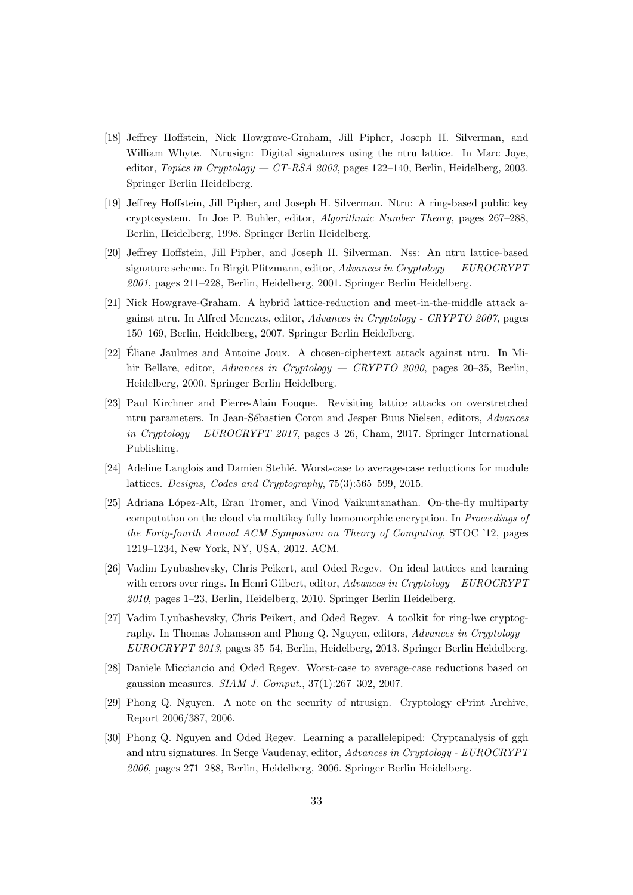[18] Jeffrey Hoffstein, Nick Howgrave-Graham, Jill Pipher, Joseph H. Silverman, and William Whyte. Ntrusign: Digital signatures using the ntru lattice. In Marc Joye, editor, *Topics in Cryptology — CT-RSA 2003*, pages 122–140, Berlin, Heidelberg, 2003. Springer Berlin Heidelberg.

[19] Jeffrey Hoffstein, Jill Pipher, and Joseph H. Silverman. Ntru: A ring-based public key cryptosystem. In Joe P. Buhler, editor, *Algorithmic Number Theory*, pages 267–288, Berlin, Heidelberg, 1998. Springer Berlin Heidelberg.

[20] Jeffrey Hoffstein, Jill Pipher, and Joseph H. Silverman. Nss: An ntru lattice-based signature scheme. In Birgit Pfitzmann, editor, *Advances in Cryptology — EUROCRYPT 2001*, pages 211–228, Berlin, Heidelberg, 2001. Springer Berlin Heidelberg.

[21] Nick Howgrave-Graham. A hybrid lattice-reduction and meet-in-the-middle attack against ntru. In Alfred Menezes, editor, *Advances in Cryptology - CRYPTO 2007*, pages 150–169, Berlin, Heidelberg, 2007. Springer Berlin Heidelberg.

[22] Éliane Jaulmes and Antoine Joux. A chosen-ciphertext attack against ntru. In Mihir Bellare, editor, *Advances in Cryptology — CRYPTO 2000*, pages 20–35, Berlin, Heidelberg, 2000. Springer Berlin Heidelberg.

[23] Paul Kirchner and Pierre-Alain Fouque. Revisiting lattice attacks on overstretched ntru parameters. In Jean-Sébastien Coron and Jesper Buus Nielsen, editors, *Advances in Cryptology – EUROCRYPT 2017*, pages 3–26, Cham, 2017. Springer International Publishing.

[24] Adeline Langlois and Damien Stehlé. Worst-case to average-case reductions for module lattices. *Designs, Codes and Cryptography*, 75(3):565–599, 2015.

[25] Adriana López-Alt, Eran Tromer, and Vinod Vaikuntanathan. On-the-fly multiparty computation on the cloud via multikey fully homomorphic encryption. In *Proceedings of the Forty-fourth Annual ACM Symposium on Theory of Computing*, STOC '12, pages 1219–1234, New York, NY, USA, 2012. ACM.

[26] Vadim Lyubashevsky, Chris Peikert, and Oded Regev. On ideal lattices and learning with errors over rings. In Henri Gilbert, editor, *Advances in Cryptology – EUROCRYPT 2010*, pages 1–23, Berlin, Heidelberg, 2010. Springer Berlin Heidelberg.

[27] Vadim Lyubashevsky, Chris Peikert, and Oded Regev. A toolkit for ring-lwe cryptography. In Thomas Johansson and Phong Q. Nguyen, editors, *Advances in Cryptology – EUROCRYPT 2013*, pages 35–54, Berlin, Heidelberg, 2013. Springer Berlin Heidelberg.

[28] Daniele Micciancio and Oded Regev. Worst-case to average-case reductions based on gaussian measures. *SIAM J. Comput.*, 37(1):267–302, 2007.

[29] Phong Q. Nguyen. A note on the security of ntrusign. Cryptology ePrint Archive, Report 2006/387, 2006.

[30] Phong Q. Nguyen and Oded Regev. Learning a parallelepiped: Cryptanalysis of ggh and ntru signatures. In Serge Vaudenay, editor, *Advances in Cryptology - EUROCRYPT 2006*, pages 271–288, Berlin, Heidelberg, 2006. Springer Berlin Heidelberg.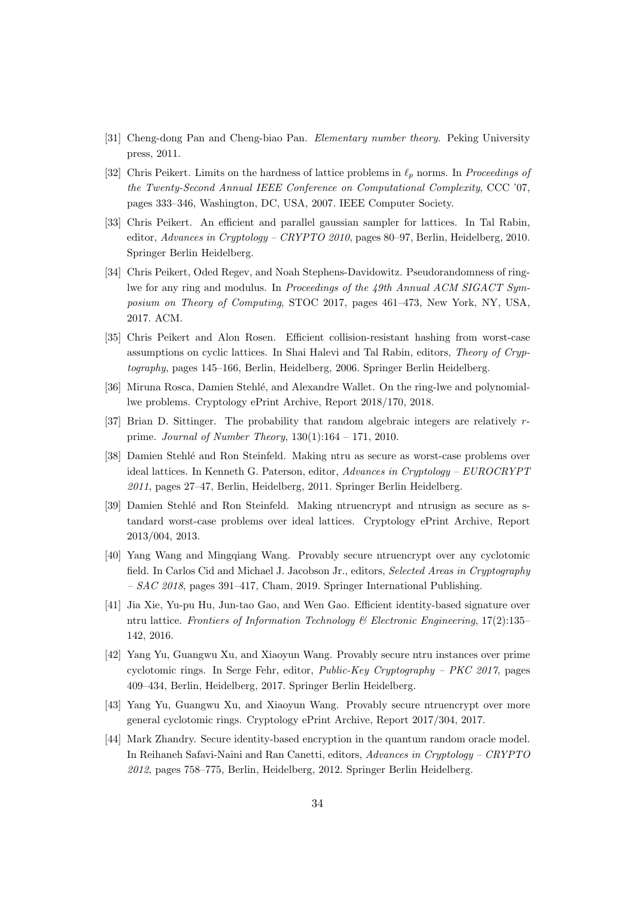[31] Cheng-dong Pan and Cheng-biao Pan. *Elementary number theory*. Peking University press, 2011.

[32] Chris Peikert. Limits on the hardness of lattice problems in $\ell_p$ norms. In *Proceedings of the Twenty-Second Annual IEEE Conference on Computational Complexity*, CCC '07, pages 333–346, Washington, DC, USA, 2007. IEEE Computer Society.

[33] Chris Peikert. An efficient and parallel gaussian sampler for lattices. In Tal Rabin, editor, *Advances in Cryptology – CRYPTO 2010*, pages 80–97, Berlin, Heidelberg, 2010. Springer Berlin Heidelberg.

[34] Chris Peikert, Oded Regev, and Noah Stephens-Davidowitz. Pseudorandomness of ring-lwe for any ring and modulus. In *Proceedings of the 49th Annual ACM SIGACT Symposium on Theory of Computing*, STOC 2017, pages 461–473, New York, NY, USA, 2017. ACM.

[35] Chris Peikert and Alon Rosen. Efficient collision-resistant hashing from worst-case assumptions on cyclic lattices. In Shai Halevi and Tal Rabin, editors, *Theory of Cryptography*, pages 145–166, Berlin, Heidelberg, 2006. Springer Berlin Heidelberg.

[36] Miruna Rosca, Damien Stehlé, and Alexandre Wallet. On the ring-lwe and polynomial-lwe problems. Cryptology ePrint Archive, Report 2018/170, 2018.

[37] Brian D. Sittinger. The probability that random algebraic integers are relatively $r$-prime. *Journal of Number Theory*, 130(1):164 – 171, 2010.

[38] Damien Stehlé and Ron Steinfeld. Making ntru as secure as worst-case problems over ideal lattices. In Kenneth G. Paterson, editor, *Advances in Cryptology – EUROCRYPT 2011*, pages 27–47, Berlin, Heidelberg, 2011. Springer Berlin Heidelberg.

[39] Damien Stehlé and Ron Steinfeld. Making ntruencrypt and ntrusign as secure as standard worst-case problems over ideal lattices. Cryptology ePrint Archive, Report 2013/004, 2013.

[40] Yang Wang and Mingqiang Wang. Provably secure ntruencrypt over any cyclotomic field. In Carlos Cid and Michael J. Jacobson Jr., editors, *Selected Areas in Cryptography – SAC 2018*, pages 391–417, Cham, 2019. Springer International Publishing.

[41] Jia Xie, Yu-pu Hu, Jun-tao Gao, and Wen Gao. Efficient identity-based signature over ntru lattice. *Frontiers of Information Technology & Electronic Engineering*, 17(2):135–142, 2016.

[42] Yang Yu, Guangwu Xu, and Xiaoyun Wang. Provably secure ntru instances over prime cyclotomic rings. In Serge Fehr, editor, *Public-Key Cryptography – PKC 2017*, pages 409–434, Berlin, Heidelberg, 2017. Springer Berlin Heidelberg.

[43] Yang Yu, Guangwu Xu, and Xiaoyun Wang. Provably secure ntruencrypt over more general cyclotomic rings. Cryptology ePrint Archive, Report 2017/304, 2017.

[44] Mark Zhandry. Secure identity-based encryption in the quantum random oracle model. In Reihaneh Safavi-Naini and Ran Canetti, editors, *Advances in Cryptology – CRYPTO 2012*, pages 758–775, Berlin, Heidelberg, 2012. Springer Berlin Heidelberg.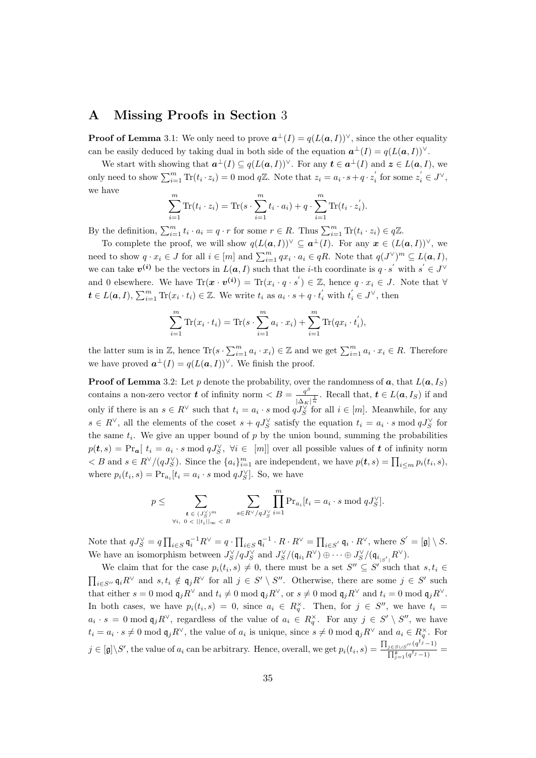## A Missing Proofs in Section 3

**Proof of Lemma** 3.1: We only need to prove $\boldsymbol{a}^{\perp}(I) = q(L(\boldsymbol{a}, I))^{\vee}$, since the other equality can be easily deduced by taking dual in both side of the equation $\boldsymbol{a}^{\perp}(I) = q(L(\boldsymbol{a}, I))^{\vee}$.

We start with showing that $\boldsymbol{a}^{\perp}(I) \subseteq q(L(\boldsymbol{a}, I))^{\vee}$. For any $\boldsymbol{t} \in \boldsymbol{a}^{\perp}(I)$ and $\boldsymbol{z} \in L(\boldsymbol{a}, I)$, we only need to show $\sum_{i=1}^{m} \mathrm{Tr}(t_i \cdot z_i) = 0 \bmod q\mathbb{Z}$. Note that $z_i = a_i \cdot s + q \cdot z_i^{'}$ for some $z_i^{'} \in J^{\vee}$, we have

$$\sum_{i=1}^{m} \mathrm{Tr}(t_i \cdot z_i) = \mathrm{Tr}(s \cdot \sum_{i=1}^{m} t_i \cdot a_i) + q \cdot \sum_{i=1}^{m} \mathrm{Tr}(t_i \cdot z_i^{'}).$$

By the definition, $\sum_{i=1}^{m} t_i \cdot a_i = q \cdot r$ for some $r \in R$. Thus $\sum_{i=1}^{m} \mathrm{Tr}(t_i \cdot z_i) \in q\mathbb{Z}$.

To complete the proof, we will show $q(L(\boldsymbol{a}, I))^{\vee} \subseteq \boldsymbol{a}^{\perp}(I)$. For any $\boldsymbol{x} \in (L(\boldsymbol{a}, I))^{\vee}$, we need to show $q \cdot x_i \in J$ for all $i \in [m]$ and $\sum_{i=1}^{m} q x_i \cdot a_i \in qR$. Note that $q(J^{\vee})^m \subseteq L(\boldsymbol{a}, I)$, we can take $\boldsymbol{v^{(i)}}$ be the vectors in $L(\boldsymbol{a}, I)$ such that the $i$-th coordinate is $q \cdot s^{'}$ with $s^{'} \in J^{\vee}$ and 0 elsewhere. We have $\mathrm{Tr}(\boldsymbol{x} \cdot \boldsymbol{v^{(i)}}) = \mathrm{Tr}(x_i \cdot q \cdot s^{'}) \in \mathbb{Z}$, hence $q \cdot x_i \in J$. Note that $\forall$ $\boldsymbol{t} \in L(\boldsymbol{a}, I)$, $\sum_{i=1}^{m} \mathrm{Tr}(x_i \cdot t_i) \in \mathbb{Z}$. We write $t_i$ as $a_i \cdot s + q \cdot t_i^{'}$ with $t_i^{'} \in J^{\vee}$, then

$$\sum_{i=1}^{m} \mathrm{Tr}(x_i \cdot t_i) = \mathrm{Tr}(s \cdot \sum_{i=1}^{m} a_i \cdot x_i) + \sum_{i=1}^{m} \mathrm{Tr}(q x_i \cdot t_i^{'}),$$

the latter sum is in $\mathbb{Z}$, hence $\mathrm{Tr}(s \cdot \sum_{i=1}^{m} a_i \cdot x_i) \in \mathbb{Z}$ and we get $\sum_{i=1}^{m} a_i \cdot x_i \in R$. Therefore we have proved $\boldsymbol{a}^{\perp}(I) = q(L(\boldsymbol{a}, I))^{\vee}$. We finish the proof.

**Proof of Lemma** 3.2: Let $p$ denote the probability, over the randomness of $\boldsymbol{a}$, that $L(\boldsymbol{a}, I_S)$ contains a non-zero vector $\boldsymbol{t}$ of infinity norm $< B = \frac{q^{\beta}}{|\Delta_K|^{\frac{1}{n}}}$. Recall that, $\boldsymbol{t} \in L(\boldsymbol{a}, I_S)$ if and only if there is an $s \in R^{\vee}$ such that $t_i = a_i \cdot s \bmod qJ_S^{\vee}$ for all $i \in [m]$. Meanwhile, for any $s \in R^{\vee}$, all the elements of the coset $s + qJ_S^{\vee}$ satisfy the equation $t_i = a_i \cdot s \bmod qJ_S^{\vee}$ for the same $t_i$. We give an upper bound of $p$ by the union bound, summing the probabilities $p(\boldsymbol{t}, s) = \Pr_{\boldsymbol{a}}[\ t_i = a_i \cdot s \bmod qJ_S^{\vee},\ \forall i \in\ [m]]$ over all possible values of $\boldsymbol{t}$ of infinity norm $< B$ and $s \in R^{\vee}/(qJ_S^{\vee})$. Since the $\{a_i\}_{i=1}^{m}$ are independent, we have $p(\boldsymbol{t}, s) = \prod_{i \leq m} p_i(t_i, s)$, where $p_i(t_i, s) = \Pr_{a_i}[t_i = a_i \cdot s \bmod qJ_S^{\vee}]$. So, we have

$$p \leq \sum_{\substack{\boldsymbol{t} \in (J_S^{\vee})^m \\ \forall i,\ 0 < ||t_i||_{\infty} < B}} \ \sum_{s \in R^{\vee}/qJ_S^{\vee}} \prod_{i=1}^{m} \Pr_{a_i}[t_i = a_i \cdot s \bmod qJ_S^{\vee}].$$

Note that $qJ_S^{\vee} = q \prod_{i \in S} \mathfrak{q}_i^{-1} R^{\vee} = q \cdot \prod_{i \in S} \mathfrak{q}_i^{-1} \cdot R \cdot R^{\vee} = \prod_{i \in S'} \mathfrak{q}_i \cdot R^{\vee}$, where $S^{'} = [\mathfrak{g}] \setminus S$. We have an isomorphism between $J_S^{\vee}/qJ_S^{\vee}$ and $J_S^{\vee}/(\mathfrak{q}_{i_1} R^{\vee}) \oplus \cdots \oplus J_S^{\vee}/(\mathfrak{q}_{i_{|S'|}} R^{\vee})$.

We claim that for the case $p_i(t_i, s) \neq 0$, there must be a set $S'' \subseteq S'$ such that $s, t_i \in \prod_{i \in S''} \mathfrak{q}_i R^{\vee}$ and $s, t_i \notin \mathfrak{q}_j R^{\vee}$ for all $j \in S' \setminus S''$. Otherwise, there are some $j \in S'$ such that either $s = 0 \bmod \mathfrak{q}_j R^{\vee}$ and $t_i \neq 0 \bmod \mathfrak{q}_j R^{\vee}$, or $s \neq 0 \bmod \mathfrak{q}_j R^{\vee}$ and $t_i = 0 \bmod \mathfrak{q}_j R^{\vee}$. In both cases, we have $p_i(t_i, s) = 0$, since $a_i \in R_q^{\times}$. Then, for $j \in S''$, we have $t_i = a_i \cdot s = 0 \bmod \mathfrak{q}_j R^{\vee}$, regardless of the value of $a_i \in R_q^{\times}$. For any $j \in S' \setminus S''$, we have $t_i = a_i \cdot s \neq 0 \bmod \mathfrak{q}_j R^{\vee}$, the value of $a_i$ is unique, since $s \neq 0 \bmod \mathfrak{q}_j R^{\vee}$ and $a_i \in R_q^{\times}$. For $j \in [\mathfrak{g}] \setminus S'$, the value of $a_i$ can be arbitrary. Hence, overall, we get $p_i(t_i, s) = \frac{\prod_{j \in S \cup S''} (q^{\mathfrak{f}_j} - 1)}{\prod_{j=1}^{\mathfrak{g}} (q^{\mathfrak{f}_j} - 1)} =$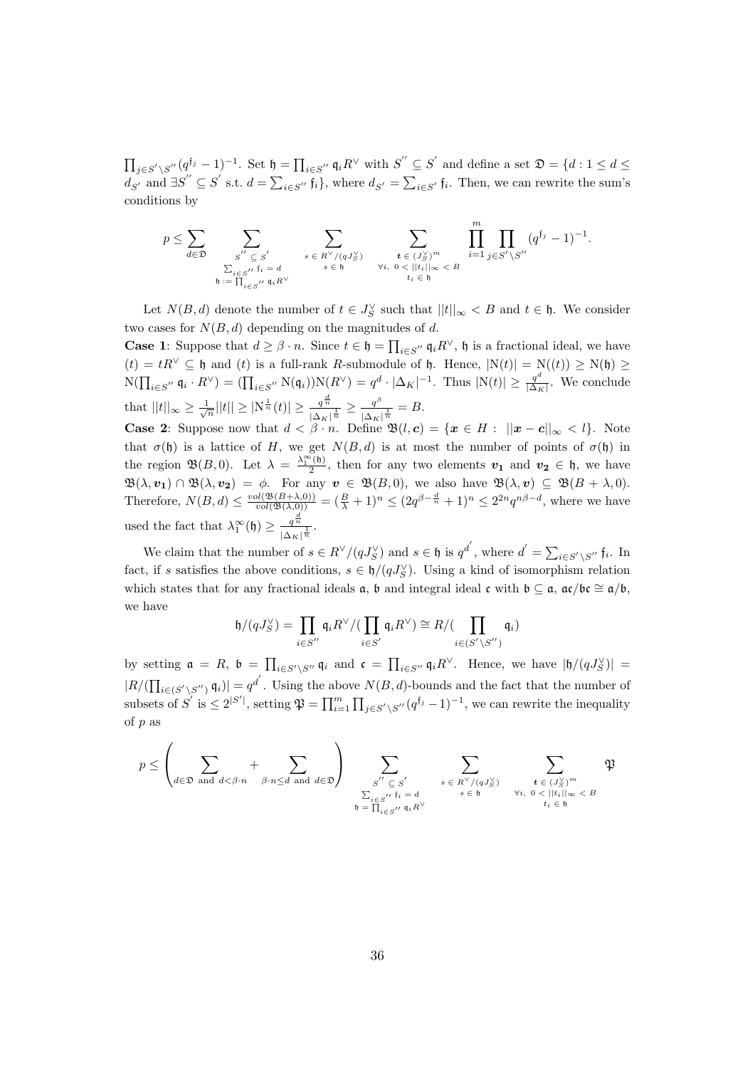$\prod_{j\in S'\setminus S''}(q^{\mathfrak{f}_j}-1)^{-1}$. Set $\mathfrak{h}=\prod_{i\in S''}\mathfrak{q}_i R^\vee$ with $S''\subseteq S'$ and define a set $\mathfrak{D}=\{d : 1\le d\le d_{S'}$ and $\exists S''\subseteq S'$ s.t. $d=\sum_{i\in S''}\mathfrak{f}_i\}$, where $d_{S'}=\sum_{i\in S'}\mathfrak{f}_i$. Then, we can rewrite the sum's conditions by

$$p\le \sum_{d\in\mathfrak{D}}\ \sum_{\substack{S''\subseteq S'\\ \sum_{i\in S''}\mathfrak{f}_i=d\\ \mathfrak{h}:=\prod_{i\in S''}\mathfrak{q}_iR^\vee}}\ \sum_{\substack{s\in R^\vee/(qJ_S^\vee)\\ s\in\mathfrak{h}}}\ \sum_{\substack{\boldsymbol{t}\in (J_S^\vee)^m\\ \forall i,\ 0<||t_i||_\infty<B\\ t_i\in\mathfrak{h}}}\ \prod_{i=1}^{m}\prod_{j\in S'\setminus S''}(q^{\mathfrak{f}_j}-1)^{-1}.$$

Let $N(B,d)$ denote the number of $t\in J_S^\vee$ such that $||t||_\infty<B$ and $t\in\mathfrak{h}$. We consider two cases for $N(B,d)$ depending on the magnitudes of $d$.

**Case 1**: Suppose that $d\ge\beta\cdot n$. Since $t\in\mathfrak{h}=\prod_{i\in S''}\mathfrak{q}_iR^\vee$, $\mathfrak{h}$ is a fractional ideal, we have $(t)=tR^\vee\subseteq\mathfrak{h}$ and $(t)$ is a full-rank $R$-submodule of $\mathfrak{h}$. Hence, $|\mathrm{N}(t)|=\mathrm{N}((t))\ge\mathrm{N}(\mathfrak{h})\ge \mathrm{N}(\prod_{i\in S''}\mathfrak{q}_i\cdot R^\vee)=(\prod_{i\in S''}\mathrm{N}(\mathfrak{q}_i))\mathrm{N}(R^\vee)=q^d\cdot|\Delta_K|^{-1}$. Thus $|\mathrm{N}(t)|\ge\frac{q^d}{|\Delta_K|}$. We conclude that $||t||_\infty\ge\frac{1}{\sqrt{n}}||t||\ge|\mathrm{N}^{\frac{1}{n}}(t)|\ge\frac{q^{\frac{d}{n}}}{|\Delta_K|^{\frac{1}{n}}}\ge\frac{q^{\beta}}{|\Delta_K|^{\frac{1}{n}}}=B$.

**Case 2**: Suppose now that $d<\beta\cdot n$. Define $\mathfrak{B}(l,\boldsymbol{c})=\{\boldsymbol{x}\in H:\ ||\boldsymbol{x}-\boldsymbol{c}||_\infty<l\}$. Note that $\sigma(\mathfrak{h})$ is a lattice of $H$, we get $N(B,d)$ is at most the number of points of $\sigma(\mathfrak{h})$ in the region $\mathfrak{B}(B,0)$. Let $\lambda=\frac{\lambda_1^\infty(\mathfrak{h})}{2}$, then for any two elements $\boldsymbol{v_1}$ and $\boldsymbol{v_2}\in\mathfrak{h}$, we have $\mathfrak{B}(\lambda,\boldsymbol{v_1})\cap\mathfrak{B}(\lambda,\boldsymbol{v_2})=\phi$. For any $\boldsymbol{v}\in\mathfrak{B}(B,0)$, we also have $\mathfrak{B}(\lambda,\boldsymbol{v})\subseteq\mathfrak{B}(B+\lambda,0)$. Therefore, $N(B,d)\le\frac{vol(\mathfrak{B}(B+\lambda,0))}{vol(\mathfrak{B}(\lambda,0))}=(\frac{B}{\lambda}+1)^n\le(2q^{\beta-\frac{d}{n}}+1)^n\le 2^{2n}q^{n\beta-d}$, where we have used the fact that $\lambda_1^\infty(\mathfrak{h})\ge\frac{q^{\frac{d}{n}}}{|\Delta_K|^{\frac{1}{n}}}$.

We claim that the number of $s\in R^\vee/(qJ_S^\vee)$ and $s\in\mathfrak{h}$ is $q^{d'}$, where $d'=\sum_{i\in S'\setminus S''}\mathfrak{f}_i$. In fact, if $s$ satisfies the above conditions, $s\in\mathfrak{h}/(qJ_S^\vee)$. Using a kind of isomorphism relation which states that for any fractional ideals $\mathfrak{a}$, $\mathfrak{b}$ and integral ideal $\mathfrak{c}$ with $\mathfrak{b}\subseteq\mathfrak{a}$, $\mathfrak{a}\mathfrak{c}/\mathfrak{b}\mathfrak{c}\cong\mathfrak{a}/\mathfrak{b}$, we have

$$\mathfrak{h}/(qJ_S^\vee)=\prod_{i\in S''}\mathfrak{q}_iR^\vee/(\prod_{i\in S'}\mathfrak{q}_iR^\vee)\cong R/(\prod_{i\in(S'\setminus S'')}\mathfrak{q}_i)$$

by setting $\mathfrak{a}=R$, $\mathfrak{b}=\prod_{i\in S'\setminus S''}\mathfrak{q}_i$ and $\mathfrak{c}=\prod_{i\in S''}\mathfrak{q}_iR^\vee$. Hence, we have $|\mathfrak{h}/(qJ_S^\vee)|=|R/(\prod_{i\in(S'\setminus S'')}\mathfrak{q}_i)|=q^{d'}$. Using the above $N(B,d)$-bounds and the fact that the number of subsets of $S'$ is $\le 2^{|S'|}$, setting $\mathfrak{P}=\prod_{i=1}^m\prod_{j\in S'\setminus S''}(q^{\mathfrak{f}_j}-1)^{-1}$, we can rewrite the inequality of $p$ as

$$p\le\left(\sum_{d\in\mathfrak{D}\text{ and } d<\beta\cdot n}+\sum_{\beta\cdot n\le d\text{ and } d\in\mathfrak{D}}\right)\ \sum_{\substack{S''\subseteq S'\\ \sum_{i\in S''}\mathfrak{f}_i=d\\ \mathfrak{h}=\prod_{i\in S''}\mathfrak{q}_iR^\vee}}\ \sum_{\substack{s\in R^\vee/(qJ_S^\vee)\\ s\in\mathfrak{h}}}\ \sum_{\substack{\boldsymbol{t}\in(J_S^\vee)^m\\ \forall i,\ 0<||t_i||_\infty<B\\ t_i\in\mathfrak{h}}}\mathfrak{P}$$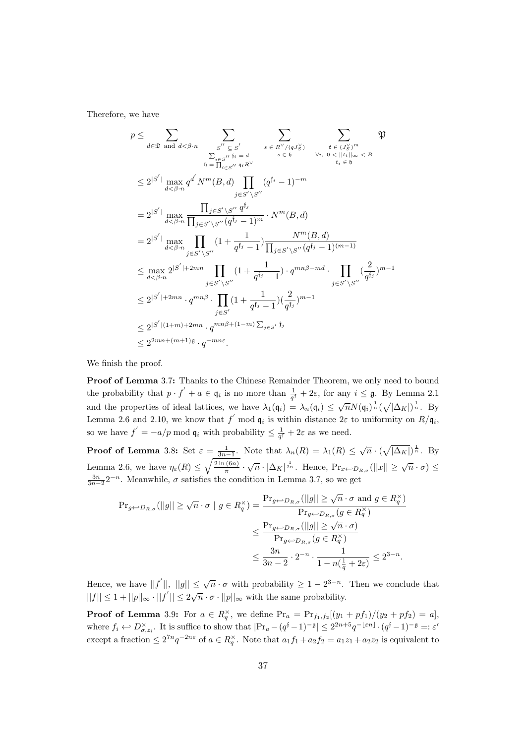Therefore, we have

$$
\begin{aligned}
p &\le \sum_{d\in\mathfrak{D} \text{ and } d<\beta\cdot n} \sum_{\substack{S^{''}\subseteq S^{'} \\ \sum_{i\in S^{''}} \mathfrak{f}_i = d \\ \mathfrak{h} = \prod_{i\in S^{''}} \mathfrak{q}_i R^{\vee}}} \sum_{\substack{s\in R^{\vee}/(qJ_S^{\vee}) \\ s\in\mathfrak{h}}} \sum_{\substack{\boldsymbol{t}\in (J_S^{\vee})^m \\ \forall i,\ 0<||t_i||_\infty < B \\ t_i\in\mathfrak{h}}} \mathfrak{P} \\
&\le 2^{|S^{'}|} \max_{d<\beta\cdot n} q^{d^{'}} N^m(B,d) \prod_{j\in S^{'}\setminus S^{''}} (q^{\mathfrak{f}_i}-1)^{-m} \\
&= 2^{|S^{'}|} \max_{d<\beta\cdot n} \frac{\prod_{j\in S^{'}\setminus S^{''}} q^{\mathfrak{f}_j}}{\prod_{j\in S^{'}\setminus S^{''}} (q^{\mathfrak{f}_j}-1)^m} \cdot N^m(B,d) \\
&= 2^{|S^{'}|} \max_{d<\beta\cdot n} \prod_{j\in S^{'}\setminus S^{''}} (1+\frac{1}{q^{\mathfrak{f}_j}-1}) \frac{N^m(B,d)}{\prod_{j\in S^{'}\setminus S^{''}} (q^{\mathfrak{f}_j}-1)^{(m-1)}} \\
&\le \max_{d<\beta\cdot n} 2^{|S^{'}|+2mn} \prod_{j\in S^{'}\setminus S^{''}} (1+\frac{1}{q^{\mathfrak{f}_j}-1}) \cdot q^{mn\beta - md} \cdot \prod_{j\in S^{'}\setminus S^{''}} (\frac{2}{q^{\mathfrak{f}_j}})^{m-1} \\
&\le 2^{|S^{'}|+2mn} \cdot q^{mn\beta} \cdot \prod_{j\in S^{'}} (1+\frac{1}{q^{\mathfrak{f}_j}-1})(\frac{2}{q^{\mathfrak{f}_j}})^{m-1} \\
&\le 2^{|S^{'}|(1+m)+2mn} \cdot q^{mn\beta + (1-m)\sum_{j\in S^{'}} \mathfrak{f}_j} \\
&\le 2^{2mn+(m+1)\mathfrak{g}} \cdot q^{-mn\varepsilon}.
\end{aligned}
$$

We finish the proof.

**Proof of Lemma** 3.7**:** Thanks to the Chinese Remainder Theorem, we only need to bound the probability that $p\cdot f^{'} + a \in \mathfrak{q}_i$ is no more than $\frac{1}{q^{\mathfrak{f}}} + 2\varepsilon$, for any $i \le \mathfrak{g}$. By Lemma 2.1 and the properties of ideal lattices, we have $\lambda_1(\mathfrak{q}_i) = \lambda_n(\mathfrak{q}_i) \le \sqrt{n} N(\mathfrak{q}_i)^{\frac{1}{n}} (\sqrt{|\Delta_K|})^{\frac{1}{n}}$. By Lemma 2.6 and 2.10, we know that $f^{'} \bmod \mathfrak{q}_i$ is within distance $2\varepsilon$ to uniformity on $R/\mathfrak{q}_i$, so we have $f^{'} = -a/p \bmod \mathfrak{q}_i$ with probability $\le \frac{1}{q^{\mathfrak{f}}} + 2\varepsilon$ as we need.

**Proof of Lemma** 3.8**:** Set $\varepsilon = \frac{1}{3n-1}$. Note that $\lambda_n(R) = \lambda_1(R) \le \sqrt{n}\cdot(\sqrt{|\Delta_K|})^{\frac{1}{n}}$. By Lemma 2.6, we have $\eta_\varepsilon(R) \le \sqrt{\frac{2\ln(6n)}{\pi}} \cdot \sqrt{n} \cdot |\Delta_K|^{\frac{1}{2n}}$. Hence, $\Pr_{x\hookleftarrow D_{R,\sigma}}(||x|| \ge \sqrt{n}\cdot\sigma) \le \frac{3n}{3n-2} 2^{-n}$. Meanwhile, $\sigma$ satisfies the condition in Lemma 3.7, so we get

$$
\begin{aligned}
\Pr_{g\hookleftarrow D_{R,\sigma}}(||g|| \ge \sqrt{n}\cdot\sigma \mid g\in R_q^{\times}) &= \frac{\Pr_{g\hookleftarrow D_{R,\sigma}}(||g|| \ge \sqrt{n}\cdot\sigma \text{ and } g\in R_q^{\times})}{\Pr_{g\hookleftarrow D_{R,\sigma}}(g\in R_q^{\times})} \\
&\le \frac{\Pr_{g\hookleftarrow D_{R,\sigma}}(||g|| \ge \sqrt{n}\cdot\sigma)}{\Pr_{g\hookleftarrow D_{R,\sigma}}(g\in R_q^{\times})} \\
&\le \frac{3n}{3n-2}\cdot 2^{-n} \cdot \frac{1}{1-n(\frac{1}{q}+2\varepsilon)} \le 2^{3-n}.
\end{aligned}
$$

Hence, we have $||f^{'}||,\ ||g|| \le \sqrt{n}\cdot\sigma$ with probability $\ge 1-2^{3-n}$. Then we conclude that $||f|| \le 1 + ||p||_\infty \cdot ||f^{'}|| \le 2\sqrt{n}\cdot\sigma\cdot||p||_\infty$ with the same probability.

**Proof of Lemma** 3.9**:** For $a\in R_q^{\times}$, we define $\Pr_a = \Pr_{f_1,f_2}[(y_1+pf_1)/(y_2+pf_2) = a]$, where $f_i \hookleftarrow D_{\sigma,z_i}^{\times}$. It is suffice to show that $|\Pr_a - (q^{\mathfrak{f}}-1)^{-\mathfrak{g}}| \le 2^{2n+5} q^{-\lfloor \varepsilon n \rfloor} \cdot (q^{\mathfrak{f}}-1)^{-\mathfrak{g}} =: \varepsilon'$ except a fraction $\le 2^{7n} q^{-2n\varepsilon}$ of $a\in R_q^{\times}$. Note that $a_1f_1 + a_2f_2 = a_1z_1 + a_2z_2$ is equivalent to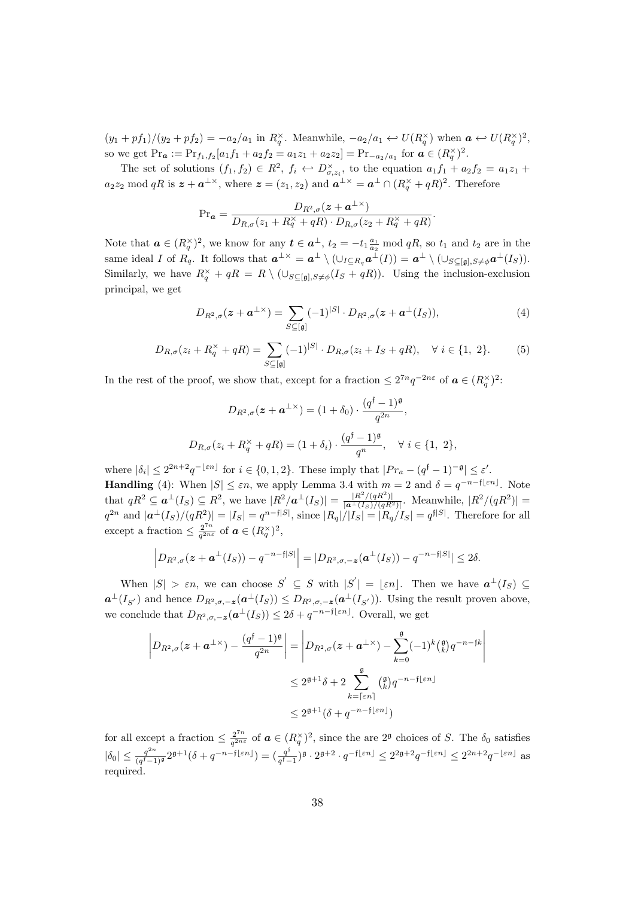$(y_1 + pf_1)/(y_2 + pf_2) = -a_2/a_1$ in $R_q^\times$. Meanwhile, $-a_2/a_1 \hookleftarrow U(R_q^\times)$ when $\boldsymbol{a} \hookleftarrow U(R_q^\times)^2$, so we get $\Pr_{\boldsymbol{a}} := \Pr_{f_1,f_2}[a_1 f_1 + a_2 f_2 = a_1 z_1 + a_2 z_2] = \Pr_{-a_2/a_1}$ for $\boldsymbol{a} \in (R_q^\times)^2$.

The set of solutions $(f_1, f_2) \in R^2$, $f_i \hookleftarrow D^\times_{\sigma,z_i}$, to the equation $a_1 f_1 + a_2 f_2 = a_1 z_1 + a_2 z_2 \bmod qR$ is $\boldsymbol{z} + \boldsymbol{a}^{\perp\times}$, where $\boldsymbol{z} = (z_1, z_2)$ and $\boldsymbol{a}^{\perp\times} = \boldsymbol{a}^\perp \cap (R_q^\times + qR)^2$. Therefore

$$\Pr_{\boldsymbol{a}} = \frac{D_{R^2,\sigma}(\boldsymbol{z} + \boldsymbol{a}^{\perp\times})}{D_{R,\sigma}(z_1 + R_q^\times + qR) \cdot D_{R,\sigma}(z_2 + R_q^\times + qR)}.$$

Note that $\boldsymbol{a} \in (R_q^\times)^2$, we know for any $\boldsymbol{t} \in \boldsymbol{a}^\perp$, $t_2 = -t_1 \frac{a_1}{a_2} \bmod qR$, so $t_1$ and $t_2$ are in the same ideal $I$ of $R_q$. It follows that $\boldsymbol{a}^{\perp\times} = \boldsymbol{a}^\perp \setminus (\cup_{I \subseteq R_q} \boldsymbol{a}^\perp(I)) = \boldsymbol{a}^\perp \setminus (\cup_{S \subseteq [\mathfrak{g}], S \neq \phi} \boldsymbol{a}^\perp(I_S))$. Similarly, we have $R_q^\times + qR = R \setminus (\cup_{S \subseteq [\mathfrak{g}], S \neq \phi}(I_S + qR))$. Using the inclusion-exclusion principal, we get

$$D_{R^2,\sigma}(\boldsymbol{z} + \boldsymbol{a}^{\perp\times}) = \sum_{S \subseteq [\mathfrak{g}]} (-1)^{|S|} \cdot D_{R^2,\sigma}(\boldsymbol{z} + \boldsymbol{a}^\perp(I_S)), \tag{4}$$

$$D_{R,\sigma}(z_i + R_q^\times + qR) = \sum_{S \subseteq [\mathfrak{g}]} (-1)^{|S|} \cdot D_{R,\sigma}(z_i + I_S + qR), \quad \forall\, i \in \{1,\ 2\}. \tag{5}$$

In the rest of the proof, we show that, except for a fraction $\leq 2^{7n} q^{-2n\varepsilon}$ of $\boldsymbol{a} \in (R_q^\times)^2$:

$$D_{R^2,\sigma}(\boldsymbol{z} + \boldsymbol{a}^{\perp\times}) = (1 + \delta_0) \cdot \frac{(q^{\mathfrak{f}} - 1)^{\mathfrak{g}}}{q^{2n}},$$

$$D_{R,\sigma}(z_i + R_q^\times + qR) = (1 + \delta_i) \cdot \frac{(q^{\mathfrak{f}} - 1)^{\mathfrak{g}}}{q^n}, \quad \forall\, i \in \{1,\ 2\},$$

where $|\delta_i| \leq 2^{2n+2} q^{-\lfloor \varepsilon n \rfloor}$ for $i \in \{0, 1, 2\}$. These imply that $|Pr_a - (q^{\mathfrak{f}} - 1)^{-\mathfrak{g}}| \leq \varepsilon'$.

**Handling** (4): When $|S| \leq \varepsilon n$, we apply Lemma 3.4 with $m = 2$ and $\delta = q^{-n-\mathfrak{f}\lfloor \varepsilon n \rfloor}$. Note that $qR^2 \subseteq \boldsymbol{a}^\perp(I_S) \subseteq R^2$, we have $|R^2/\boldsymbol{a}^\perp(I_S)| = \frac{|R^2/(qR^2)|}{|\boldsymbol{a}^\perp(I_S)/(qR^2)|}$. Meanwhile, $|R^2/(qR^2)| = q^{2n}$ and $|\boldsymbol{a}^\perp(I_S)/(qR^2)| = |I_S| = q^{n-\mathfrak{f}|S|}$, since $|R_q|/|I_S| = |R_q/I_S| = q^{\mathfrak{f}|S|}$. Therefore for all except a fraction $\leq \frac{2^{7n}}{q^{2n\varepsilon}}$ of $\boldsymbol{a} \in (R_q^\times)^2$,

$$\left| D_{R^2,\sigma}(\boldsymbol{z} + \boldsymbol{a}^\perp(I_S)) - q^{-n-\mathfrak{f}|S|} \right| = |D_{R^2,\sigma,-\boldsymbol{z}}(\boldsymbol{a}^\perp(I_S)) - q^{-n-\mathfrak{f}|S|}| \leq 2\delta.$$

When $|S| > \varepsilon n$, we can choose $S' \subseteq S$ with $|S'| = \lfloor \varepsilon n \rfloor$. Then we have $\boldsymbol{a}^\perp(I_S) \subseteq \boldsymbol{a}^\perp(I_{S'})$ and hence $D_{R^2,\sigma,-\boldsymbol{z}}(\boldsymbol{a}^\perp(I_S)) \leq D_{R^2,\sigma,-\boldsymbol{z}}(\boldsymbol{a}^\perp(I_{S'}))$. Using the result proven above, we conclude that $D_{R^2,\sigma,-\boldsymbol{z}}(\boldsymbol{a}^\perp(I_S)) \leq 2\delta + q^{-n-\mathfrak{f}\lfloor \varepsilon n \rfloor}$. Overall, we get

$$\begin{aligned}
\left| D_{R^2,\sigma}(\boldsymbol{z} + \boldsymbol{a}^{\perp\times}) - \frac{(q^{\mathfrak{f}} - 1)^{\mathfrak{g}}}{q^{2n}} \right| &= \left| D_{R^2,\sigma}(\boldsymbol{z} + \boldsymbol{a}^{\perp\times}) - \sum_{k=0}^{\mathfrak{g}} (-1)^k \tbinom{\mathfrak{g}}{k} q^{-n-\mathfrak{f}k} \right| \\
&\leq 2^{\mathfrak{g}+1}\delta + 2 \sum_{k=\lceil \varepsilon n \rceil}^{\mathfrak{g}} \tbinom{\mathfrak{g}}{k} q^{-n-\mathfrak{f}\lfloor \varepsilon n \rfloor} \\
&\leq 2^{\mathfrak{g}+1}(\delta + q^{-n-\mathfrak{f}\lfloor \varepsilon n \rfloor})
\end{aligned}$$

for all except a fraction $\leq \frac{2^{7n}}{q^{2n\varepsilon}}$ of $\boldsymbol{a} \in (R_q^\times)^2$, since the are $2^{\mathfrak{g}}$ choices of $S$. The $\delta_0$ satisfies $|\delta_0| \leq \frac{q^{2n}}{(q^{\mathfrak{f}}-1)^{\mathfrak{g}}} 2^{\mathfrak{g}+1}(\delta + q^{-n-\mathfrak{f}\lfloor \varepsilon n \rfloor}) = (\frac{q^{\mathfrak{f}}}{q^{\mathfrak{f}}-1})^{\mathfrak{g}} \cdot 2^{\mathfrak{g}+2} \cdot q^{-\mathfrak{f}\lfloor \varepsilon n \rfloor} \leq 2^{2\mathfrak{g}+2} q^{-\mathfrak{f}\lfloor \varepsilon n \rfloor} \leq 2^{2n+2} q^{-\lfloor \varepsilon n \rfloor}$ as required.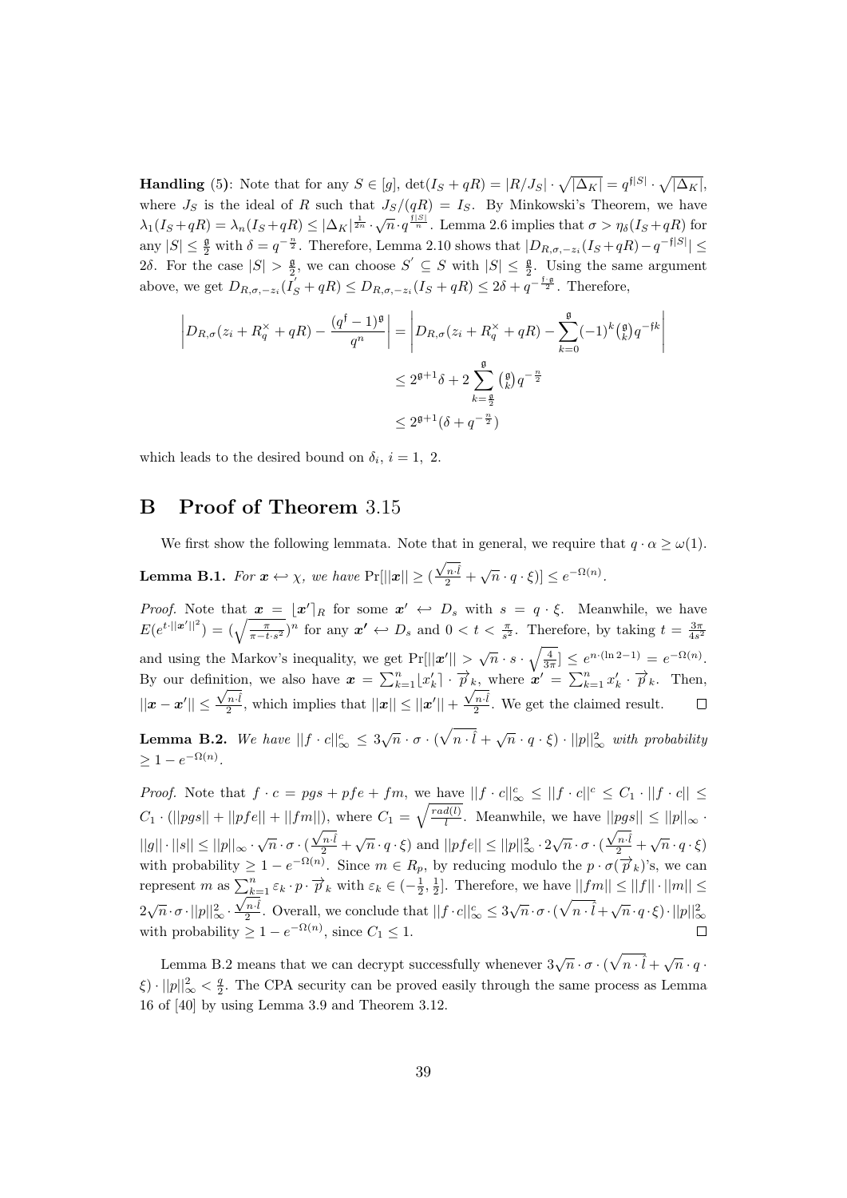**Handling** (5): Note that for any $S \in [g]$, $\det(I_S + qR) = |R/J_S| \cdot \sqrt{|\Delta_K|} = q^{\mathfrak{f}|S|} \cdot \sqrt{|\Delta_K|}$, where $J_S$ is the ideal of $R$ such that $J_S/(qR) = I_S$. By Minkowski's Theorem, we have $\lambda_1(I_S + qR) = \lambda_n(I_S + qR) \leq |\Delta_K|^{\frac{1}{2n}} \cdot \sqrt{n} \cdot q^{\frac{\mathfrak{f}|S|}{n}}$. Lemma 2.6 implies that $\sigma > \eta_\delta(I_S + qR)$ for any $|S| \leq \frac{\mathfrak{g}}{2}$ with $\delta = q^{-\frac{n}{2}}$. Therefore, Lemma 2.10 shows that $|D_{R,\sigma,-z_i}(I_S + qR) - q^{-\mathfrak{f}|S|}| \leq 2\delta$. For the case $|S| > \frac{\mathfrak{g}}{2}$, we can choose $S' \subseteq S$ with $|S| \leq \frac{\mathfrak{g}}{2}$. Using the same argument above, we get $D_{R,\sigma,-z_i}(I_S' + qR) \leq D_{R,\sigma,-z_i}(I_S + qR) \leq 2\delta + q^{-\frac{\mathfrak{f}\cdot\mathfrak{g}}{2}}$. Therefore,

$$
\begin{aligned}
\left| D_{R,\sigma}(z_i + R_q^\times + qR) - \frac{(q^{\mathfrak{f}} - 1)^{\mathfrak{g}}}{q^n} \right| &= \left| D_{R,\sigma}(z_i + R_q^\times + qR) - \sum_{k=0}^{\mathfrak{g}} (-1)^k \binom{\mathfrak{g}}{k} q^{-\mathfrak{f}k} \right| \\
&\leq 2^{\mathfrak{g}+1}\delta + 2\sum_{k=\frac{\mathfrak{g}}{2}}^{\mathfrak{g}} \binom{\mathfrak{g}}{k} q^{-\frac{n}{2}} \\
&\leq 2^{\mathfrak{g}+1}(\delta + q^{-\frac{n}{2}})
\end{aligned}
$$

which leads to the desired bound on $\delta_i$, $i = 1,\ 2$.

# B Proof of Theorem 3.15

We first show the following lemmata. Note that in general, we require that $q \cdot \alpha \geq \omega(1)$.

**Lemma B.1.** *For $\boldsymbol{x} \leftrightarrow \chi$, we have* $\Pr[||\boldsymbol{x}|| \geq (\frac{\sqrt{n \cdot \hat{l}}}{2} + \sqrt{n} \cdot q \cdot \xi)] \leq e^{-\Omega(n)}$.

*Proof.* Note that $\boldsymbol{x} = \lfloor \boldsymbol{x}' \rceil_R$ for some $\boldsymbol{x}' \leftrightarrow D_s$ with $s = q \cdot \xi$. Meanwhile, we have $E(e^{t \cdot ||\boldsymbol{x}'||^2}) = (\sqrt{\frac{\pi}{\pi - t \cdot s^2}})^n$ for any $\boldsymbol{x'} \leftrightarrow D_s$ and $0 < t < \frac{\pi}{s^2}$. Therefore, by taking $t = \frac{3\pi}{4s^2}$ and using the Markov's inequality, we get $\Pr[||\boldsymbol{x}'|| > \sqrt{n} \cdot s \cdot \sqrt{\frac{4}{3\pi}}] \leq e^{n \cdot (\ln 2 - 1)} = e^{-\Omega(n)}$. By our definition, we also have $\boldsymbol{x} = \sum_{k=1}^n \lfloor x_k' \rceil \cdot \overrightarrow{p}_k$, where $\boldsymbol{x}' = \sum_{k=1}^n x_k' \cdot \overrightarrow{p}_k$. Then, $||\boldsymbol{x} - \boldsymbol{x}'|| \leq \frac{\sqrt{n \cdot \hat{l}}}{2}$, which implies that $||\boldsymbol{x}|| \leq ||\boldsymbol{x}'|| + \frac{\sqrt{n \cdot \hat{l}}}{2}$. We get the claimed result. $\square$

**Lemma B.2.** *We have* $||f \cdot c||_\infty^c \leq 3\sqrt{n} \cdot \sigma \cdot (\sqrt{n \cdot \hat{l}} + \sqrt{n} \cdot q \cdot \xi) \cdot ||p||_\infty^2$ *with probability* $\geq 1 - e^{-\Omega(n)}$.

*Proof.* Note that $f \cdot c = pgs + pfe + fm$, we have $||f \cdot c||_\infty^c \leq ||f \cdot c||^c \leq C_1 \cdot ||f \cdot c|| \leq C_1 \cdot (||pgs|| + ||pfe|| + ||fm||)$, where $C_1 = \sqrt{\frac{rad(l)}{l}}$. Meanwhile, we have $||pgs|| \leq ||p||_\infty \cdot ||g|| \cdot ||s|| \leq ||p||_\infty \cdot \sqrt{n} \cdot \sigma \cdot (\frac{\sqrt{n \cdot \hat{l}}}{2} + \sqrt{n} \cdot q \cdot \xi)$ and $||pfe|| \leq ||p||_\infty^2 \cdot 2\sqrt{n} \cdot \sigma \cdot (\frac{\sqrt{n \cdot \hat{l}}}{2} + \sqrt{n} \cdot q \cdot \xi)$ with probability $\geq 1 - e^{-\Omega(n)}$. Since $m \in R_p$, by reducing modulo the $p \cdot \sigma(\overrightarrow{p}_k)$'s, we can represent $m$ as $\sum_{k=1}^n \varepsilon_k \cdot p \cdot \overrightarrow{p}_k$ with $\varepsilon_k \in (-\frac{1}{2}, \frac{1}{2}]$. Therefore, we have $||fm|| \leq ||f|| \cdot ||m|| \leq 2\sqrt{n} \cdot \sigma \cdot ||p||_\infty^2 \cdot \frac{\sqrt{n \cdot \hat{l}}}{2}$. Overall, we conclude that $||f \cdot c||_\infty^c \leq 3\sqrt{n} \cdot \sigma \cdot (\sqrt{n \cdot \hat{l}} + \sqrt{n} \cdot q \cdot \xi) \cdot ||p||_\infty^2$ with probability $\geq 1 - e^{-\Omega(n)}$, since $C_1 \leq 1$. $\square$

Lemma B.2 means that we can decrypt successfully whenever $3\sqrt{n} \cdot \sigma \cdot (\sqrt{n \cdot \hat{l}} + \sqrt{n} \cdot q \cdot \xi) \cdot ||p||_\infty^2 < \frac{q}{2}$. The CPA security can be proved easily through the same process as Lemma 16 of [40] by using Lemma 3.9 and Theorem 3.12.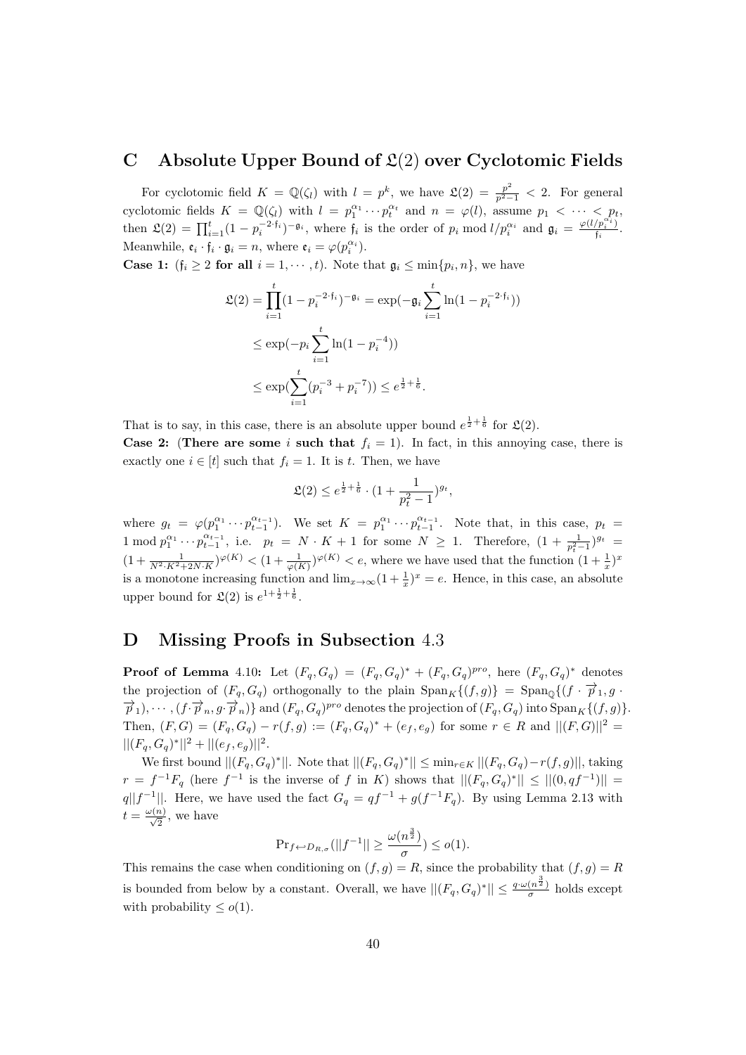## C Absolute Upper Bound of $\mathfrak{L}(2)$ over Cyclotomic Fields

For cyclotomic field $K = \mathbb{Q}(\zeta_l)$ with $l = p^k$, we have $\mathfrak{L}(2) = \frac{p^2}{p^2-1} < 2$. For general cyclotomic fields $K = \mathbb{Q}(\zeta_l)$ with $l = p_1^{\alpha_1} \cdots p_t^{\alpha_t}$ and $n = \varphi(l)$, assume $p_1 < \cdots < p_t$, then $\mathfrak{L}(2) = \prod_{i=1}^{t}(1 - p_i^{-2 \cdot \mathfrak{f}_i})^{-\mathfrak{g}_i}$, where $\mathfrak{f}_i$ is the order of $p_i \bmod l/p_i^{\alpha_i}$ and $\mathfrak{g}_i = \frac{\varphi(l/p_i^{\alpha_i})}{\mathfrak{f}_i}$. Meanwhile, $\mathfrak{e}_i \cdot \mathfrak{f}_i \cdot \mathfrak{g}_i = n$, where $\mathfrak{e}_i = \varphi(p_i^{\alpha_i})$.

**Case 1:** ($\mathfrak{f}_i \geq 2$ **for all** $i = 1, \cdots, t$). Note that $\mathfrak{g}_i \leq \min\{p_i, n\}$, we have

$$
\begin{aligned}
\mathfrak{L}(2) = \prod_{i=1}^{t}(1 - p_i^{-2 \cdot \mathfrak{f}_i})^{-\mathfrak{g}_i} &= \exp(-\mathfrak{g}_i \sum_{i=1}^{t} \ln(1 - p_i^{-2 \cdot \mathfrak{f}_i})) \\
&\leq \exp(-p_i \sum_{i=1}^{t} \ln(1 - p_i^{-4})) \\
&\leq \exp(\sum_{i=1}^{t}(p_i^{-3} + p_i^{-7})) \leq e^{\frac{1}{2}+\frac{1}{6}}.
\end{aligned}
$$

That is to say, in this case, there is an absolute upper bound $e^{\frac{1}{2}+\frac{1}{6}}$ for $\mathfrak{L}(2)$.

**Case 2:** (**There are some** $i$ **such that** $f_i = 1$). In fact, in this annoying case, there is exactly one $i \in [t]$ such that $f_i = 1$. It is $t$. Then, we have

$$
\mathfrak{L}(2) \leq e^{\frac{1}{2}+\frac{1}{6}} \cdot (1 + \frac{1}{p_t^2 - 1})^{g_t},
$$

where $g_t = \varphi(p_1^{\alpha_1} \cdots p_{t-1}^{\alpha_{t-1}})$. We set $K = p_1^{\alpha_1} \cdots p_{t-1}^{\alpha_{t-1}}$. Note that, in this case, $p_t = 1 \bmod p_1^{\alpha_1} \cdots p_{t-1}^{\alpha_{t-1}}$, i.e. $p_t = N \cdot K + 1$ for some $N \geq 1$. Therefore, $(1 + \frac{1}{p_t^2-1})^{g_t} = (1 + \frac{1}{N^2 \cdot K^2 + 2N \cdot K})^{\varphi(K)} < (1 + \frac{1}{\varphi(K)})^{\varphi(K)} < e$, where we have used that the function $(1 + \frac{1}{x})^x$ is a monotone increasing function and $\lim_{x \to \infty}(1 + \frac{1}{x})^x = e$. Hence, in this case, an absolute upper bound for $\mathfrak{L}(2)$ is $e^{1+\frac{1}{2}+\frac{1}{6}}$.

## D Missing Proofs in Subsection 4.3

**Proof of Lemma 4.10:** Let $(F_q, G_q) = (F_q, G_q)^* + (F_q, G_q)^{pro}$, here $(F_q, G_q)^*$ denotes the projection of $(F_q, G_q)$ orthogonally to the plain $\text{Span}_K\{(f, g)\} = \text{Span}_{\mathbb{Q}}\{(f \cdot \overrightarrow{p}_1, g \cdot \overrightarrow{p}_1), \cdots, (f \cdot \overrightarrow{p}_n, g \cdot \overrightarrow{p}_n)\}$ and $(F_q, G_q)^{pro}$ denotes the projection of $(F_q, G_q)$ into $\text{Span}_K\{(f, g)\}$. Then, $(F, G) = (F_q, G_q) - r(f, g) := (F_q, G_q)^* + (e_f, e_g)$ for some $r \in R$ and $||(F, G)||^2 = ||(F_q, G_q)^*||^2 + ||(e_f, e_g)||^2$.

We first bound $||(F_q, G_q)^*||$. Note that $||(F_q, G_q)^*|| \leq \min_{r \in K} ||(F_q, G_q) - r(f, g)||$, taking $r = f^{-1}F_q$ (here $f^{-1}$ is the inverse of $f$ in $K$) shows that $||(F_q, G_q)^*|| \leq ||(0, qf^{-1})|| = q||f^{-1}||$. Here, we have used the fact $G_q = qf^{-1} + g(f^{-1}F_q)$. By using Lemma 2.13 with $t = \frac{\omega(n)}{\sqrt{2}}$, we have

$$
\Pr_{f \hookleftarrow D_{R,\sigma}}(||f^{-1}|| \geq \frac{\omega(n^{\frac{3}{2}})}{\sigma}) \leq o(1).
$$

This remains the case when conditioning on $(f, g) = R$, since the probability that $(f, g) = R$ is bounded from below by a constant. Overall, we have $||(F_q, G_q)^*|| \leq \frac{q \cdot \omega(n^{\frac{3}{2}})}{\sigma}$ holds except with probability $\leq o(1)$.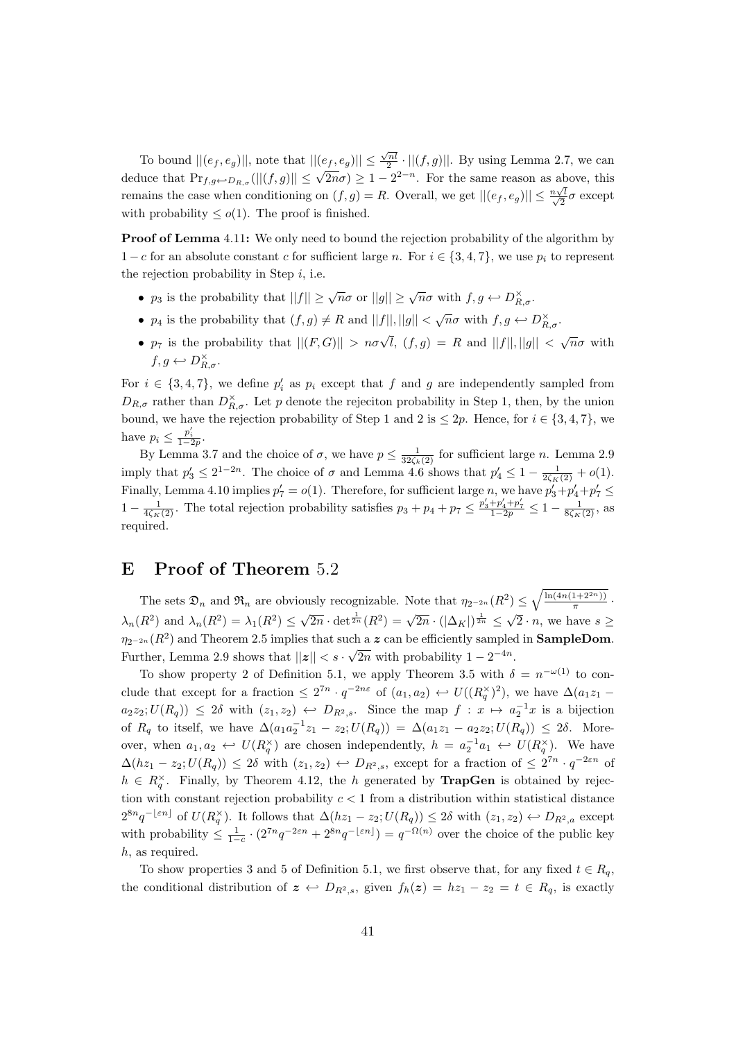To bound $||(e_f, e_g)||$, note that $||(e_f, e_g)|| \le \frac{\sqrt{nl}}{2} \cdot ||(f,g)||$. By using Lemma 2.7, we can deduce that $\Pr_{f,g \leftarrow D_{R,\sigma}}(||(f,g)|| \le \sqrt{2n}\sigma) \ge 1 - 2^{2-n}$. For the same reason as above, this remains the case when conditioning on $(f,g) = R$. Overall, we get $||(e_f, e_g)|| \le \frac{n\sqrt{l}}{\sqrt{2}}\sigma$ except with probability $\le o(1)$. The proof is finished.

**Proof of Lemma** 4.11**:** We only need to bound the rejection probability of the algorithm by $1 - c$ for an absolute constant $c$ for sufficient large $n$. For $i \in \{3, 4, 7\}$, we use $p_i$ to represent the rejection probability in Step $i$, i.e.

- $p_3$ is the probability that $||f|| \ge \sqrt{n}\sigma$ or $||g|| \ge \sqrt{n}\sigma$ with $f, g \leftarrow D^\times_{R,\sigma}$.
- $p_4$ is the probability that $(f,g) \ne R$ and $||f||, ||g|| < \sqrt{n}\sigma$ with $f, g \leftarrow D^\times_{R,\sigma}$.
- $p_7$ is the probability that $||(F,G)|| > n\sigma\sqrt{l}$, $(f,g) = R$ and $||f||, ||g|| < \sqrt{n}\sigma$ with $f, g \leftarrow D^\times_{R,\sigma}$.

For $i \in \{3, 4, 7\}$, we define $p'_i$ as $p_i$ except that $f$ and $g$ are independently sampled from $D_{R,\sigma}$ rather than $D^\times_{R,\sigma}$. Let $p$ denote the rejeciton probability in Step 1, then, by the union bound, we have the rejection probability of Step 1 and 2 is $\le 2p$. Hence, for $i \in \{3, 4, 7\}$, we have $p_i \le \frac{p'_i}{1-2p}$.

By Lemma 3.7 and the choice of $\sigma$, we have $p \le \frac{1}{32\zeta_k(2)}$ for sufficient large $n$. Lemma 2.9 imply that $p'_3 \le 2^{1-2n}$. The choice of $\sigma$ and Lemma 4.6 shows that $p'_4 \le 1 - \frac{1}{2\zeta_K(2)} + o(1)$. Finally, Lemma 4.10 implies $p'_7 = o(1)$. Therefore, for sufficient large $n$, we have $p'_3 + p'_4 + p'_7 \le 1 - \frac{1}{4\zeta_K(2)}$. The total rejection probability satisfies $p_3 + p_4 + p_7 \le \frac{p'_3+p'_4+p'_7}{1-2p} \le 1 - \frac{1}{8\zeta_K(2)}$, as required.

# E Proof of Theorem 5.2

The sets $\mathfrak{D}_n$ and $\mathfrak{R}_n$ are obviously recognizable. Note that $\eta_{2^{-2n}}(R^2) \le \sqrt{\frac{\ln(4n(1+2^{2n}))}{\pi}} \cdot \lambda_n(R^2)$ and $\lambda_n(R^2) = \lambda_1(R^2) \le \sqrt{2n} \cdot \det^{\frac{1}{2n}}(R^2) = \sqrt{2n} \cdot (|\Delta_K|)^{\frac{1}{2n}} \le \sqrt{2} \cdot n$, we have $s \ge \eta_{2^{-2n}}(R^2)$ and Theorem 2.5 implies that such a $\boldsymbol{z}$ can be efficiently sampled in **SampleDom**. Further, Lemma 2.9 shows that $||\boldsymbol{z}|| < s \cdot \sqrt{2n}$ with probability $1 - 2^{-4n}$.

To show property 2 of Definition 5.1, we apply Theorem 3.5 with $\delta = n^{-\omega(1)}$ to conclude that except for a fraction $\le 2^{7n} \cdot q^{-2n\varepsilon}$ of $(a_1, a_2) \leftarrow U((R_q^\times)^2)$, we have $\Delta(a_1 z_1 - a_2 z_2; U(R_q)) \le 2\delta$ with $(z_1, z_2) \leftarrow D_{R^2,s}$. Since the map $f : x \mapsto a_2^{-1}x$ is a bijection of $R_q$ to itself, we have $\Delta(a_1 a_2^{-1} z_1 - z_2; U(R_q)) = \Delta(a_1 z_1 - a_2 z_2; U(R_q)) \le 2\delta$. Moreover, when $a_1, a_2 \leftarrow U(R_q^\times)$ are chosen independently, $h = a_2^{-1} a_1 \leftarrow U(R_q^\times)$. We have $\Delta(hz_1 - z_2; U(R_q)) \le 2\delta$ with $(z_1, z_2) \leftarrow D_{R^2,s}$, except for a fraction of $\le 2^{7n} \cdot q^{-2\varepsilon n}$ of $h \in R_q^\times$. Finally, by Theorem 4.12, the $h$ generated by **TrapGen** is obtained by rejection with constant rejection probability $c < 1$ from a distribution within statistical distance $2^{8n} q^{-\lfloor \varepsilon n \rfloor}$ of $U(R_q^\times)$. It follows that $\Delta(hz_1 - z_2; U(R_q)) \le 2\delta$ with $(z_1, z_2) \leftarrow D_{R^2,a}$ except with probability $\le \frac{1}{1-c} \cdot (2^{7n} q^{-2\varepsilon n} + 2^{8n} q^{-\lfloor \varepsilon n \rfloor}) = q^{-\Omega(n)}$ over the choice of the public key $h$, as required.

To show properties 3 and 5 of Definition 5.1, we first observe that, for any fixed $t \in R_q$, the conditional distribution of $\boldsymbol{z} \leftarrow D_{R^2,s}$, given $f_h(\boldsymbol{z}) = hz_1 - z_2 = t \in R_q$, is exactly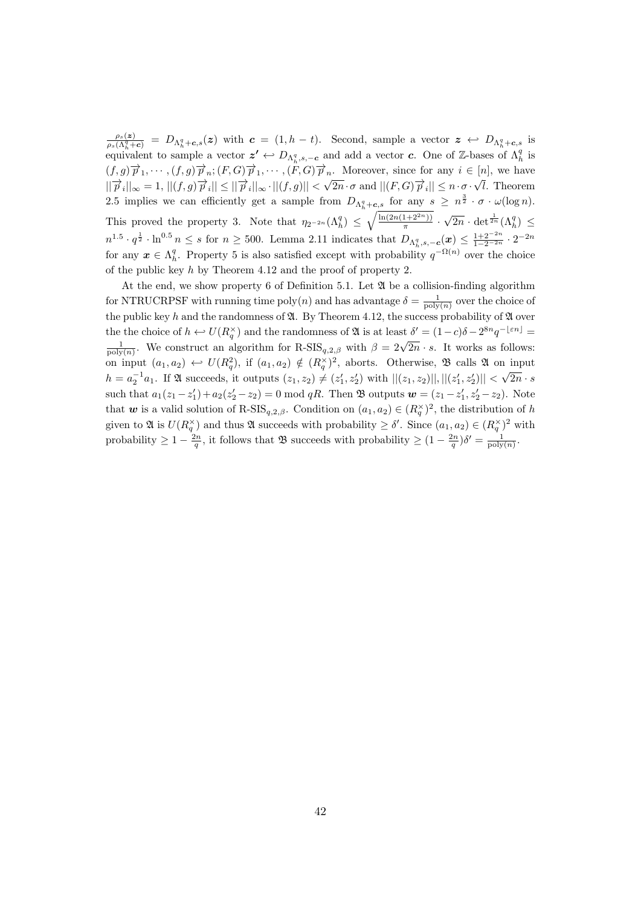$\frac{\rho_s(\boldsymbol{z})}{\rho_s(\Lambda_h^q+\boldsymbol{c})} = D_{\Lambda_h^q+\boldsymbol{c},s}(\boldsymbol{z})$ with $\boldsymbol{c} = (1, h-t)$. Second, sample a vector $\boldsymbol{z} \hookleftarrow D_{\Lambda_h^q+\boldsymbol{c},s}$ is equivalent to sample a vector $\boldsymbol{z'} \hookleftarrow D_{\Lambda_h^q,s,-\boldsymbol{c}}$ and add a vector $\boldsymbol{c}$. One of $\mathbb{Z}$-bases of $\Lambda_h^q$ is $(f,g)\overrightarrow{p}_1, \cdots, (f,g)\overrightarrow{p}_n; (F,G)\overrightarrow{p}_1, \cdots, (F,G)\overrightarrow{p}_n$. Moreover, since for any $i \in [n]$, we have $||\overrightarrow{p}_i||_\infty = 1$, $||(f,g)\overrightarrow{p}_i|| \le ||\overrightarrow{p}_i||_\infty \cdot ||(f,g)|| < \sqrt{2n} \cdot \sigma$ and $||(F,G)\overrightarrow{p}_i|| \le n \cdot \sigma \cdot \sqrt{l}$. Theorem 2.5 implies we can efficiently get a sample from $D_{\Lambda_h^q+\boldsymbol{c},s}$ for any $s \ge n^{\frac{3}{2}} \cdot \sigma \cdot \omega(\log n)$. This proved the property 3. Note that $\eta_{2^{-2n}}(\Lambda_h^q) \le \sqrt{\frac{\ln(2n(1+2^{2n}))}{\pi}} \cdot \sqrt{2n} \cdot \det^{\frac{1}{2n}}(\Lambda_h^q) \le n^{1.5} \cdot q^{\frac{1}{2}} \cdot \ln^{0.5} n \le s$ for $n \ge 500$. Lemma 2.11 indicates that $D_{\Lambda_h^q,s,-\boldsymbol{c}}(\boldsymbol{x}) \le \frac{1+2^{-2n}}{1-2^{-2n}} \cdot 2^{-2n}$ for any $\boldsymbol{x} \in \Lambda_h^q$. Property 5 is also satisfied except with probability $q^{-\Omega(n)}$ over the choice of the public key $h$ by Theorem 4.12 and the proof of property 2.

At the end, we show property 6 of Definition 5.1. Let $\mathfrak{A}$ be a collision-finding algorithm for NTRUCRPSF with running time $\mathrm{poly}(n)$ and has advantage $\delta = \frac{1}{\mathrm{poly}(n)}$ over the choice of the public key $h$ and the randomness of $\mathfrak{A}$. By Theorem 4.12, the success probability of $\mathfrak{A}$ over the the choice of $h \hookleftarrow U(R_q^\times)$ and the randomness of $\mathfrak{A}$ is at least $\delta' = (1-c)\delta - 2^{8n}q^{-\lfloor \varepsilon n \rfloor} = \frac{1}{\mathrm{poly}(n)}$. We construct an algorithm for R-SIS$_{q,2,\beta}$ with $\beta = 2\sqrt{2n} \cdot s$. It works as follows: on input $(a_1, a_2) \hookleftarrow U(R_q^2)$, if $(a_1, a_2) \notin (R_q^\times)^2$, aborts. Otherwise, $\mathfrak{B}$ calls $\mathfrak{A}$ on input $h = a_2^{-1}a_1$. If $\mathfrak{A}$ succeeds, it outputs $(z_1, z_2) \ne (z_1', z_2')$ with $||(z_1, z_2)||, ||(z_1', z_2')|| < \sqrt{2n} \cdot s$ such that $a_1(z_1 - z_1') + a_2(z_2' - z_2) = 0 \bmod qR$. Then $\mathfrak{B}$ outputs $\boldsymbol{w} = (z_1 - z_1', z_2' - z_2)$. Note that $\boldsymbol{w}$ is a valid solution of R-SIS$_{q,2,\beta}$. Condition on $(a_1, a_2) \in (R_q^\times)^2$, the distribution of $h$ given to $\mathfrak{A}$ is $U(R_q^\times)$ and thus $\mathfrak{A}$ succeeds with probability $\ge \delta'$. Since $(a_1, a_2) \in (R_q^\times)^2$ with probability $\ge 1 - \frac{2n}{q}$, it follows that $\mathfrak{B}$ succeeds with probability $\ge (1 - \frac{2n}{q})\delta' = \frac{1}{\mathrm{poly}(n)}$.